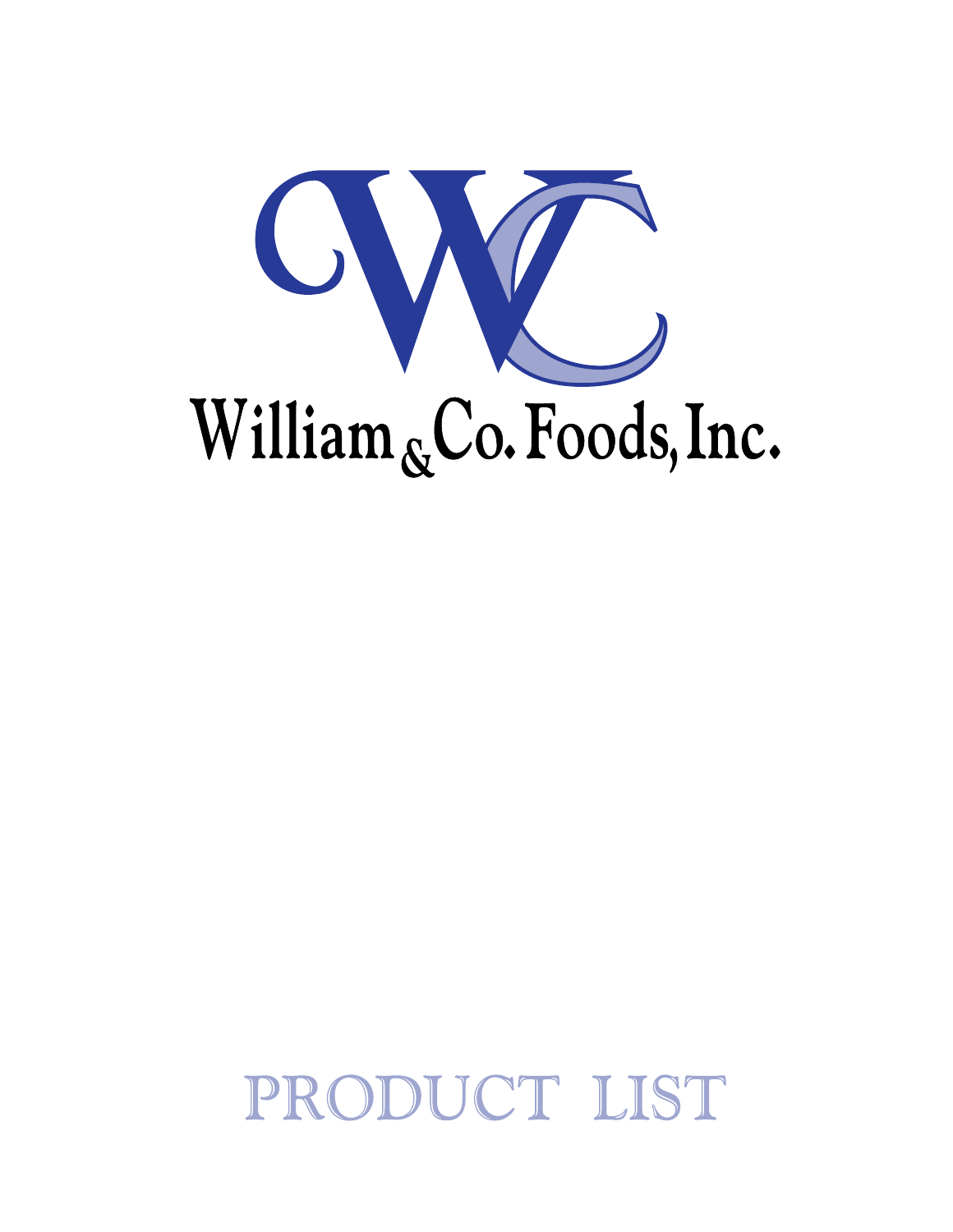# William & Co. Foods, Inc.

## PRODUCT LIST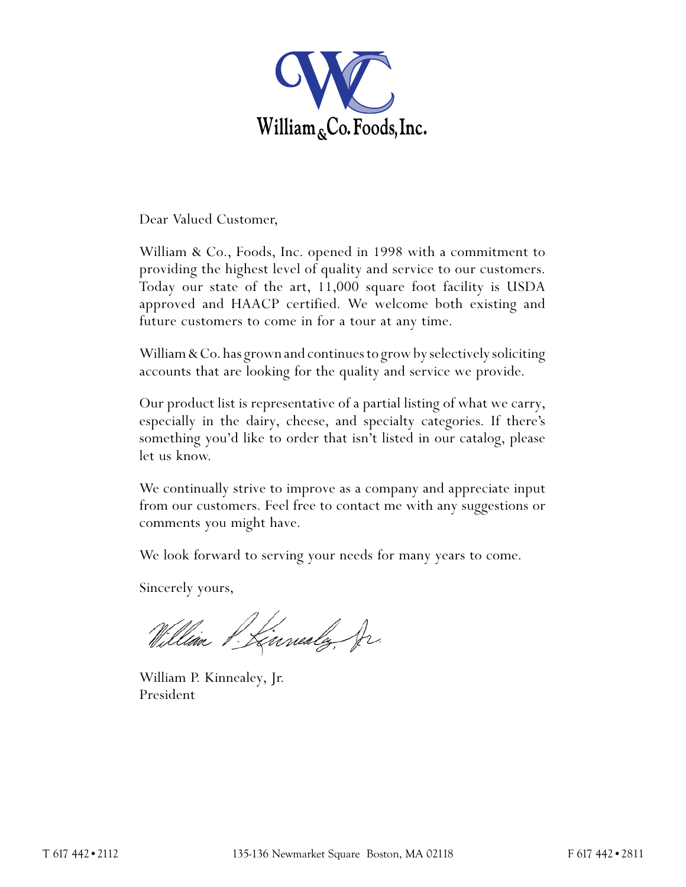William & Co. Foods, Inc.

Dear Valued Customer,

William & Co., Foods, Inc. opened in 1998 with a commitment to providing the highest level of quality and service to our customers. Today our state of the art, 11,000 square foot facility is USDA approved and HAACP certified. We welcome both existing and future customers to come in for a tour at any time.

William & Co. has grown and continues to grow by selectively soliciting accounts that are looking for the quality and service we provide.

Our product list is representative of a partial listing of what we carry, especially in the dairy, cheese, and specialty categories. If there's something you'd like to order that isn't listed in our catalog, please let us know.

We continually strive to improve as a company and appreciate input from our customers. Feel free to contact me with any suggestions or comments you might have.

We look forward to serving your needs for many years to come.

Sincerely yours,

William P. Kinnealey, Jr.
President

T 617 442 • 2112 &nbsp;&nbsp; 135-136 Newmarket Square Boston, MA 02118 &nbsp;&nbsp; F 617 442 • 2811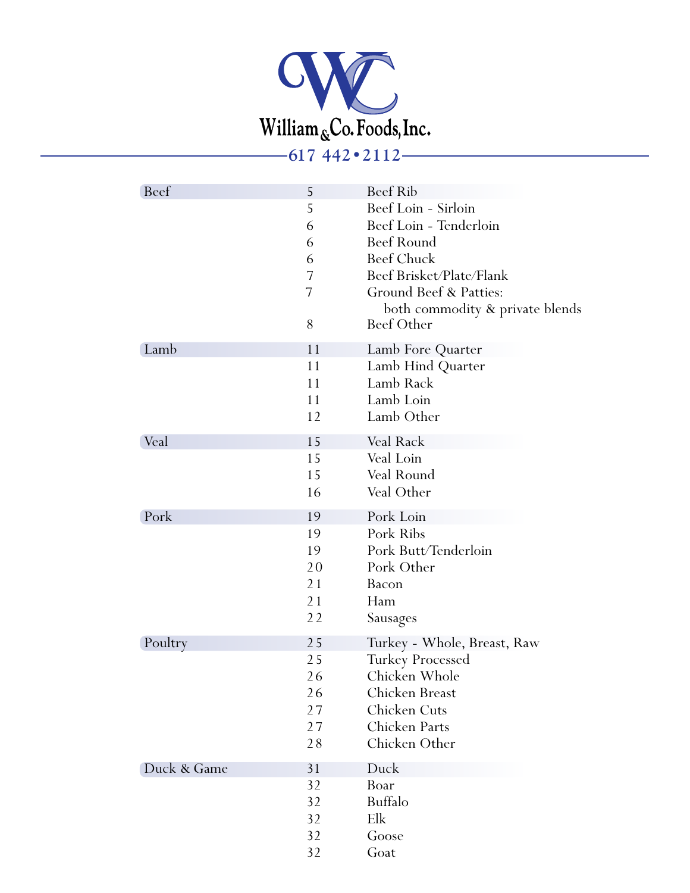# William & Co. Foods, Inc.

617 442•2112

| Category | Page | Item |
|---|---|---|
| Beef | 5 | Beef Rib |
| | 5 | Beef Loin - Sirloin |
| | 6 | Beef Loin - Tenderloin |
| | 6 | Beef Round |
| | 6 | Beef Chuck |
| | 7 | Beef Brisket/Plate/Flank |
| | 7 | Ground Beef & Patties: both commodity & private blends |
| | 8 | Beef Other |
| Lamb | 11 | Lamb Fore Quarter |
| | 11 | Lamb Hind Quarter |
| | 11 | Lamb Rack |
| | 11 | Lamb Loin |
| | 12 | Lamb Other |
| Veal | 15 | Veal Rack |
| | 15 | Veal Loin |
| | 15 | Veal Round |
| | 16 | Veal Other |
| Pork | 19 | Pork Loin |
| | 19 | Pork Ribs |
| | 19 | Pork Butt/Tenderloin |
| | 20 | Pork Other |
| | 21 | Bacon |
| | 21 | Ham |
| | 22 | Sausages |
| Poultry | 25 | Turkey - Whole, Breast, Raw |
| | 25 | Turkey Processed |
| | 26 | Chicken Whole |
| | 26 | Chicken Breast |
| | 27 | Chicken Cuts |
| | 27 | Chicken Parts |
| | 28 | Chicken Other |
| Duck & Game | 31 | Duck |
| | 32 | Boar |
| | 32 | Buffalo |
| | 32 | Elk |
| | 32 | Goose |
| | 32 | Goat |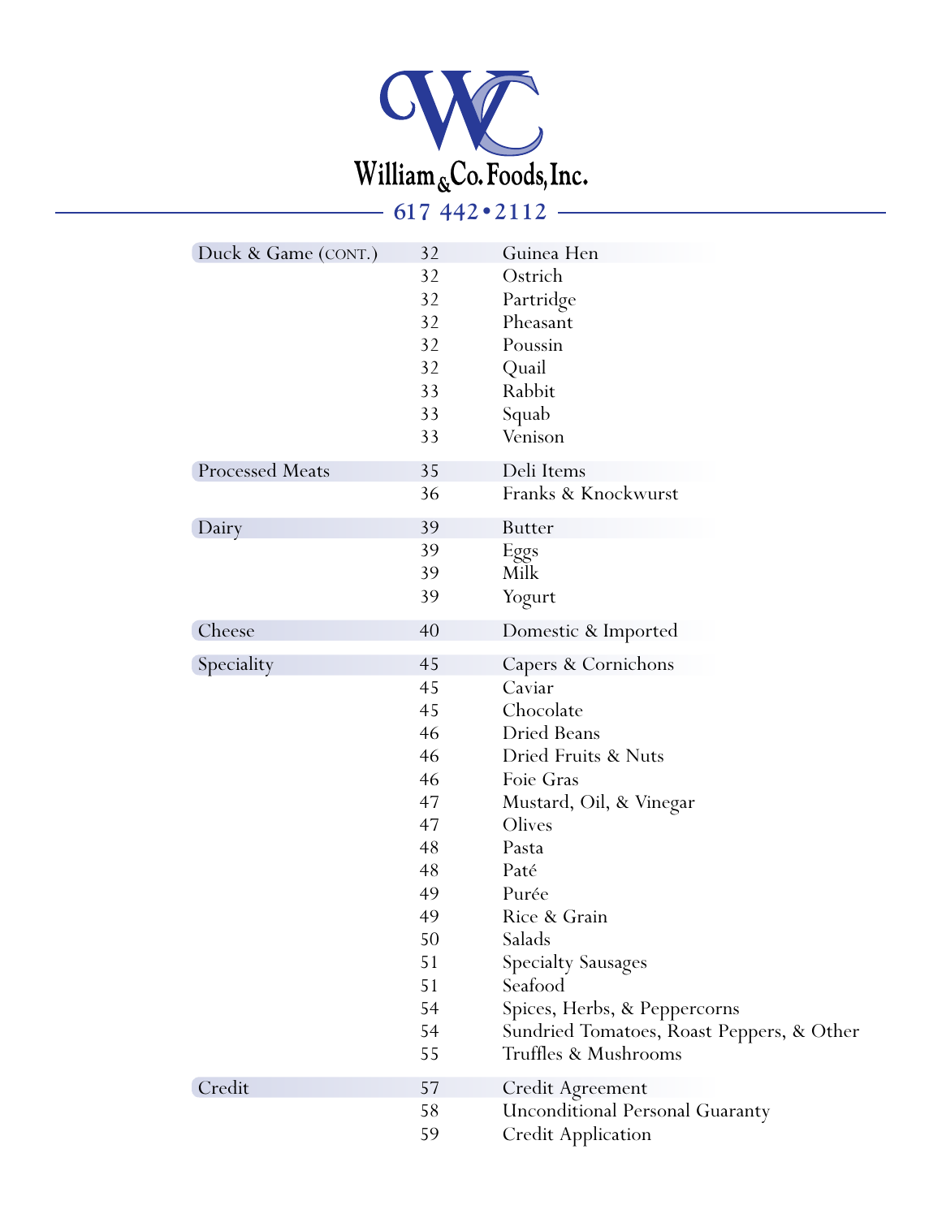# William & Co. Foods, Inc.

617 442•2112

| Category | Page | Item |
|---|---|---|
| Duck & Game (CONT.) | 32 | Guinea Hen |
| | 32 | Ostrich |
| | 32 | Partridge |
| | 32 | Pheasant |
| | 32 | Poussin |
| | 32 | Quail |
| | 33 | Rabbit |
| | 33 | Squab |
| | 33 | Venison |
| Processed Meats | 35 | Deli Items |
| | 36 | Franks & Knockwurst |
| Dairy | 39 | Butter |
| | 39 | Eggs |
| | 39 | Milk |
| | 39 | Yogurt |
| Cheese | 40 | Domestic & Imported |
| Speciality | 45 | Capers & Cornichons |
| | 45 | Caviar |
| | 45 | Chocolate |
| | 46 | Dried Beans |
| | 46 | Dried Fruits & Nuts |
| | 46 | Foie Gras |
| | 47 | Mustard, Oil, & Vinegar |
| | 47 | Olives |
| | 48 | Pasta |
| | 48 | Paté |
| | 49 | Purée |
| | 49 | Rice & Grain |
| | 50 | Salads |
| | 51 | Specialty Sausages |
| | 51 | Seafood |
| | 54 | Spices, Herbs, & Peppercorns |
| | 54 | Sundried Tomatoes, Roast Peppers, & Other |
| | 55 | Truffles & Mushrooms |
| Credit | 57 | Credit Agreement |
| | 58 | Unconditional Personal Guaranty |
| | 59 | Credit Application |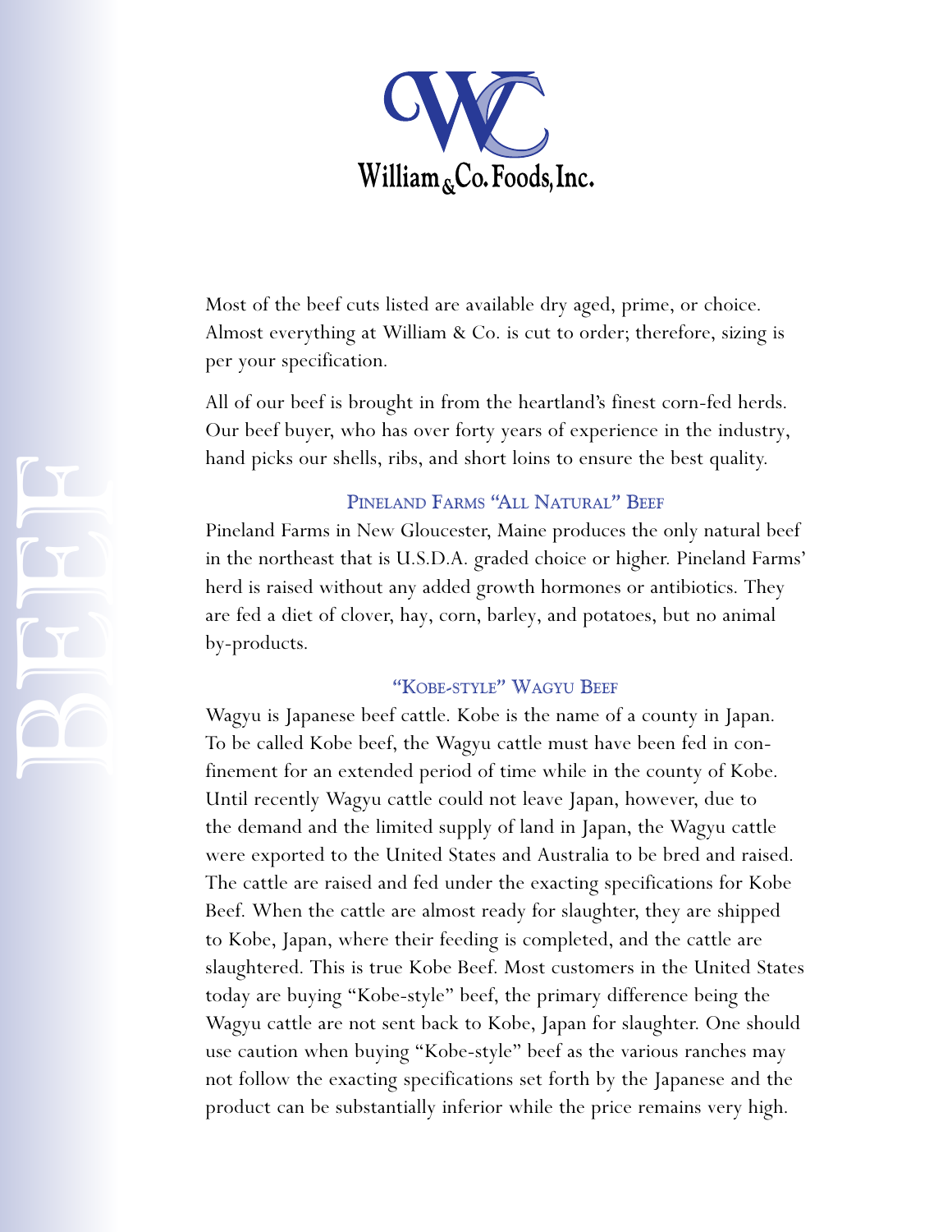William & Co. Foods, Inc.

# BEEF

Most of the beef cuts listed are available dry aged, prime, or choice. Almost everything at William & Co. is cut to order; therefore, sizing is per your specification.

All of our beef is brought in from the heartland's finest corn-fed herds. Our beef buyer, who has over forty years of experience in the industry, hand picks our shells, ribs, and short loins to ensure the best quality.

## Pineland Farms "All Natural" Beef

Pineland Farms in New Gloucester, Maine produces the only natural beef in the northeast that is U.S.D.A. graded choice or higher. Pineland Farms' herd is raised without any added growth hormones or antibiotics. They are fed a diet of clover, hay, corn, barley, and potatoes, but no animal by-products.

## "Kobe-style" Wagyu Beef

Wagyu is Japanese beef cattle. Kobe is the name of a county in Japan. To be called Kobe beef, the Wagyu cattle must have been fed in confinement for an extended period of time while in the county of Kobe. Until recently Wagyu cattle could not leave Japan, however, due to the demand and the limited supply of land in Japan, the Wagyu cattle were exported to the United States and Australia to be bred and raised. The cattle are raised and fed under the exacting specifications for Kobe Beef. When the cattle are almost ready for slaughter, they are shipped to Kobe, Japan, where their feeding is completed, and the cattle are slaughtered. This is true Kobe Beef. Most customers in the United States today are buying "Kobe-style" beef, the primary difference being the Wagyu cattle are not sent back to Kobe, Japan for slaughter. One should use caution when buying "Kobe-style" beef as the various ranches may not follow the exacting specifications set forth by the Japanese and the product can be substantially inferior while the price remains very high.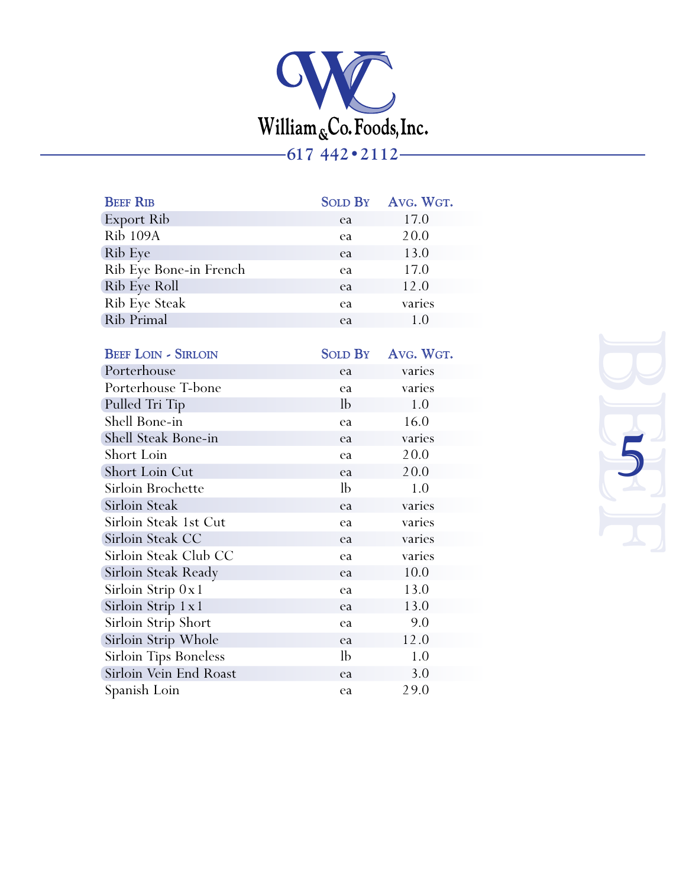# William & Co. Foods, Inc.

617 442•2112

| Beef Rib | Sold By | Avg. Wgt. |
|---|---|---|
| Export Rib | ea | 17.0 |
| Rib 109A | ea | 20.0 |
| Rib Eye | ea | 13.0 |
| Rib Eye Bone-in French | ea | 17.0 |
| Rib Eye Roll | ea | 12.0 |
| Rib Eye Steak | ea | varies |
| Rib Primal | ea | 1.0 |

| Beef Loin - Sirloin | Sold By | Avg. Wgt. |
|---|---|---|
| Porterhouse | ea | varies |
| Porterhouse T-bone | ea | varies |
| Pulled Tri Tip | lb | 1.0 |
| Shell Bone-in | ea | 16.0 |
| Shell Steak Bone-in | ea | varies |
| Short Loin | ea | 20.0 |
| Short Loin Cut | ea | 20.0 |
| Sirloin Brochette | lb | 1.0 |
| Sirloin Steak | ea | varies |
| Sirloin Steak 1st Cut | ea | varies |
| Sirloin Steak CC | ea | varies |
| Sirloin Steak Club CC | ea | varies |
| Sirloin Steak Ready | ea | 10.0 |
| Sirloin Strip 0x1 | ea | 13.0 |
| Sirloin Strip 1x1 | ea | 13.0 |
| Sirloin Strip Short | ea | 9.0 |
| Sirloin Strip Whole | ea | 12.0 |
| Sirloin Tips Boneless | lb | 1.0 |
| Sirloin Vein End Roast | ea | 3.0 |
| Spanish Loin | ea | 29.0 |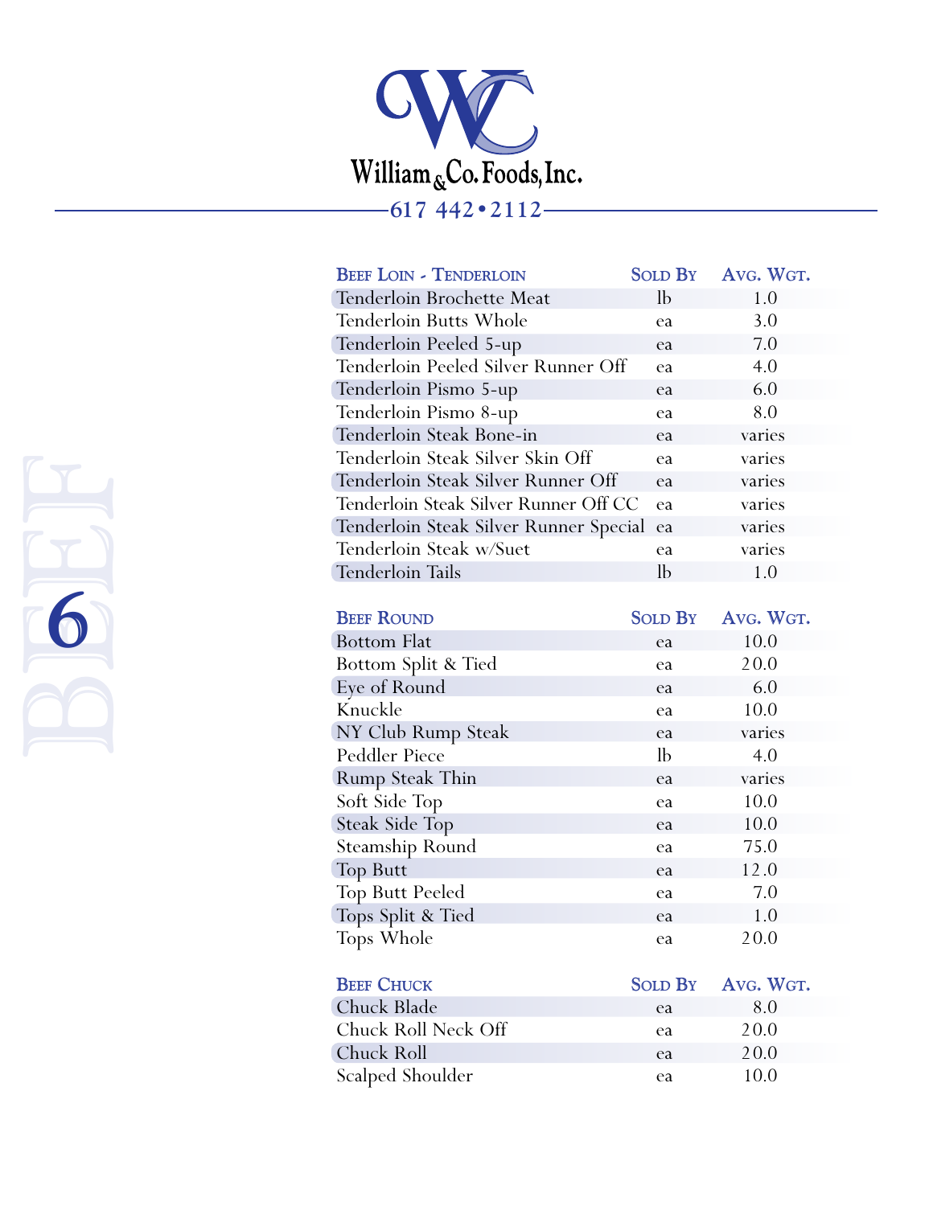William & Co. Foods, Inc.

617 442•2112

BEEF 6

| Beef Loin - Tenderloin | Sold By | Avg. Wgt. |
|---|---|---|
| Tenderloin Brochette Meat | lb | 1.0 |
| Tenderloin Butts Whole | ea | 3.0 |
| Tenderloin Peeled 5-up | ea | 7.0 |
| Tenderloin Peeled Silver Runner Off | ea | 4.0 |
| Tenderloin Pismo 5-up | ea | 6.0 |
| Tenderloin Pismo 8-up | ea | 8.0 |
| Tenderloin Steak Bone-in | ea | varies |
| Tenderloin Steak Silver Skin Off | ea | varies |
| Tenderloin Steak Silver Runner Off | ea | varies |
| Tenderloin Steak Silver Runner Off CC | ea | varies |
| Tenderloin Steak Silver Runner Special | ea | varies |
| Tenderloin Steak w/Suet | ea | varies |
| Tenderloin Tails | lb | 1.0 |

| Beef Round | Sold By | Avg. Wgt. |
|---|---|---|
| Bottom Flat | ea | 10.0 |
| Bottom Split & Tied | ea | 20.0 |
| Eye of Round | ea | 6.0 |
| Knuckle | ea | 10.0 |
| NY Club Rump Steak | ea | varies |
| Peddler Piece | lb | 4.0 |
| Rump Steak Thin | ea | varies |
| Soft Side Top | ea | 10.0 |
| Steak Side Top | ea | 10.0 |
| Steamship Round | ea | 75.0 |
| Top Butt | ea | 12.0 |
| Top Butt Peeled | ea | 7.0 |
| Tops Split & Tied | ea | 1.0 |
| Tops Whole | ea | 20.0 |

| Beef Chuck | Sold By | Avg. Wgt. |
|---|---|---|
| Chuck Blade | ea | 8.0 |
| Chuck Roll Neck Off | ea | 20.0 |
| Chuck Roll | ea | 20.0 |
| Scalped Shoulder | ea | 10.0 |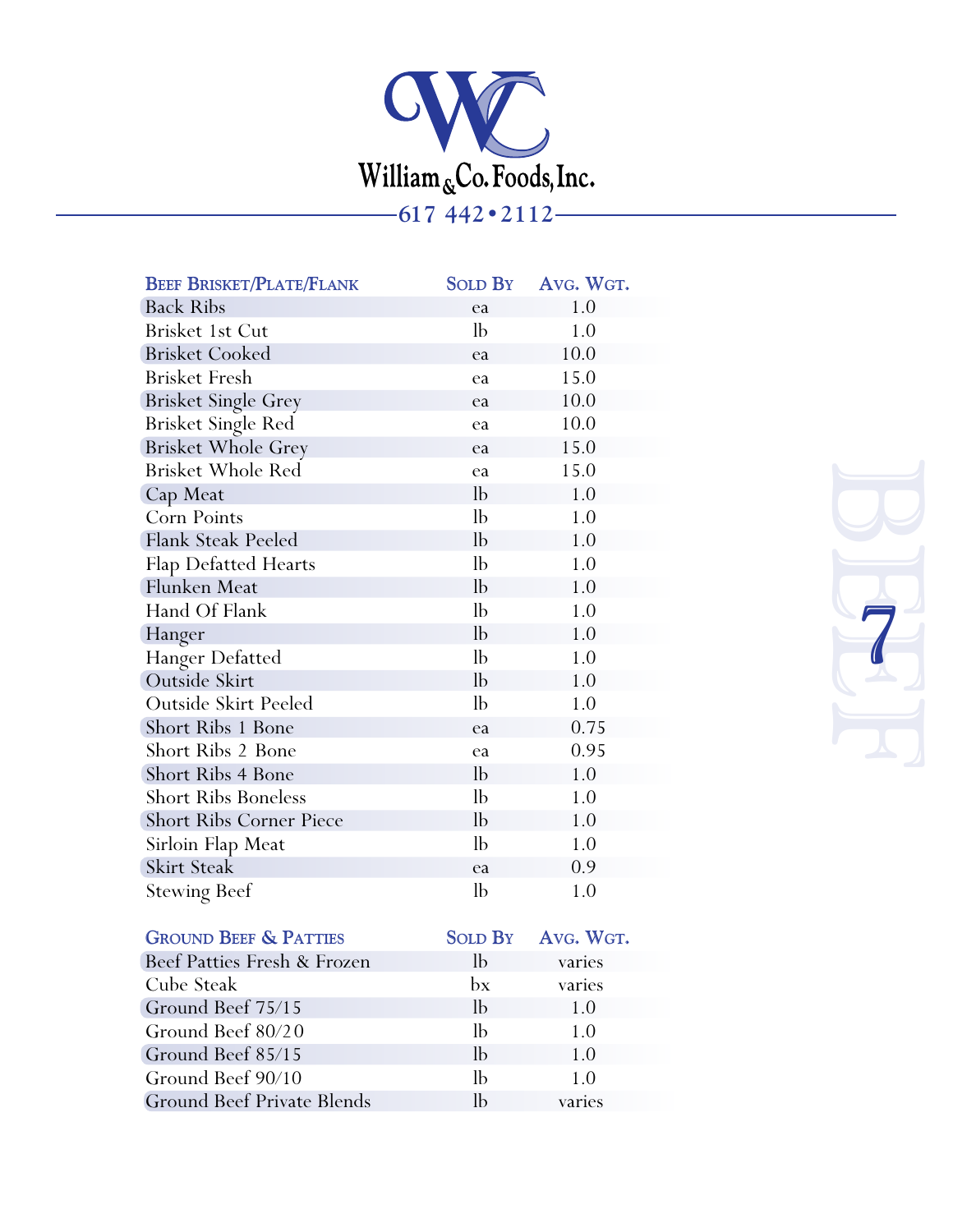# William & Co. Foods, Inc.

617 442 • 2112

| Beef Brisket/Plate/Flank | Sold By | Avg. Wgt. |
|---|---|---|
| Back Ribs | ea | 1.0 |
| Brisket 1st Cut | lb | 1.0 |
| Brisket Cooked | ea | 10.0 |
| Brisket Fresh | ea | 15.0 |
| Brisket Single Grey | ea | 10.0 |
| Brisket Single Red | ea | 10.0 |
| Brisket Whole Grey | ea | 15.0 |
| Brisket Whole Red | ea | 15.0 |
| Cap Meat | lb | 1.0 |
| Corn Points | lb | 1.0 |
| Flank Steak Peeled | lb | 1.0 |
| Flap Defatted Hearts | lb | 1.0 |
| Flunken Meat | lb | 1.0 |
| Hand Of Flank | lb | 1.0 |
| Hanger | lb | 1.0 |
| Hanger Defatted | lb | 1.0 |
| Outside Skirt | lb | 1.0 |
| Outside Skirt Peeled | lb | 1.0 |
| Short Ribs 1 Bone | ea | 0.75 |
| Short Ribs 2 Bone | ea | 0.95 |
| Short Ribs 4 Bone | lb | 1.0 |
| Short Ribs Boneless | lb | 1.0 |
| Short Ribs Corner Piece | lb | 1.0 |
| Sirloin Flap Meat | lb | 1.0 |
| Skirt Steak | ea | 0.9 |
| Stewing Beef | lb | 1.0 |

| Ground Beef & Patties | Sold By | Avg. Wgt. |
|---|---|---|
| Beef Patties Fresh & Frozen | lb | varies |
| Cube Steak | bx | varies |
| Ground Beef 75/15 | lb | 1.0 |
| Ground Beef 80/20 | lb | 1.0 |
| Ground Beef 85/15 | lb | 1.0 |
| Ground Beef 90/10 | lb | 1.0 |
| Ground Beef Private Blends | lb | varies |

BEEF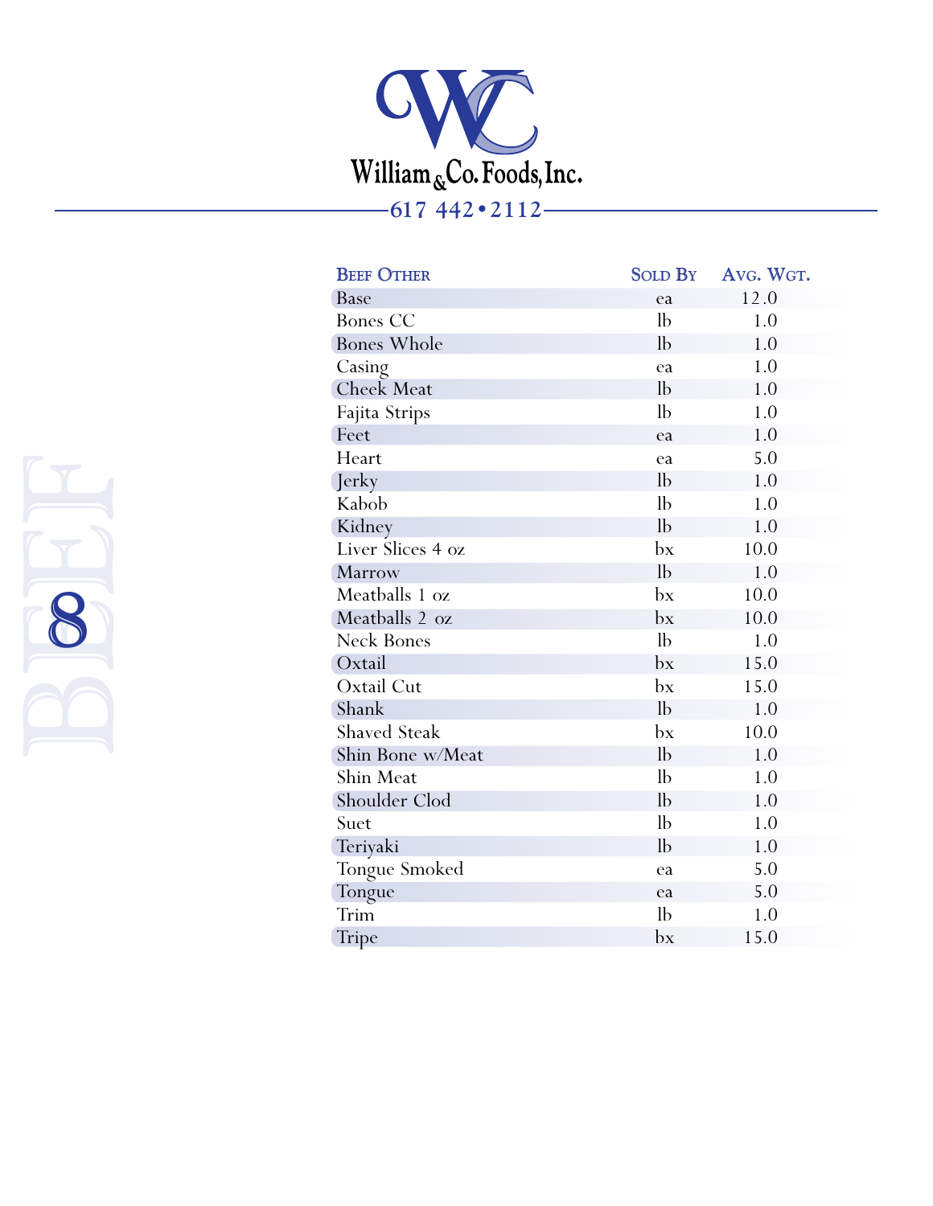# William & Co. Foods, Inc.

617 442•2112

| Beef Other | Sold By | Avg. Wgt. |
|---|---|---|
| Base | ea | 12.0 |
| Bones CC | lb | 1.0 |
| Bones Whole | lb | 1.0 |
| Casing | ea | 1.0 |
| Cheek Meat | lb | 1.0 |
| Fajita Strips | lb | 1.0 |
| Feet | ea | 1.0 |
| Heart | ea | 5.0 |
| Jerky | lb | 1.0 |
| Kabob | lb | 1.0 |
| Kidney | lb | 1.0 |
| Liver Slices 4 oz | bx | 10.0 |
| Marrow | lb | 1.0 |
| Meatballs 1 oz | bx | 10.0 |
| Meatballs 2 oz | bx | 10.0 |
| Neck Bones | lb | 1.0 |
| Oxtail | bx | 15.0 |
| Oxtail Cut | bx | 15.0 |
| Shank | lb | 1.0 |
| Shaved Steak | bx | 10.0 |
| Shin Bone w/Meat | lb | 1.0 |
| Shin Meat | lb | 1.0 |
| Shoulder Clod | lb | 1.0 |
| Suet | lb | 1.0 |
| Teriyaki | lb | 1.0 |
| Tongue Smoked | ea | 5.0 |
| Tongue | ea | 5.0 |
| Trim | lb | 1.0 |
| Tripe | bx | 15.0 |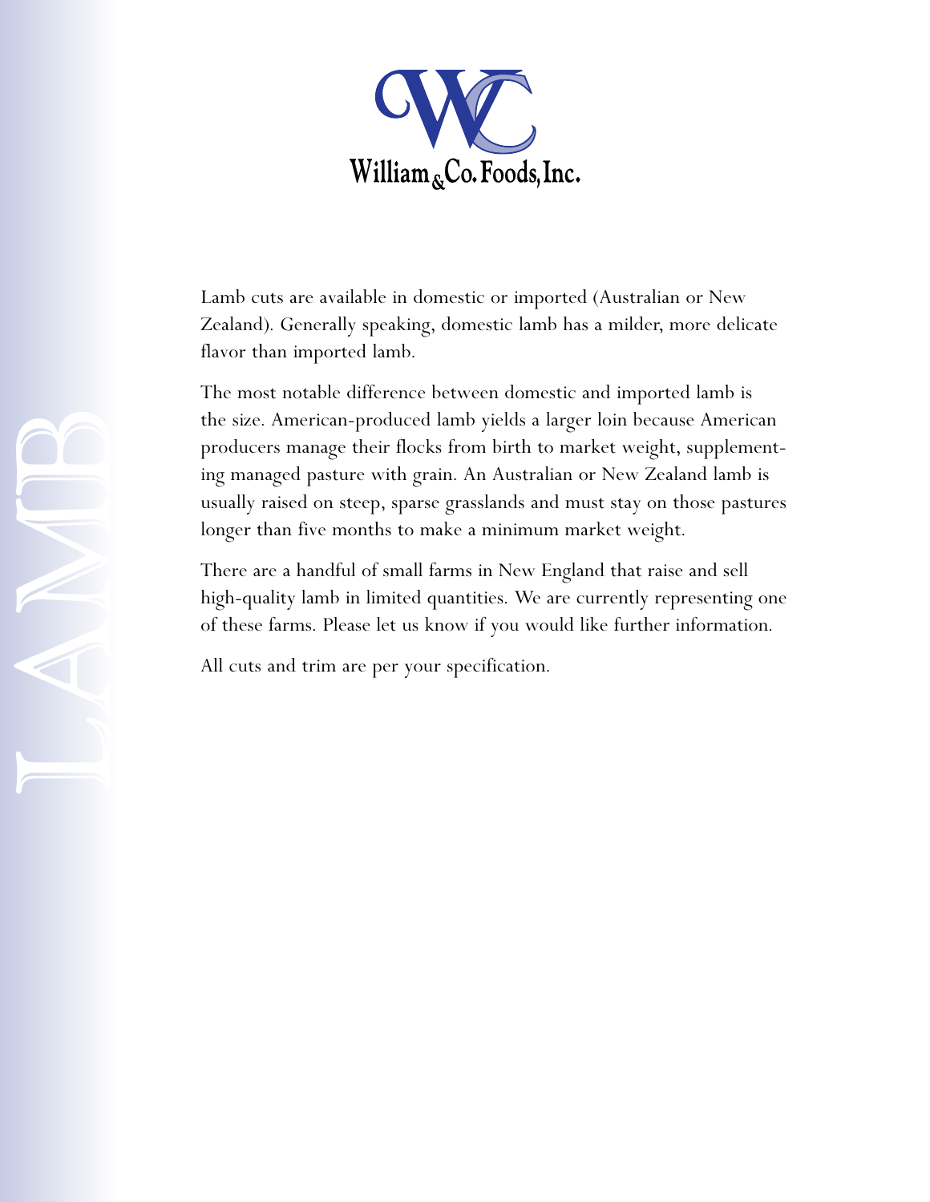# LAMB

William & Co. Foods, Inc.

Lamb cuts are available in domestic or imported (Australian or New Zealand). Generally speaking, domestic lamb has a milder, more delicate flavor than imported lamb.

The most notable difference between domestic and imported lamb is the size. American-produced lamb yields a larger loin because American producers manage their flocks from birth to market weight, supplementing managed pasture with grain. An Australian or New Zealand lamb is usually raised on steep, sparse grasslands and must stay on those pastures longer than five months to make a minimum market weight.

There are a handful of small farms in New England that raise and sell high-quality lamb in limited quantities. We are currently representing one of these farms. Please let us know if you would like further information.

All cuts and trim are per your specification.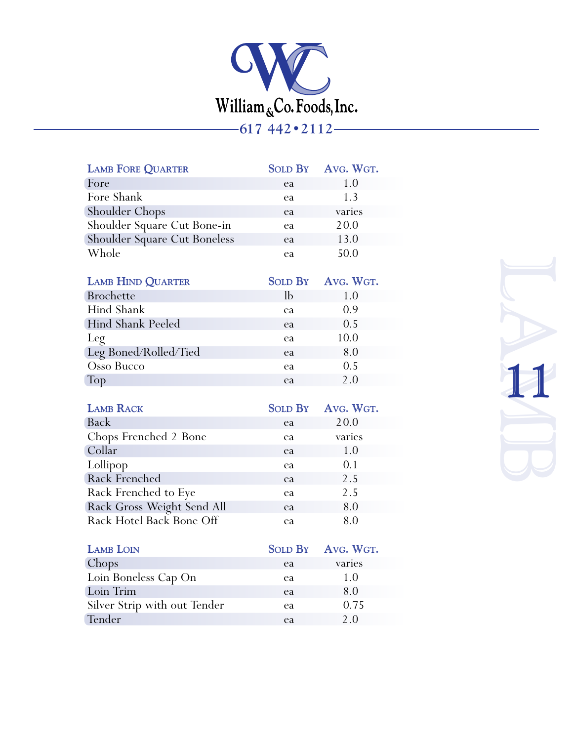# William & Co. Foods, Inc.

617 442•2112

| Lamb Fore Quarter | Sold By | Avg. Wgt. |
|---|---|---|
| Fore | ea | 1.0 |
| Fore Shank | ea | 1.3 |
| Shoulder Chops | ea | varies |
| Shoulder Square Cut Bone-in | ea | 20.0 |
| Shoulder Square Cut Boneless | ea | 13.0 |
| Whole | ea | 50.0 |

| Lamb Hind Quarter | Sold By | Avg. Wgt. |
|---|---|---|
| Brochette | lb | 1.0 |
| Hind Shank | ea | 0.9 |
| Hind Shank Peeled | ea | 0.5 |
| Leg | ea | 10.0 |
| Leg Boned/Rolled/Tied | ea | 8.0 |
| Osso Bucco | ea | 0.5 |
| Top | ea | 2.0 |

| Lamb Rack | Sold By | Avg. Wgt. |
|---|---|---|
| Back | ea | 20.0 |
| Chops Frenched 2 Bone | ea | varies |
| Collar | ea | 1.0 |
| Lollipop | ea | 0.1 |
| Rack Frenched | ea | 2.5 |
| Rack Frenched to Eye | ea | 2.5 |
| Rack Gross Weight Send All | ea | 8.0 |
| Rack Hotel Back Bone Off | ea | 8.0 |

| Lamb Loin | Sold By | Avg. Wgt. |
|---|---|---|
| Chops | ea | varies |
| Loin Boneless Cap On | ea | 1.0 |
| Loin Trim | ea | 8.0 |
| Silver Strip with out Tender | ea | 0.75 |
| Tender | ea | 2.0 |

LAMB 11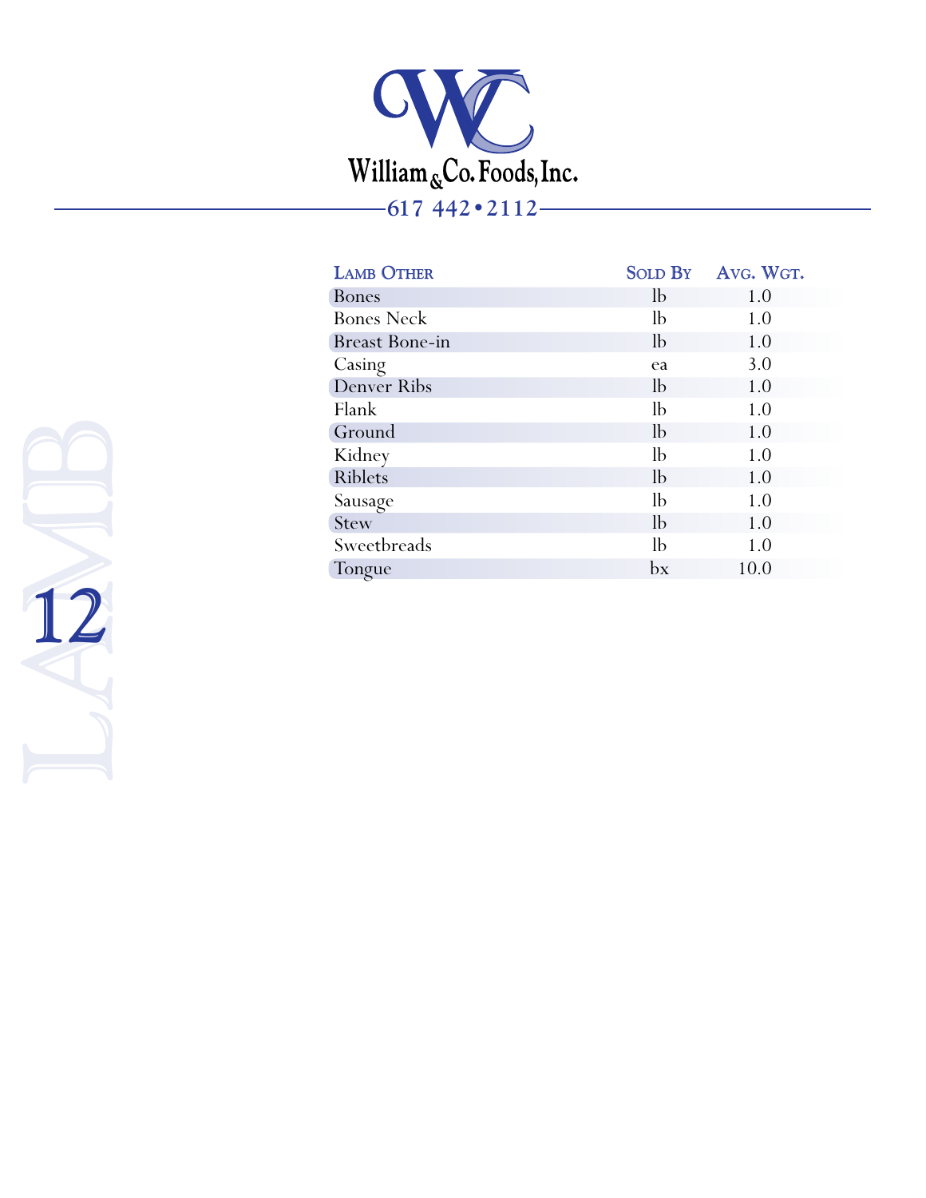William & Co. Foods, Inc.

617 442 • 2112

LAMB

| Lamb Other | Sold By | Avg. Wgt. |
|---|---|---|
| Bones | lb | 1.0 |
| Bones Neck | lb | 1.0 |
| Breast Bone-in | lb | 1.0 |
| Casing | ea | 3.0 |
| Denver Ribs | lb | 1.0 |
| Flank | lb | 1.0 |
| Ground | lb | 1.0 |
| Kidney | lb | 1.0 |
| Riblets | lb | 1.0 |
| Sausage | lb | 1.0 |
| Stew | lb | 1.0 |
| Sweetbreads | lb | 1.0 |
| Tongue | bx | 10.0 |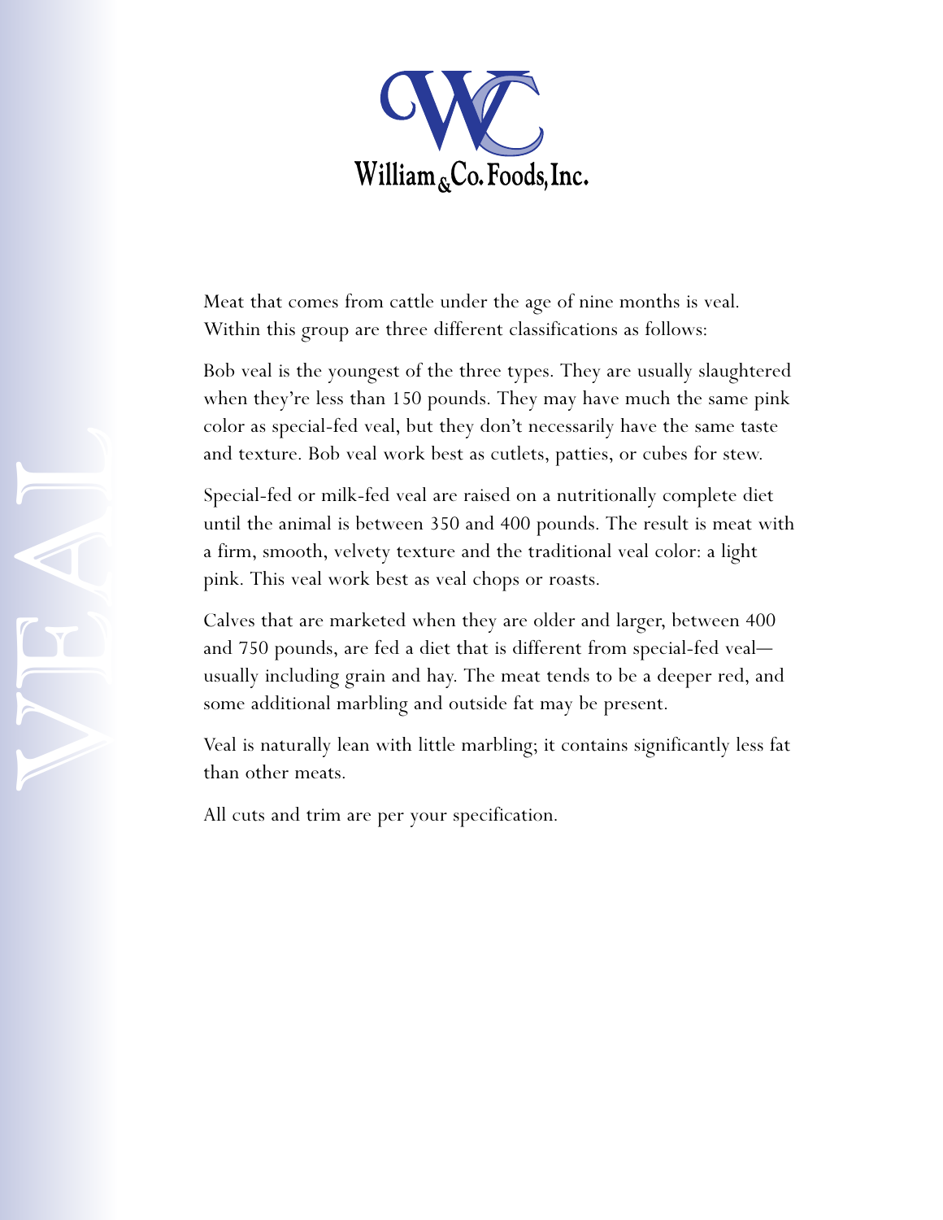# VEAL

Meat that comes from cattle under the age of nine months is veal. Within this group are three different classifications as follows:

Bob veal is the youngest of the three types. They are usually slaughtered when they're less than 150 pounds. They may have much the same pink color as special-fed veal, but they don't necessarily have the same taste and texture. Bob veal work best as cutlets, patties, or cubes for stew.

Special-fed or milk-fed veal are raised on a nutritionally complete diet until the animal is between 350 and 400 pounds. The result is meat with a firm, smooth, velvety texture and the traditional veal color: a light pink. This veal work best as veal chops or roasts.

Calves that are marketed when they are older and larger, between 400 and 750 pounds, are fed a diet that is different from special-fed veal—usually including grain and hay. The meat tends to be a deeper red, and some additional marbling and outside fat may be present.

Veal is naturally lean with little marbling; it contains significantly less fat than other meats.

All cuts and trim are per your specification.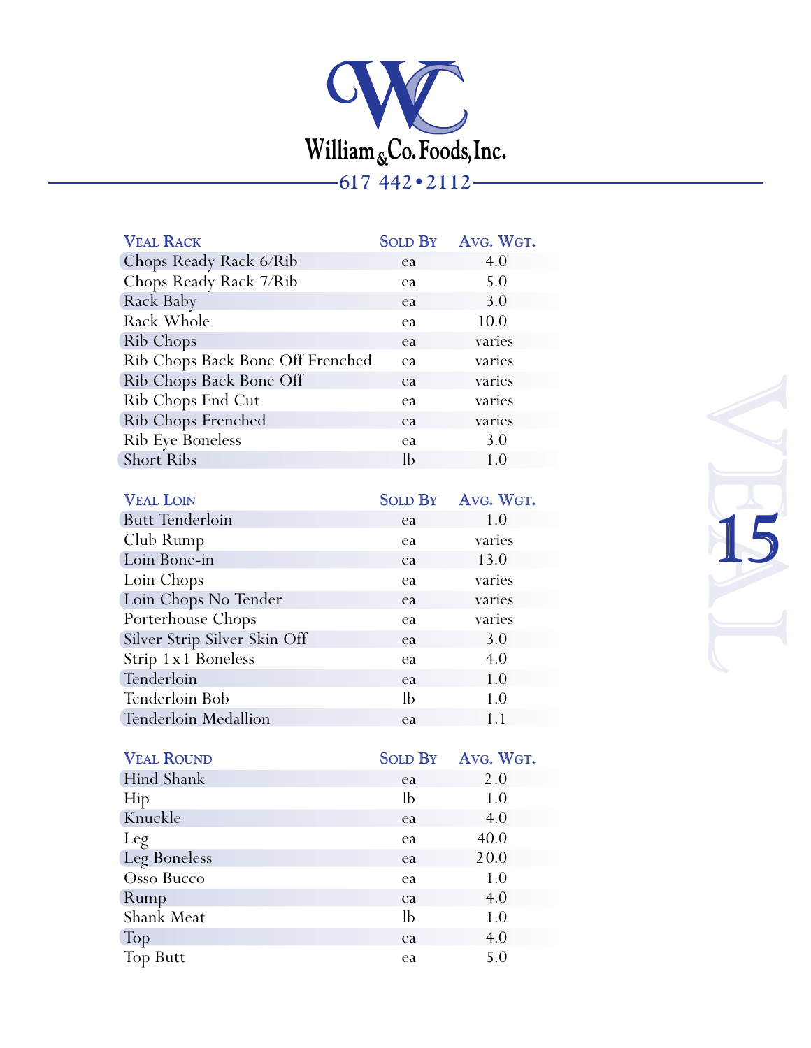# William & Co. Foods, Inc.

617 442•2112

| Veal Rack | Sold By | Avg. Wgt. |
|---|---|---|
| Chops Ready Rack 6/Rib | ea | 4.0 |
| Chops Ready Rack 7/Rib | ea | 5.0 |
| Rack Baby | ea | 3.0 |
| Rack Whole | ea | 10.0 |
| Rib Chops | ea | varies |
| Rib Chops Back Bone Off Frenched | ea | varies |
| Rib Chops Back Bone Off | ea | varies |
| Rib Chops End Cut | ea | varies |
| Rib Chops Frenched | ea | varies |
| Rib Eye Boneless | ea | 3.0 |
| Short Ribs | lb | 1.0 |

| Veal Loin | Sold By | Avg. Wgt. |
|---|---|---|
| Butt Tenderloin | ea | 1.0 |
| Club Rump | ea | varies |
| Loin Bone-in | ea | 13.0 |
| Loin Chops | ea | varies |
| Loin Chops No Tender | ea | varies |
| Porterhouse Chops | ea | varies |
| Silver Strip Silver Skin Off | ea | 3.0 |
| Strip 1 x 1 Boneless | ea | 4.0 |
| Tenderloin | ea | 1.0 |
| Tenderloin Bob | lb | 1.0 |
| Tenderloin Medallion | ea | 1.1 |

| Veal Round | Sold By | Avg. Wgt. |
|---|---|---|
| Hind Shank | ea | 2.0 |
| Hip | lb | 1.0 |
| Knuckle | ea | 4.0 |
| Leg | ea | 40.0 |
| Leg Boneless | ea | 20.0 |
| Osso Bucco | ea | 1.0 |
| Rump | ea | 4.0 |
| Shank Meat | lb | 1.0 |
| Top | ea | 4.0 |
| Top Butt | ea | 5.0 |

VEAL 15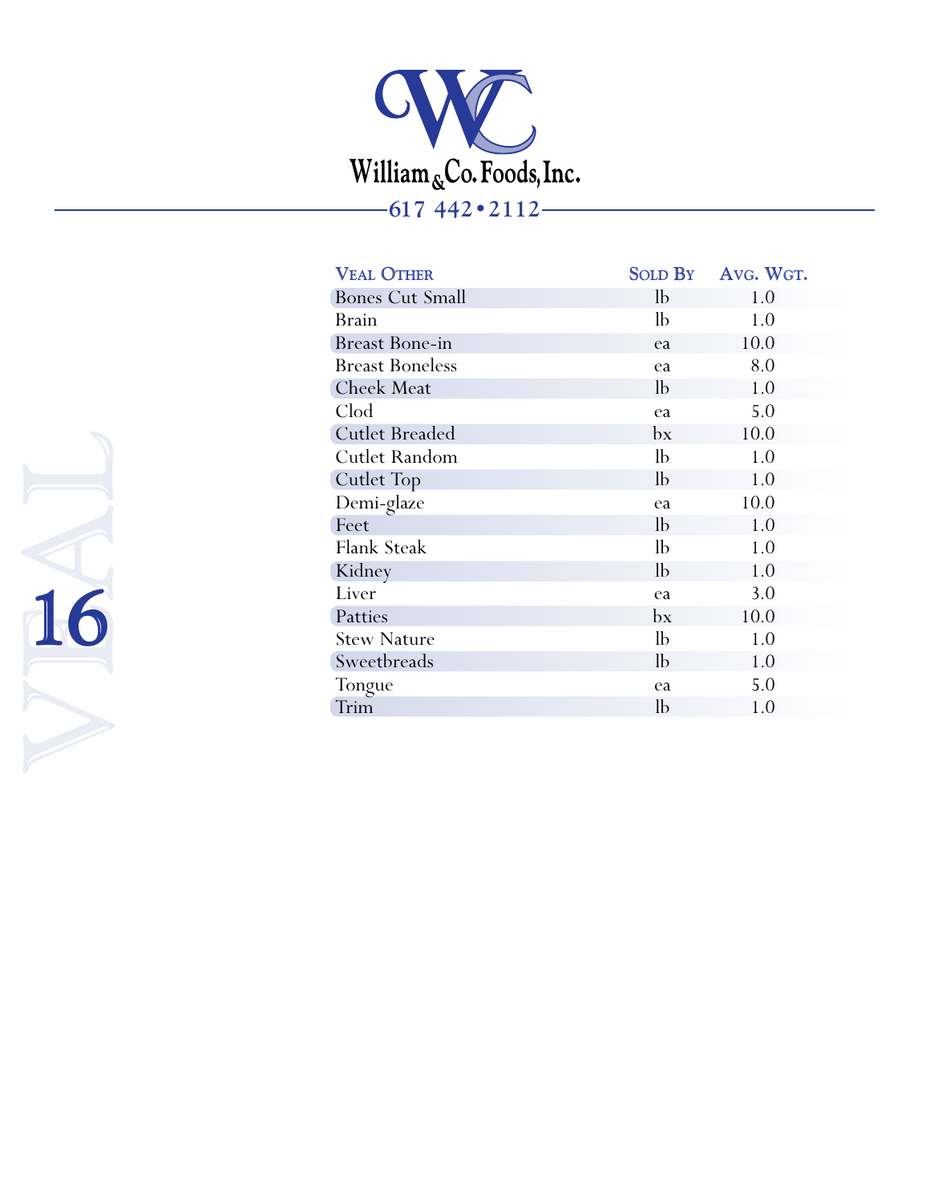William & Co. Foods, Inc.

617 442 • 2112

VEAL

| Veal Other | Sold By | Avg. Wgt. |
|---|---|---|
| Bones Cut Small | lb | 1.0 |
| Brain | lb | 1.0 |
| Breast Bone-in | ea | 10.0 |
| Breast Boneless | ea | 8.0 |
| Cheek Meat | lb | 1.0 |
| Clod | ea | 5.0 |
| Cutlet Breaded | bx | 10.0 |
| Cutlet Random | lb | 1.0 |
| Cutlet Top | lb | 1.0 |
| Demi-glaze | ea | 10.0 |
| Feet | lb | 1.0 |
| Flank Steak | lb | 1.0 |
| Kidney | lb | 1.0 |
| Liver | ea | 3.0 |
| Patties | bx | 10.0 |
| Stew Nature | lb | 1.0 |
| Sweetbreads | lb | 1.0 |
| Tongue | ea | 5.0 |
| Trim | lb | 1.0 |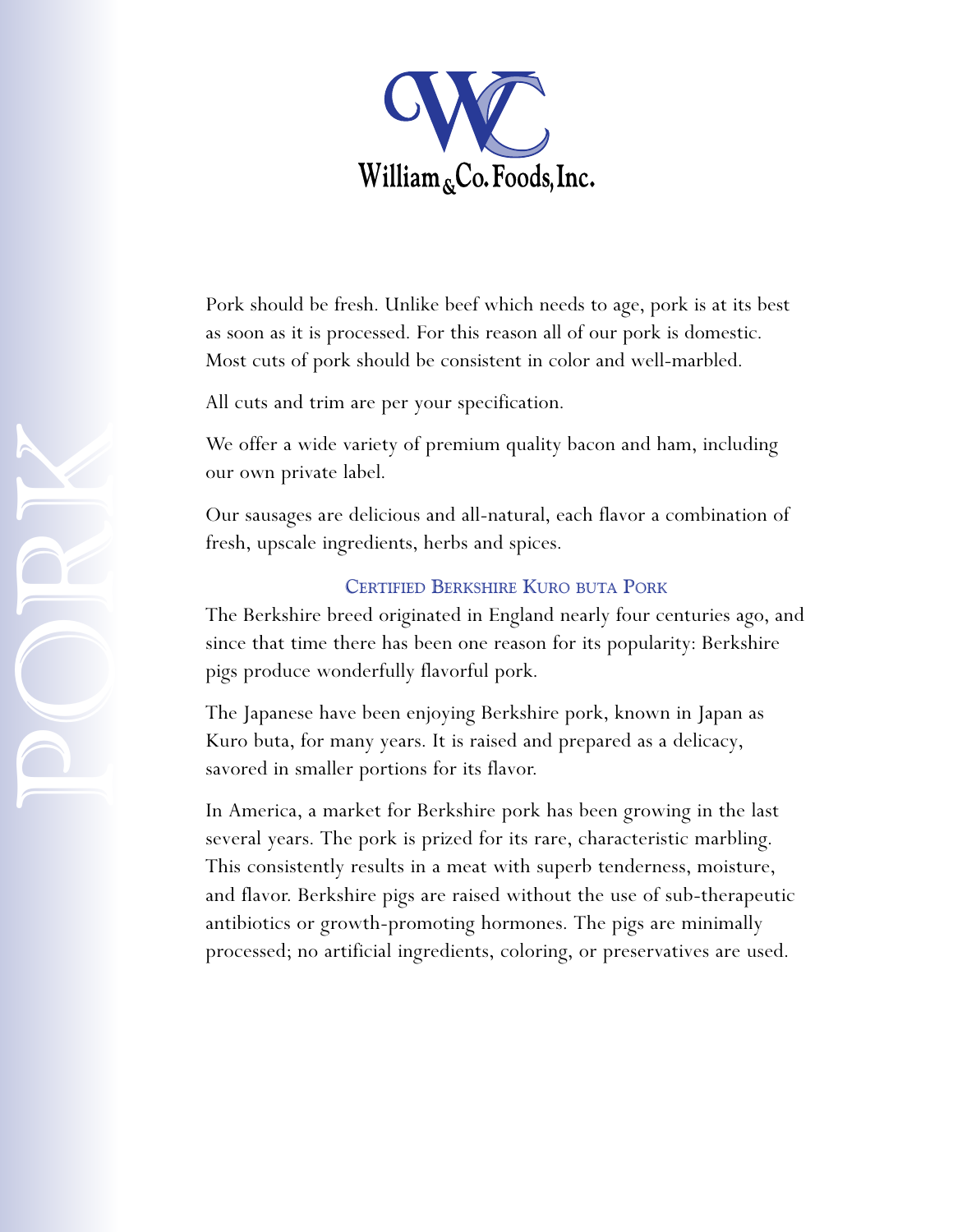William & Co. Foods, Inc.

# PORK

Pork should be fresh. Unlike beef which needs to age, pork is at its best as soon as it is processed. For this reason all of our pork is domestic. Most cuts of pork should be consistent in color and well-marbled.

All cuts and trim are per your specification.

We offer a wide variety of premium quality bacon and ham, including our own private label.

Our sausages are delicious and all-natural, each flavor a combination of fresh, upscale ingredients, herbs and spices.

## Certified Berkshire Kuro buta Pork

The Berkshire breed originated in England nearly four centuries ago, and since that time there has been one reason for its popularity: Berkshire pigs produce wonderfully flavorful pork.

The Japanese have been enjoying Berkshire pork, known in Japan as Kuro buta, for many years. It is raised and prepared as a delicacy, savored in smaller portions for its flavor.

In America, a market for Berkshire pork has been growing in the last several years. The pork is prized for its rare, characteristic marbling. This consistently results in a meat with superb tenderness, moisture, and flavor. Berkshire pigs are raised without the use of sub-therapeutic antibiotics or growth-promoting hormones. The pigs are minimally processed; no artificial ingredients, coloring, or preservatives are used.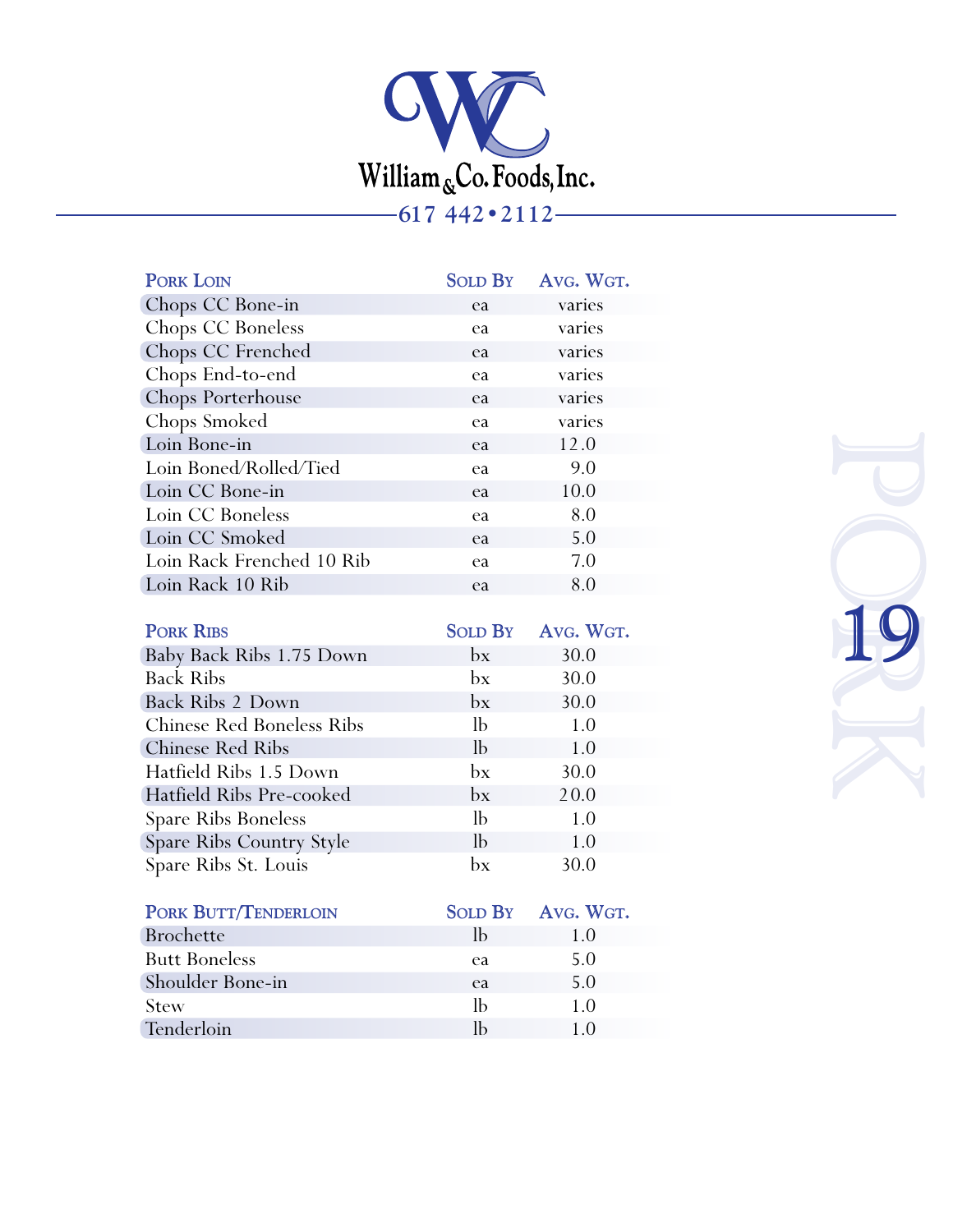William & Co. Foods, Inc.

617 442 • 2112

| Pork Loin | Sold By | Avg. Wgt. |
|---|---|---|
| Chops CC Bone-in | ea | varies |
| Chops CC Boneless | ea | varies |
| Chops CC Frenched | ea | varies |
| Chops End-to-end | ea | varies |
| Chops Porterhouse | ea | varies |
| Chops Smoked | ea | varies |
| Loin Bone-in | ea | 12.0 |
| Loin Boned/Rolled/Tied | ea | 9.0 |
| Loin CC Bone-in | ea | 10.0 |
| Loin CC Boneless | ea | 8.0 |
| Loin CC Smoked | ea | 5.0 |
| Loin Rack Frenched 10 Rib | ea | 7.0 |
| Loin Rack 10 Rib | ea | 8.0 |

| Pork Ribs | Sold By | Avg. Wgt. |
|---|---|---|
| Baby Back Ribs 1.75 Down | bx | 30.0 |
| Back Ribs | bx | 30.0 |
| Back Ribs 2 Down | bx | 30.0 |
| Chinese Red Boneless Ribs | lb | 1.0 |
| Chinese Red Ribs | lb | 1.0 |
| Hatfield Ribs 1.5 Down | bx | 30.0 |
| Hatfield Ribs Pre-cooked | bx | 20.0 |
| Spare Ribs Boneless | lb | 1.0 |
| Spare Ribs Country Style | lb | 1.0 |
| Spare Ribs St. Louis | bx | 30.0 |

| Pork Butt/Tenderloin | Sold By | Avg. Wgt. |
|---|---|---|
| Brochette | lb | 1.0 |
| Butt Boneless | ea | 5.0 |
| Shoulder Bone-in | ea | 5.0 |
| Stew | lb | 1.0 |
| Tenderloin | lb | 1.0 |

PORK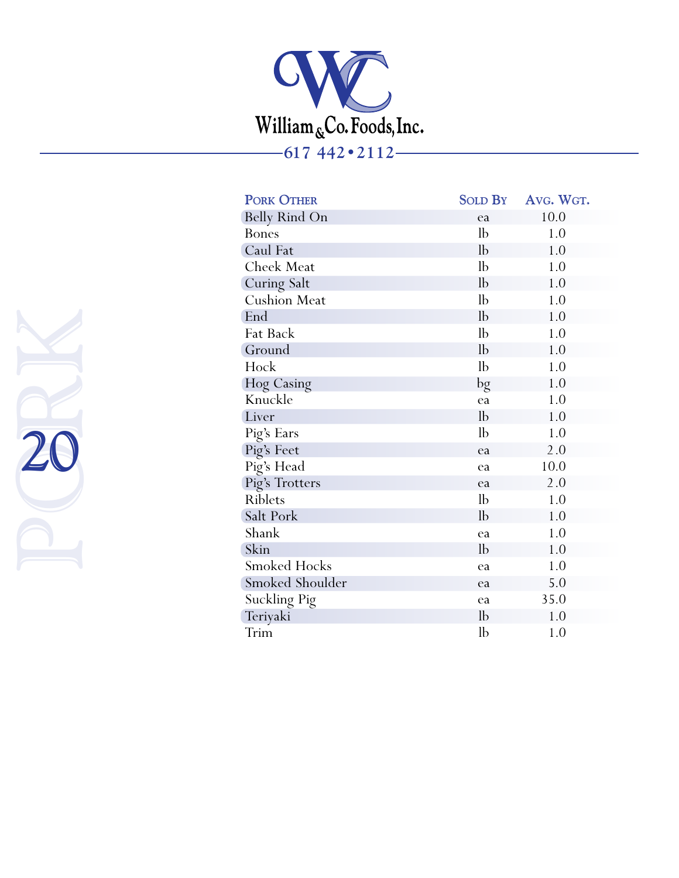# William & Co. Foods, Inc.

617 442•2112

PORK

| Pork Other | Sold By | Avg. Wgt. |
|---|---|---|
| Belly Rind On | ea | 10.0 |
| Bones | lb | 1.0 |
| Caul Fat | lb | 1.0 |
| Cheek Meat | lb | 1.0 |
| Curing Salt | lb | 1.0 |
| Cushion Meat | lb | 1.0 |
| End | lb | 1.0 |
| Fat Back | lb | 1.0 |
| Ground | lb | 1.0 |
| Hock | lb | 1.0 |
| Hog Casing | bg | 1.0 |
| Knuckle | ea | 1.0 |
| Liver | lb | 1.0 |
| Pig's Ears | lb | 1.0 |
| Pig's Feet | ea | 2.0 |
| Pig's Head | ea | 10.0 |
| Pig's Trotters | ea | 2.0 |
| Riblets | lb | 1.0 |
| Salt Pork | lb | 1.0 |
| Shank | ea | 1.0 |
| Skin | lb | 1.0 |
| Smoked Hocks | ea | 1.0 |
| Smoked Shoulder | ea | 5.0 |
| Suckling Pig | ea | 35.0 |
| Teriyaki | lb | 1.0 |
| Trim | lb | 1.0 |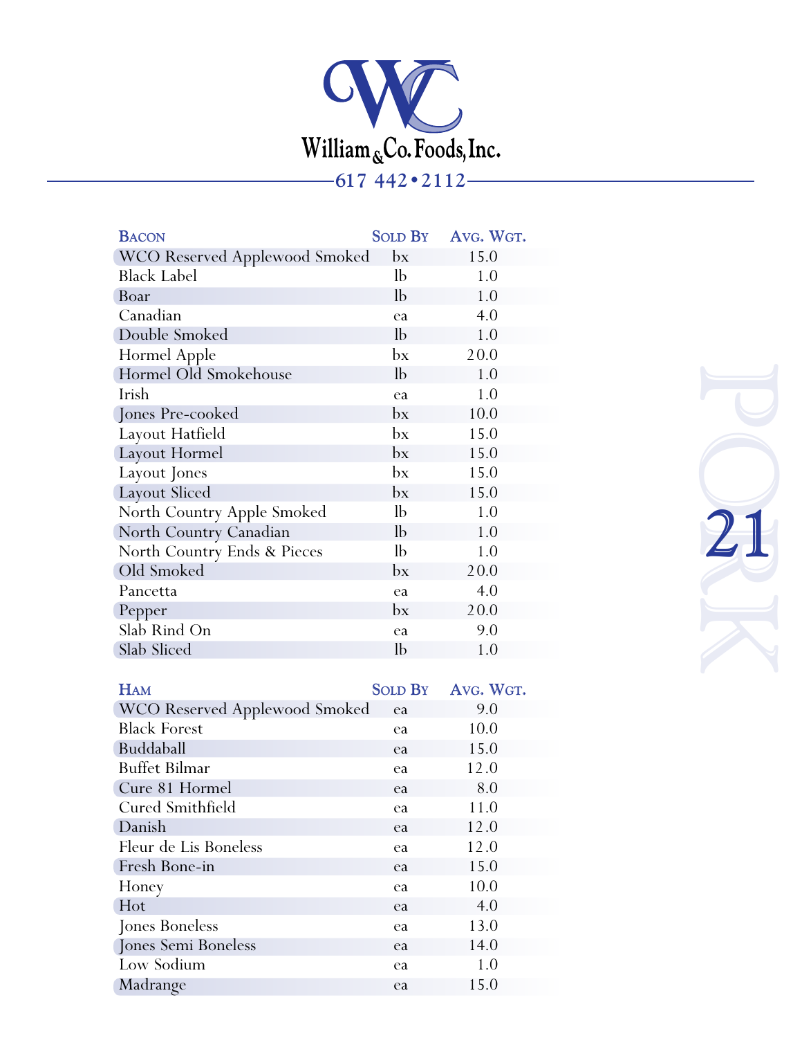William & Co. Foods, Inc.

617 442•2112

| Bacon | Sold By | Avg. Wgt. |
| --- | --- | --- |
| WCO Reserved Applewood Smoked | bx | 15.0 |
| Black Label | lb | 1.0 |
| Boar | lb | 1.0 |
| Canadian | ea | 4.0 |
| Double Smoked | lb | 1.0 |
| Hormel Apple | bx | 20.0 |
| Hormel Old Smokehouse | lb | 1.0 |
| Irish | ea | 1.0 |
| Jones Pre-cooked | bx | 10.0 |
| Layout Hatfield | bx | 15.0 |
| Layout Hormel | bx | 15.0 |
| Layout Jones | bx | 15.0 |
| Layout Sliced | bx | 15.0 |
| North Country Apple Smoked | lb | 1.0 |
| North Country Canadian | lb | 1.0 |
| North Country Ends & Pieces | lb | 1.0 |
| Old Smoked | bx | 20.0 |
| Pancetta | ea | 4.0 |
| Pepper | bx | 20.0 |
| Slab Rind On | ea | 9.0 |
| Slab Sliced | lb | 1.0 |

| Ham | Sold By | Avg. Wgt. |
| --- | --- | --- |
| WCO Reserved Applewood Smoked | ea | 9.0 |
| Black Forest | ea | 10.0 |
| Buddaball | ea | 15.0 |
| Buffet Bilmar | ea | 12.0 |
| Cure 81 Hormel | ea | 8.0 |
| Cured Smithfield | ea | 11.0 |
| Danish | ea | 12.0 |
| Fleur de Lis Boneless | ea | 12.0 |
| Fresh Bone-in | ea | 15.0 |
| Honey | ea | 10.0 |
| Hot | ea | 4.0 |
| Jones Boneless | ea | 13.0 |
| Jones Semi Boneless | ea | 14.0 |
| Low Sodium | ea | 1.0 |
| Madrange | ea | 15.0 |

PORK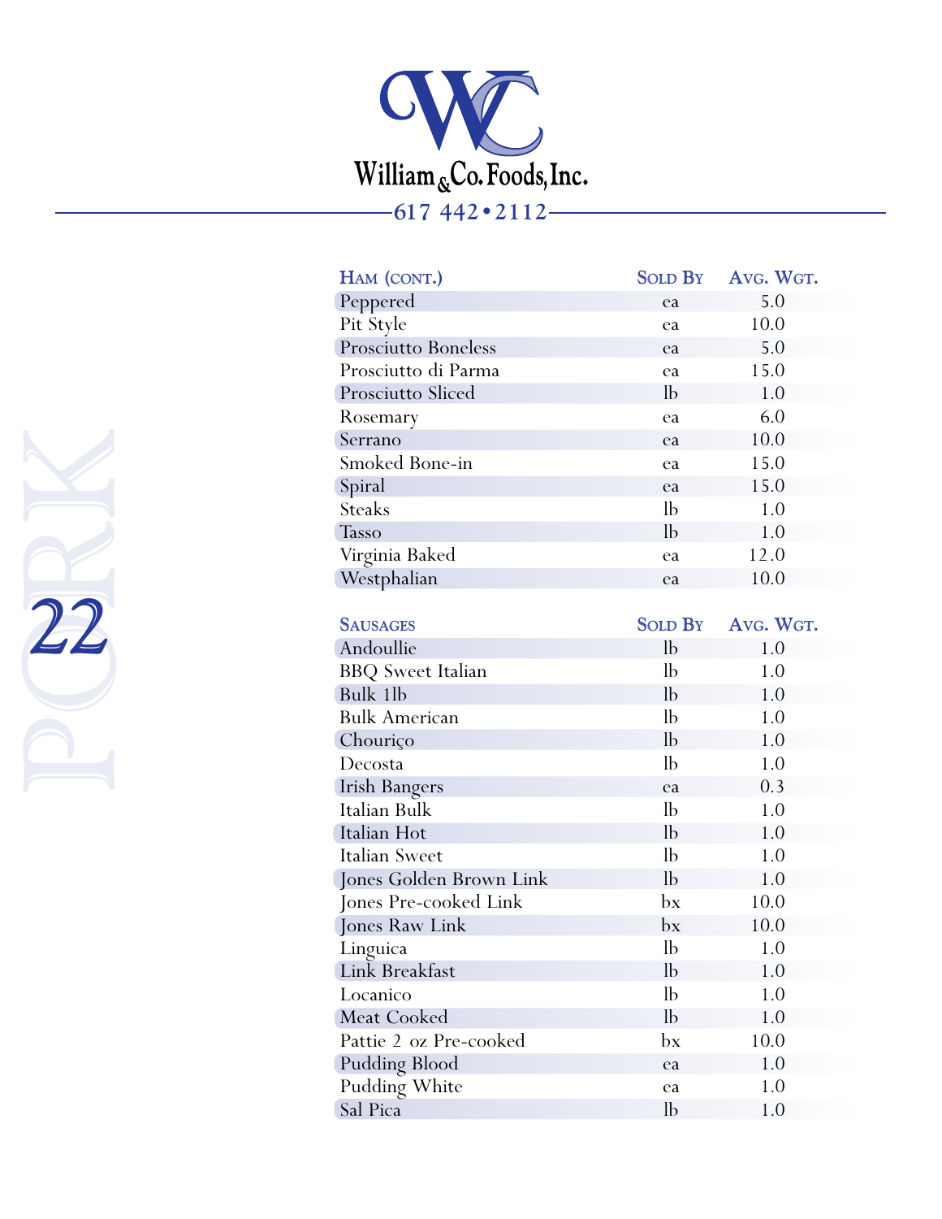William & Co. Foods, Inc.

617 442•2112

| Ham (cont.) | Sold By | Avg. Wgt. |
| --- | --- | --- |
| Peppered | ea | 5.0 |
| Pit Style | ea | 10.0 |
| Prosciutto Boneless | ea | 5.0 |
| Prosciutto di Parma | ea | 15.0 |
| Prosciutto Sliced | lb | 1.0 |
| Rosemary | ea | 6.0 |
| Serrano | ea | 10.0 |
| Smoked Bone-in | ea | 15.0 |
| Spiral | ea | 15.0 |
| Steaks | lb | 1.0 |
| Tasso | lb | 1.0 |
| Virginia Baked | ea | 12.0 |
| Westphalian | ea | 10.0 |

| Sausages | Sold By | Avg. Wgt. |
| --- | --- | --- |
| Andoullie | lb | 1.0 |
| BBQ Sweet Italian | lb | 1.0 |
| Bulk 1lb | lb | 1.0 |
| Bulk American | lb | 1.0 |
| Chouriço | lb | 1.0 |
| Decosta | lb | 1.0 |
| Irish Bangers | ea | 0.3 |
| Italian Bulk | lb | 1.0 |
| Italian Hot | lb | 1.0 |
| Italian Sweet | lb | 1.0 |
| Jones Golden Brown Link | lb | 1.0 |
| Jones Pre-cooked Link | bx | 10.0 |
| Jones Raw Link | bx | 10.0 |
| Linguica | lb | 1.0 |
| Link Breakfast | lb | 1.0 |
| Locanico | lb | 1.0 |
| Meat Cooked | lb | 1.0 |
| Pattie 2 oz Pre-cooked | bx | 10.0 |
| Pudding Blood | ea | 1.0 |
| Pudding White | ea | 1.0 |
| Sal Pica | lb | 1.0 |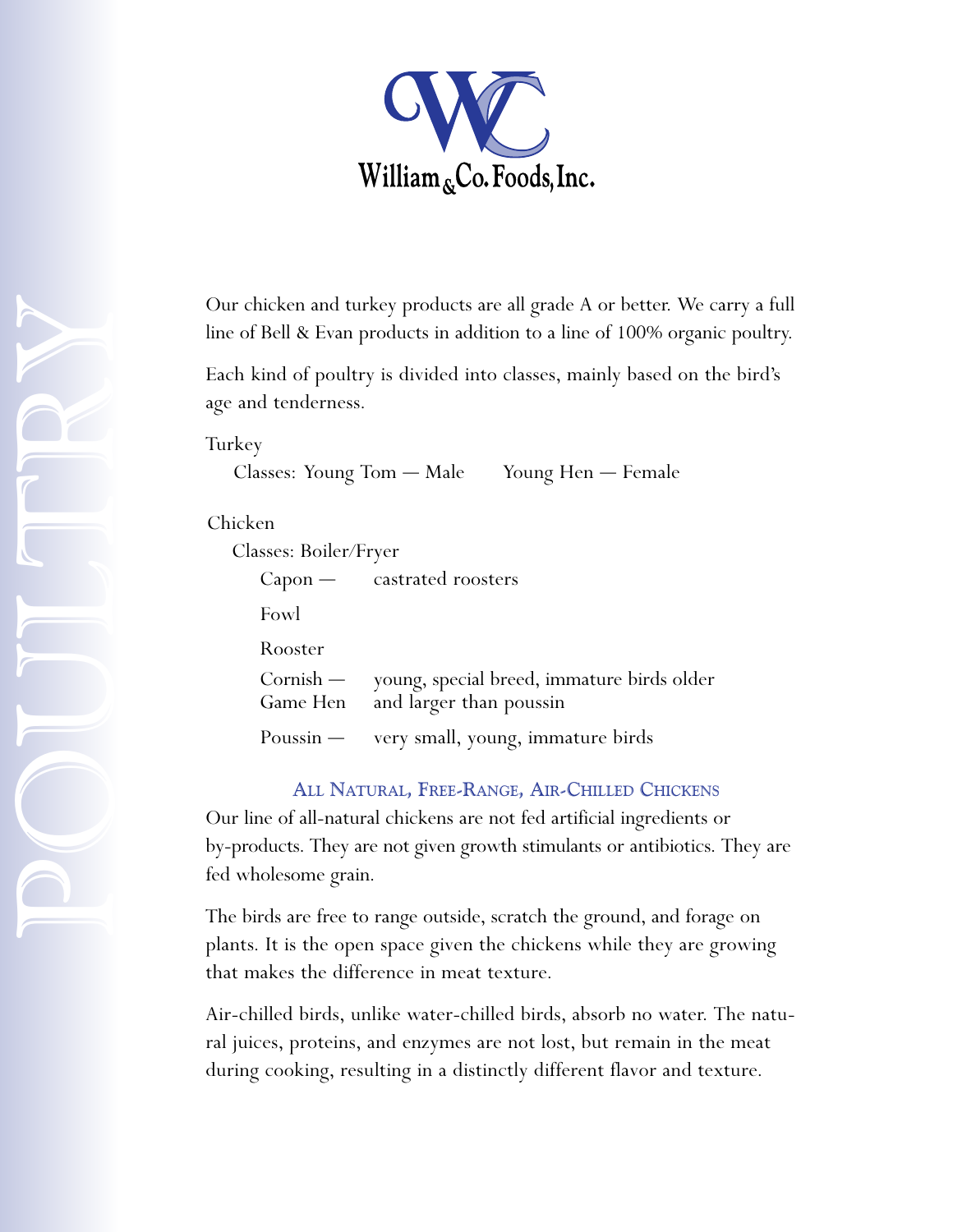William & Co. Foods, Inc.

# POULTRY

Our chicken and turkey products are all grade A or better. We carry a full line of Bell & Evan products in addition to a line of 100% organic poultry.

Each kind of poultry is divided into classes, mainly based on the bird's age and tenderness.

Turkey

Classes: Young Tom — Male     Young Hen — Female

Chicken

Classes: Boiler/Fryer

- Capon — castrated roosters
- Fowl
- Rooster
- Cornish Game Hen — young, special breed, immature birds older and larger than poussin
- Poussin — very small, young, immature birds

## All Natural, Free-Range, Air-Chilled Chickens

Our line of all-natural chickens are not fed artificial ingredients or by-products. They are not given growth stimulants or antibiotics. They are fed wholesome grain.

The birds are free to range outside, scratch the ground, and forage on plants. It is the open space given the chickens while they are growing that makes the difference in meat texture.

Air-chilled birds, unlike water-chilled birds, absorb no water. The natural juices, proteins, and enzymes are not lost, but remain in the meat during cooking, resulting in a distinctly different flavor and texture.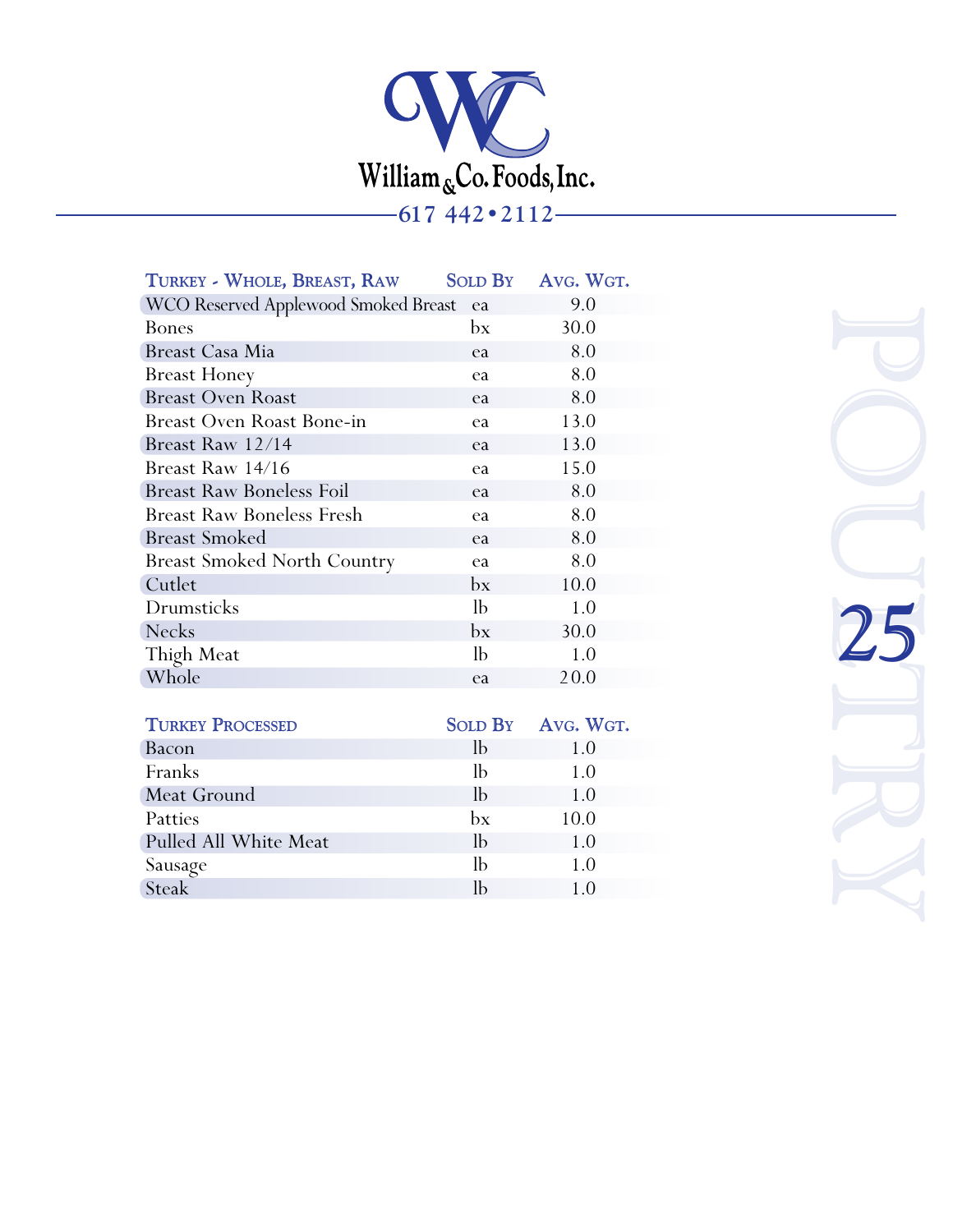# William & Co. Foods, Inc.

617 442 • 2112

| Turkey - Whole, Breast, Raw | Sold By | Avg. Wgt. |
|---|---|---|
| WCO Reserved Applewood Smoked Breast | ea | 9.0 |
| Bones | bx | 30.0 |
| Breast Casa Mia | ea | 8.0 |
| Breast Honey | ea | 8.0 |
| Breast Oven Roast | ea | 8.0 |
| Breast Oven Roast Bone-in | ea | 13.0 |
| Breast Raw 12/14 | ea | 13.0 |
| Breast Raw 14/16 | ea | 15.0 |
| Breast Raw Boneless Foil | ea | 8.0 |
| Breast Raw Boneless Fresh | ea | 8.0 |
| Breast Smoked | ea | 8.0 |
| Breast Smoked North Country | ea | 8.0 |
| Cutlet | bx | 10.0 |
| Drumsticks | lb | 1.0 |
| Necks | bx | 30.0 |
| Thigh Meat | lb | 1.0 |
| Whole | ea | 20.0 |

| Turkey Processed | Sold By | Avg. Wgt. |
|---|---|---|
| Bacon | lb | 1.0 |
| Franks | lb | 1.0 |
| Meat Ground | lb | 1.0 |
| Patties | bx | 10.0 |
| Pulled All White Meat | lb | 1.0 |
| Sausage | lb | 1.0 |
| Steak | lb | 1.0 |

POULTRY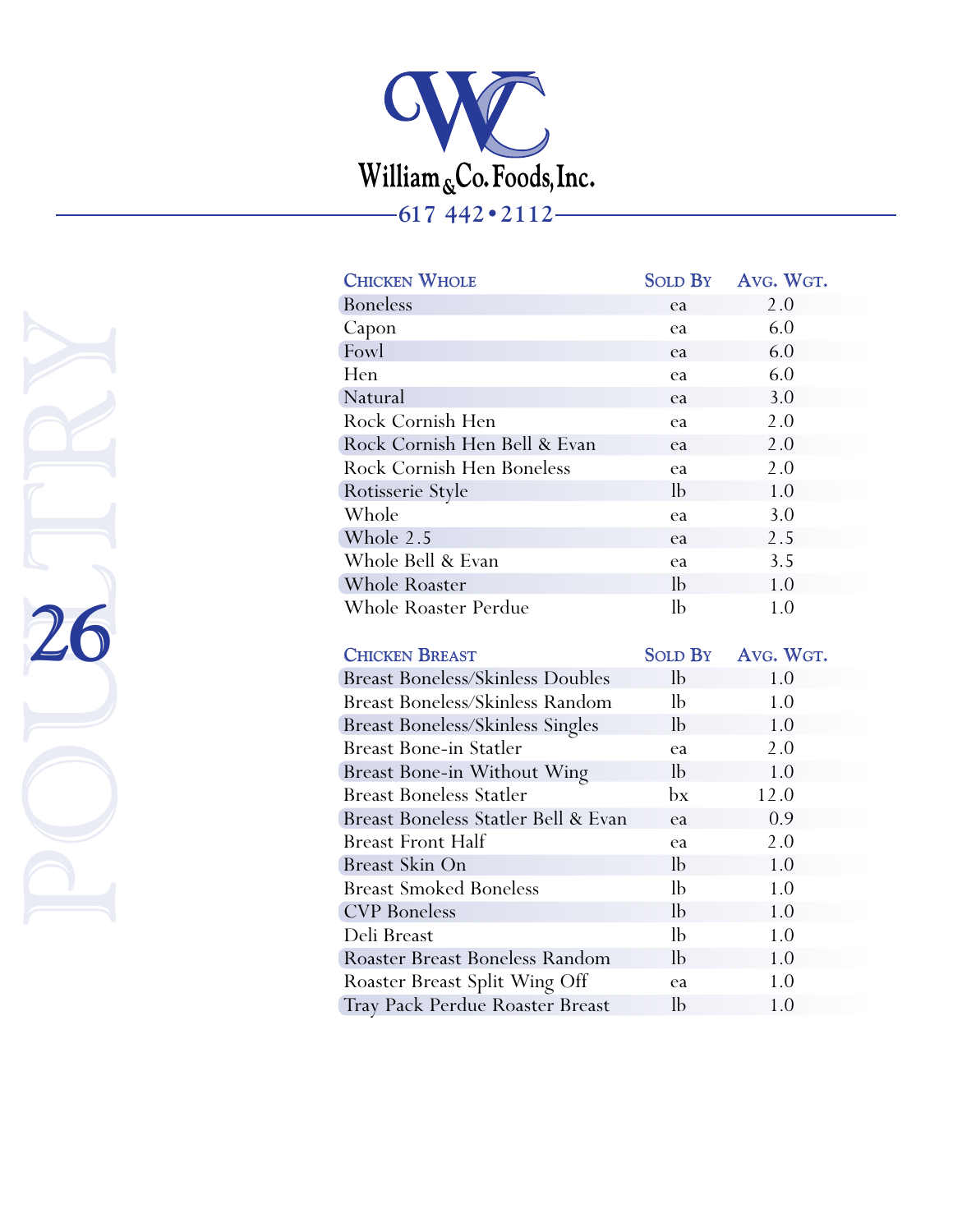William & Co. Foods, Inc.

617 442 • 2112

POULTRY

| Chicken Whole | Sold By | Avg. Wgt. |
|---|---|---|
| Boneless | ea | 2.0 |
| Capon | ea | 6.0 |
| Fowl | ea | 6.0 |
| Hen | ea | 6.0 |
| Natural | ea | 3.0 |
| Rock Cornish Hen | ea | 2.0 |
| Rock Cornish Hen Bell & Evan | ea | 2.0 |
| Rock Cornish Hen Boneless | ea | 2.0 |
| Rotisserie Style | lb | 1.0 |
| Whole | ea | 3.0 |
| Whole 2.5 | ea | 2.5 |
| Whole Bell & Evan | ea | 3.5 |
| Whole Roaster | lb | 1.0 |
| Whole Roaster Perdue | lb | 1.0 |

| Chicken Breast | Sold By | Avg. Wgt. |
|---|---|---|
| Breast Boneless/Skinless Doubles | lb | 1.0 |
| Breast Boneless/Skinless Random | lb | 1.0 |
| Breast Boneless/Skinless Singles | lb | 1.0 |
| Breast Bone-in Statler | ea | 2.0 |
| Breast Bone-in Without Wing | lb | 1.0 |
| Breast Boneless Statler | bx | 12.0 |
| Breast Boneless Statler Bell & Evan | ea | 0.9 |
| Breast Front Half | ea | 2.0 |
| Breast Skin On | lb | 1.0 |
| Breast Smoked Boneless | lb | 1.0 |
| CVP Boneless | lb | 1.0 |
| Deli Breast | lb | 1.0 |
| Roaster Breast Boneless Random | lb | 1.0 |
| Roaster Breast Split Wing Off | ea | 1.0 |
| Tray Pack Perdue Roaster Breast | lb | 1.0 |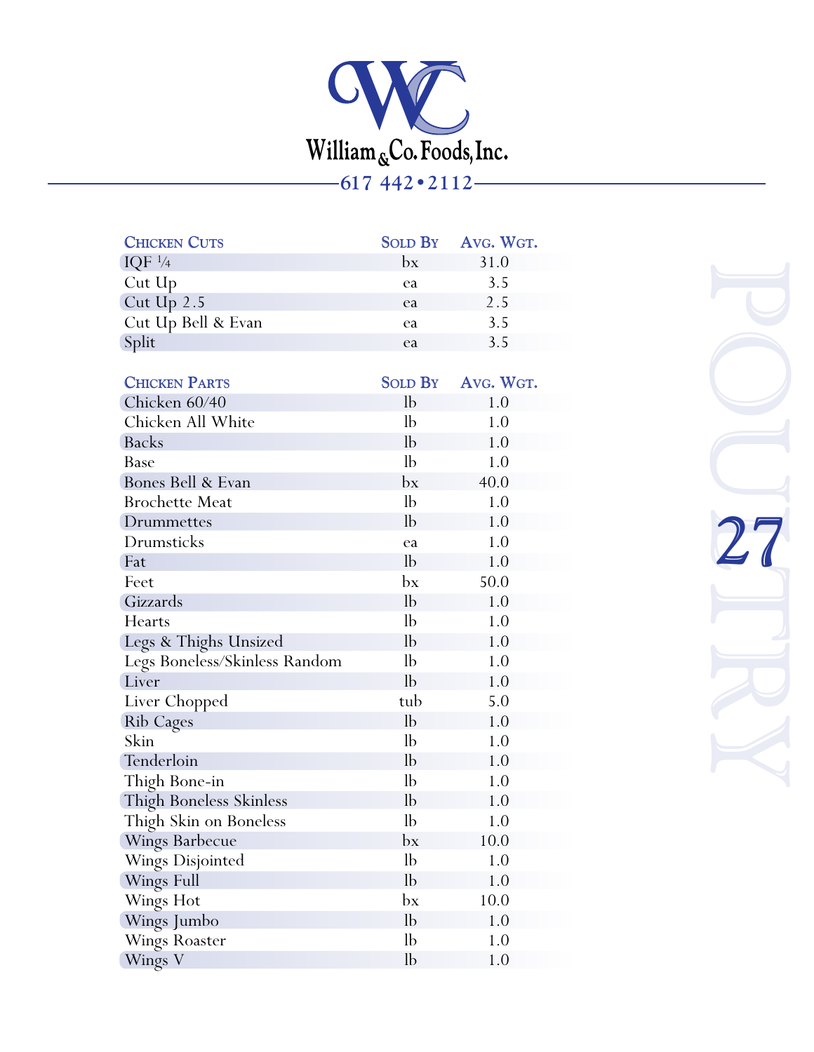William & Co. Foods, Inc.

617 442 • 2112

| Chicken Cuts | Sold By | Avg. Wgt. |
|---|---|---|
| IQF ¼ | bx | 31.0 |
| Cut Up | ea | 3.5 |
| Cut Up 2.5 | ea | 2.5 |
| Cut Up Bell & Evan | ea | 3.5 |
| Split | ea | 3.5 |

| Chicken Parts | Sold By | Avg. Wgt. |
|---|---|---|
| Chicken 60/40 | lb | 1.0 |
| Chicken All White | lb | 1.0 |
| Backs | lb | 1.0 |
| Base | lb | 1.0 |
| Bones Bell & Evan | bx | 40.0 |
| Brochette Meat | lb | 1.0 |
| Drummettes | lb | 1.0 |
| Drumsticks | ea | 1.0 |
| Fat | lb | 1.0 |
| Feet | bx | 50.0 |
| Gizzards | lb | 1.0 |
| Hearts | lb | 1.0 |
| Legs & Thighs Unsized | lb | 1.0 |
| Legs Boneless/Skinless Random | lb | 1.0 |
| Liver | lb | 1.0 |
| Liver Chopped | tub | 5.0 |
| Rib Cages | lb | 1.0 |
| Skin | lb | 1.0 |
| Tenderloin | lb | 1.0 |
| Thigh Bone-in | lb | 1.0 |
| Thigh Boneless Skinless | lb | 1.0 |
| Thigh Skin on Boneless | lb | 1.0 |
| Wings Barbecue | bx | 10.0 |
| Wings Disjointed | lb | 1.0 |
| Wings Full | lb | 1.0 |
| Wings Hot | bx | 10.0 |
| Wings Jumbo | lb | 1.0 |
| Wings Roaster | lb | 1.0 |
| Wings V | lb | 1.0 |

POULTRY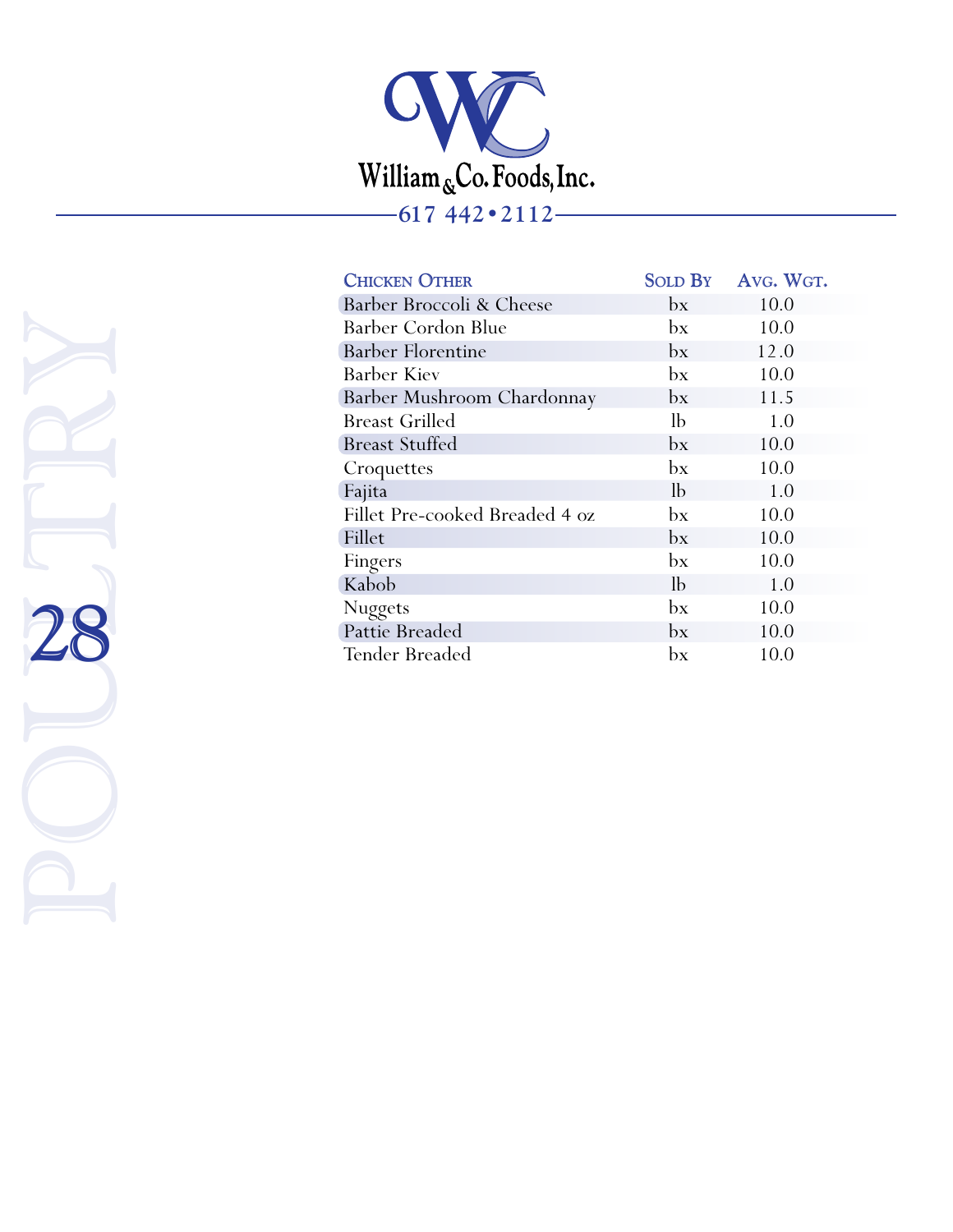William & Co. Foods, Inc.

617 442 • 2112

| Chicken Other | Sold By | Avg. Wgt. |
|---|---|---|
| Barber Broccoli & Cheese | bx | 10.0 |
| Barber Cordon Blue | bx | 10.0 |
| Barber Florentine | bx | 12.0 |
| Barber Kiev | bx | 10.0 |
| Barber Mushroom Chardonnay | bx | 11.5 |
| Breast Grilled | lb | 1.0 |
| Breast Stuffed | bx | 10.0 |
| Croquettes | bx | 10.0 |
| Fajita | lb | 1.0 |
| Fillet Pre-cooked Breaded 4 oz | bx | 10.0 |
| Fillet | bx | 10.0 |
| Fingers | bx | 10.0 |
| Kabob | lb | 1.0 |
| Nuggets | bx | 10.0 |
| Pattie Breaded | bx | 10.0 |
| Tender Breaded | bx | 10.0 |

POULTRY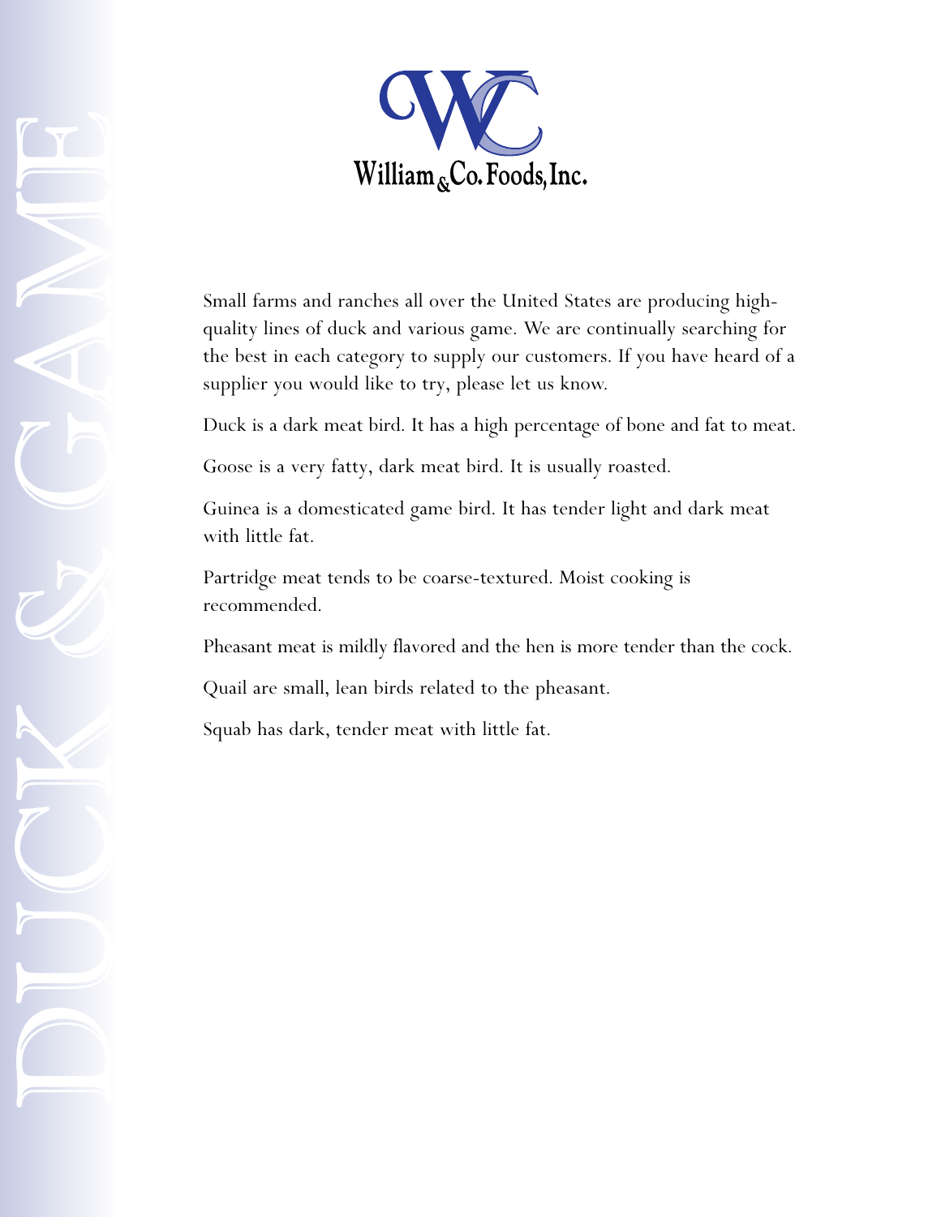# DUCK & GAME

William & Co. Foods, Inc.

Small farms and ranches all over the United States are producing high-quality lines of duck and various game. We are continually searching for the best in each category to supply our customers. If you have heard of a supplier you would like to try, please let us know.

Duck is a dark meat bird. It has a high percentage of bone and fat to meat.

Goose is a very fatty, dark meat bird. It is usually roasted.

Guinea is a domesticated game bird. It has tender light and dark meat with little fat.

Partridge meat tends to be coarse-textured. Moist cooking is recommended.

Pheasant meat is mildly flavored and the hen is more tender than the cock.

Quail are small, lean birds related to the pheasant.

Squab has dark, tender meat with little fat.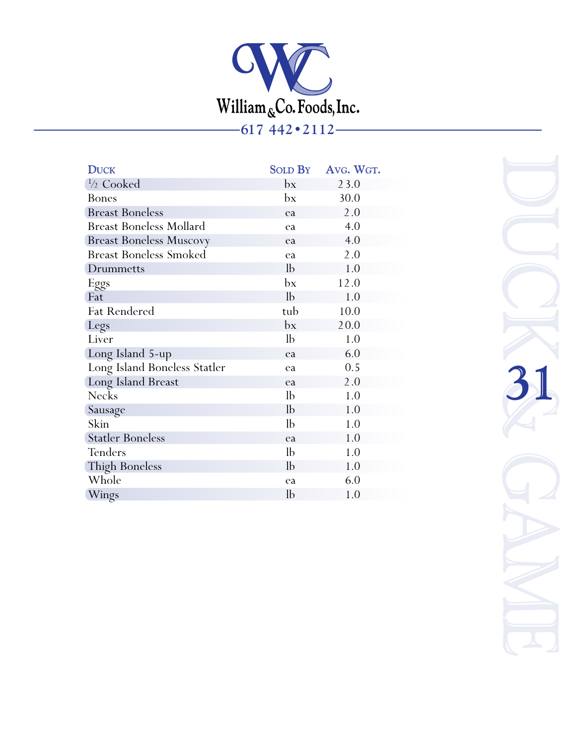William & Co. Foods, Inc.

617 442•2112

| Duck | Sold By | Avg. Wgt. |
|---|---|---|
| ½ Cooked | bx | 23.0 |
| Bones | bx | 30.0 |
| Breast Boneless | ea | 2.0 |
| Breast Boneless Mollard | ea | 4.0 |
| Breast Boneless Muscovy | ea | 4.0 |
| Breast Boneless Smoked | ea | 2.0 |
| Drummetts | lb | 1.0 |
| Eggs | bx | 12.0 |
| Fat | lb | 1.0 |
| Fat Rendered | tub | 10.0 |
| Legs | bx | 20.0 |
| Liver | lb | 1.0 |
| Long Island 5-up | ea | 6.0 |
| Long Island Boneless Statler | ea | 0.5 |
| Long Island Breast | ea | 2.0 |
| Necks | lb | 1.0 |
| Sausage | lb | 1.0 |
| Skin | lb | 1.0 |
| Statler Boneless | ea | 1.0 |
| Tenders | lb | 1.0 |
| Thigh Boneless | lb | 1.0 |
| Whole | ea | 6.0 |
| Wings | lb | 1.0 |

DUCK & GAME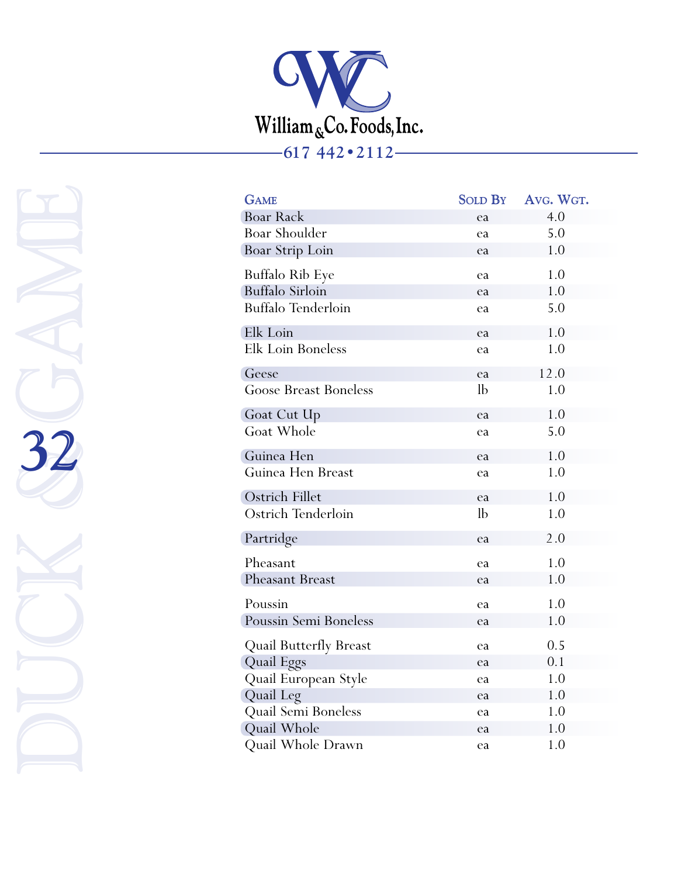# William & Co. Foods, Inc.

617 442 • 2112

## DUCK & GAME

| Game | Sold By | Avg. Wgt. |
|---|---|---|
| Boar Rack | ea | 4.0 |
| Boar Shoulder | ea | 5.0 |
| Boar Strip Loin | ea | 1.0 |
| Buffalo Rib Eye | ea | 1.0 |
| Buffalo Sirloin | ea | 1.0 |
| Buffalo Tenderloin | ea | 5.0 |
| Elk Loin | ea | 1.0 |
| Elk Loin Boneless | ea | 1.0 |
| Geese | ea | 12.0 |
| Goose Breast Boneless | lb | 1.0 |
| Goat Cut Up | ea | 1.0 |
| Goat Whole | ea | 5.0 |
| Guinea Hen | ea | 1.0 |
| Guinea Hen Breast | ea | 1.0 |
| Ostrich Fillet | ea | 1.0 |
| Ostrich Tenderloin | lb | 1.0 |
| Partridge | ea | 2.0 |
| Pheasant | ea | 1.0 |
| Pheasant Breast | ea | 1.0 |
| Poussin | ea | 1.0 |
| Poussin Semi Boneless | ea | 1.0 |
| Quail Butterfly Breast | ea | 0.5 |
| Quail Eggs | ea | 0.1 |
| Quail European Style | ea | 1.0 |
| Quail Leg | ea | 1.0 |
| Quail Semi Boneless | ea | 1.0 |
| Quail Whole | ea | 1.0 |
| Quail Whole Drawn | ea | 1.0 |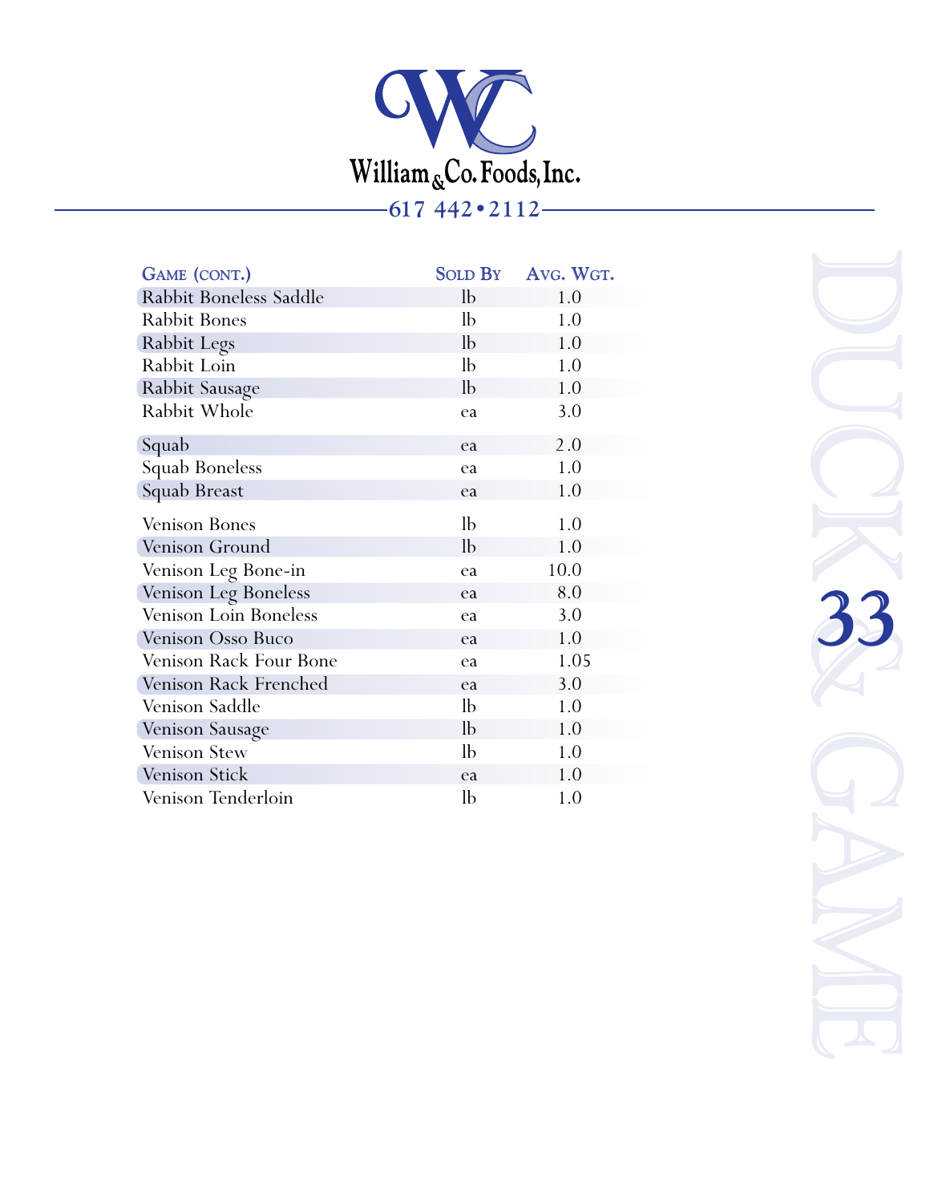# William & Co. Foods, Inc.

617 442•2112

| Game (cont.) | Sold By | Avg. Wgt. |
|---|---|---|
| Rabbit Boneless Saddle | lb | 1.0 |
| Rabbit Bones | lb | 1.0 |
| Rabbit Legs | lb | 1.0 |
| Rabbit Loin | lb | 1.0 |
| Rabbit Sausage | lb | 1.0 |
| Rabbit Whole | ea | 3.0 |
| Squab | ea | 2.0 |
| Squab Boneless | ea | 1.0 |
| Squab Breast | ea | 1.0 |
| Venison Bones | lb | 1.0 |
| Venison Ground | lb | 1.0 |
| Venison Leg Bone-in | ea | 10.0 |
| Venison Leg Boneless | ea | 8.0 |
| Venison Loin Boneless | ea | 3.0 |
| Venison Osso Buco | ea | 1.0 |
| Venison Rack Four Bone | ea | 1.05 |
| Venison Rack Frenched | ea | 3.0 |
| Venison Saddle | lb | 1.0 |
| Venison Sausage | lb | 1.0 |
| Venison Stew | lb | 1.0 |
| Venison Stick | ea | 1.0 |
| Venison Tenderloin | lb | 1.0 |

DUCK & GAME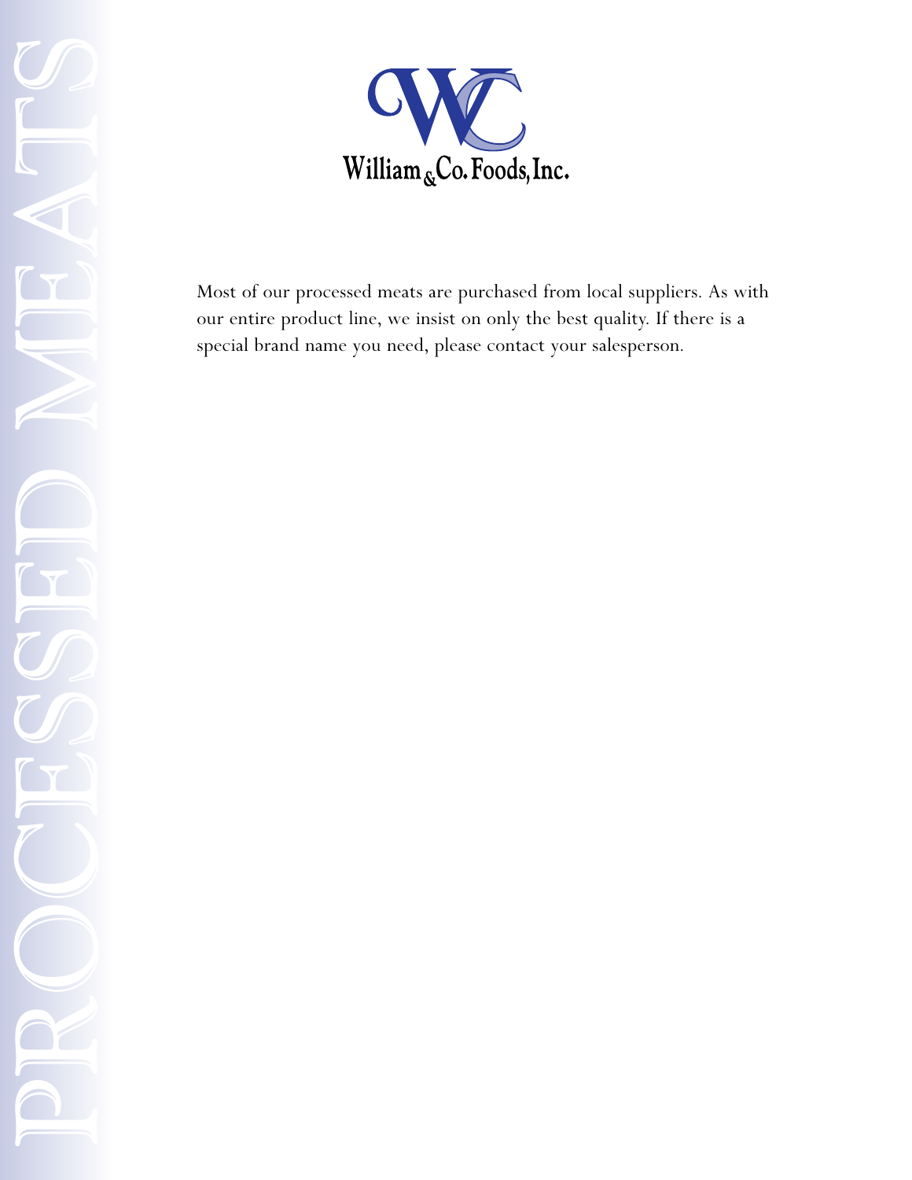# PROCESSED MEATS

William & Co. Foods, Inc.

Most of our processed meats are purchased from local suppliers. As with our entire product line, we insist on only the best quality. If there is a special brand name you need, please contact your salesperson.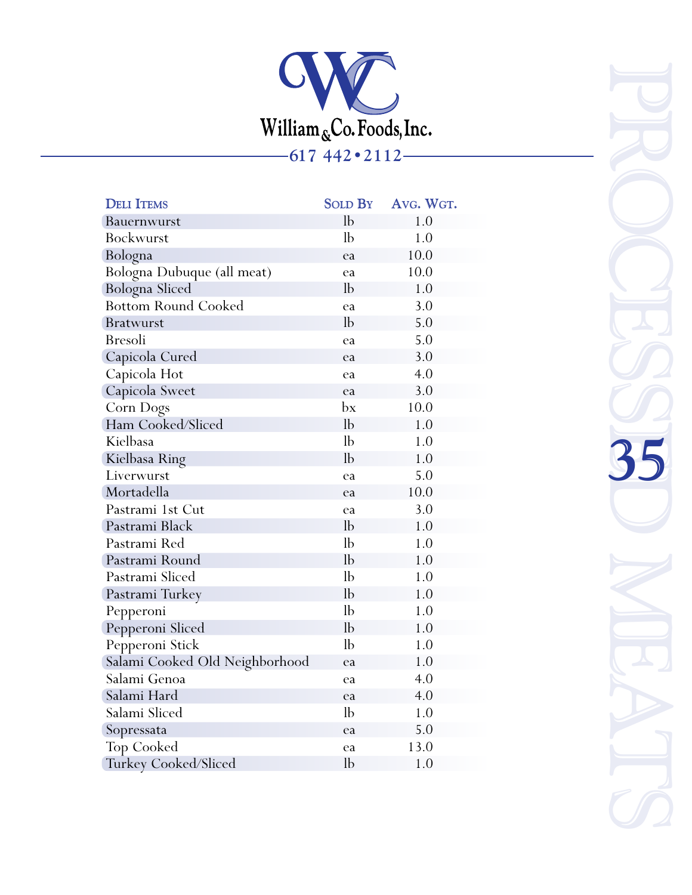# William & Co. Foods, Inc.

617 442•2112

## PROCESSED MEATS

| Deli Items | Sold By | Avg. Wgt. |
|---|---|---|
| Bauernwurst | lb | 1.0 |
| Bockwurst | lb | 1.0 |
| Bologna | ea | 10.0 |
| Bologna Dubuque (all meat) | ea | 10.0 |
| Bologna Sliced | lb | 1.0 |
| Bottom Round Cooked | ea | 3.0 |
| Bratwurst | lb | 5.0 |
| Bresoli | ea | 5.0 |
| Capicola Cured | ea | 3.0 |
| Capicola Hot | ea | 4.0 |
| Capicola Sweet | ea | 3.0 |
| Corn Dogs | bx | 10.0 |
| Ham Cooked/Sliced | lb | 1.0 |
| Kielbasa | lb | 1.0 |
| Kielbasa Ring | lb | 1.0 |
| Liverwurst | ea | 5.0 |
| Mortadella | ea | 10.0 |
| Pastrami 1st Cut | ea | 3.0 |
| Pastrami Black | lb | 1.0 |
| Pastrami Red | lb | 1.0 |
| Pastrami Round | lb | 1.0 |
| Pastrami Sliced | lb | 1.0 |
| Pastrami Turkey | lb | 1.0 |
| Pepperoni | lb | 1.0 |
| Pepperoni Sliced | lb | 1.0 |
| Pepperoni Stick | lb | 1.0 |
| Salami Cooked Old Neighborhood | ea | 1.0 |
| Salami Genoa | ea | 4.0 |
| Salami Hard | ea | 4.0 |
| Salami Sliced | lb | 1.0 |
| Sopressata | ea | 5.0 |
| Top Cooked | ea | 13.0 |
| Turkey Cooked/Sliced | lb | 1.0 |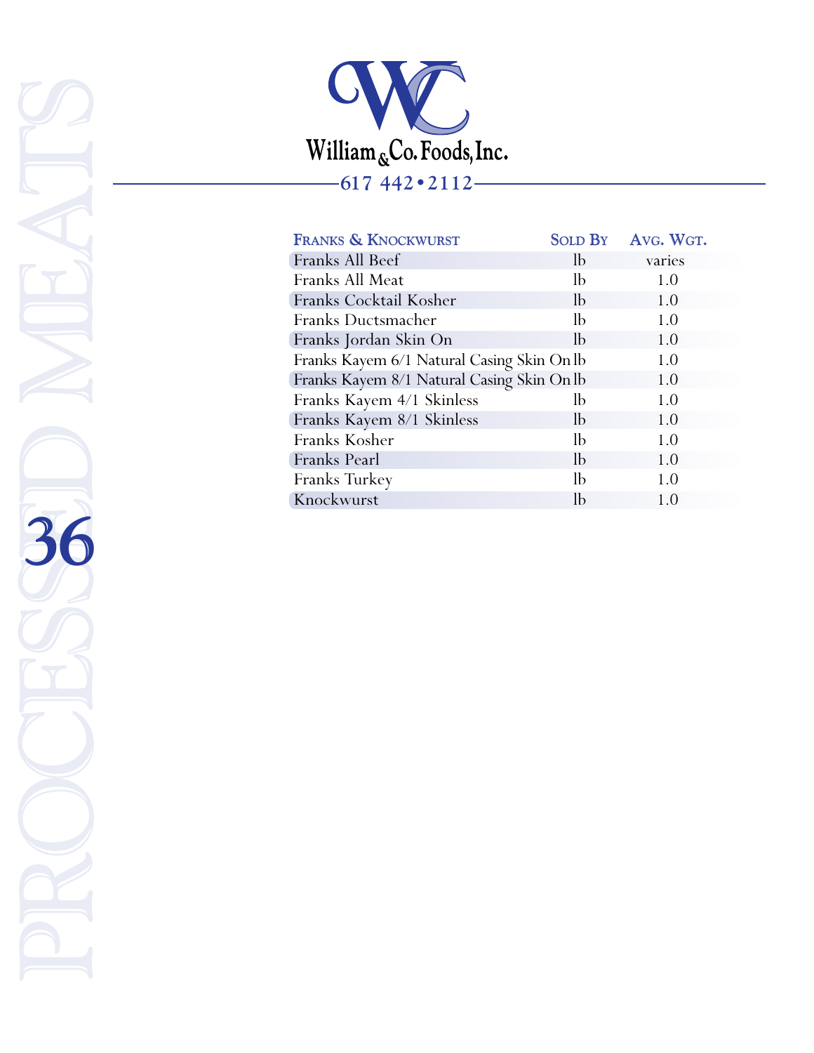William & Co. Foods, Inc.

617 442•2112

PROCESSED MEATS

| FRANKS & KNOCKWURST | SOLD BY | AVG. WGT. |
| --- | --- | --- |
| Franks All Beef | lb | varies |
| Franks All Meat | lb | 1.0 |
| Franks Cocktail Kosher | lb | 1.0 |
| Franks Ductsmacher | lb | 1.0 |
| Franks Jordan Skin On | lb | 1.0 |
| Franks Kayem 6/1 Natural Casing Skin On | lb | 1.0 |
| Franks Kayem 8/1 Natural Casing Skin On | lb | 1.0 |
| Franks Kayem 4/1 Skinless | lb | 1.0 |
| Franks Kayem 8/1 Skinless | lb | 1.0 |
| Franks Kosher | lb | 1.0 |
| Franks Pearl | lb | 1.0 |
| Franks Turkey | lb | 1.0 |
| Knockwurst | lb | 1.0 |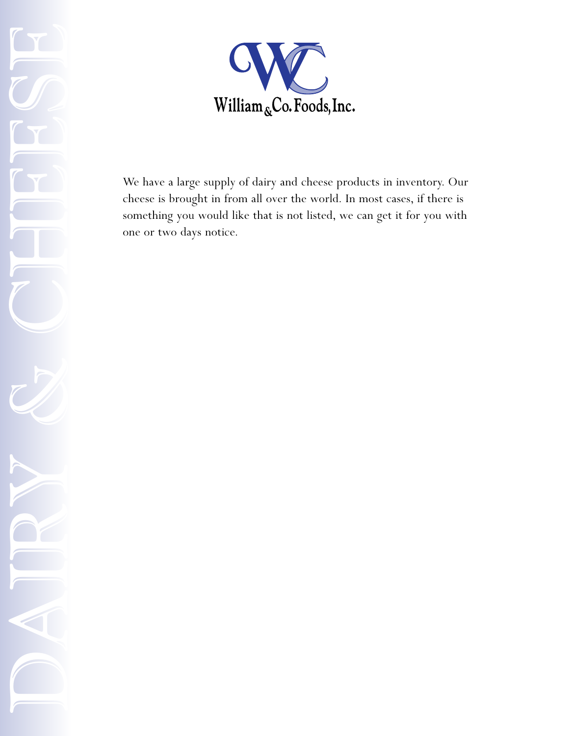# DAIRY & CHEESE

William & Co. Foods, Inc.

We have a large supply of dairy and cheese products in inventory. Our cheese is brought in from all over the world. In most cases, if there is something you would like that is not listed, we can get it for you with one or two days notice.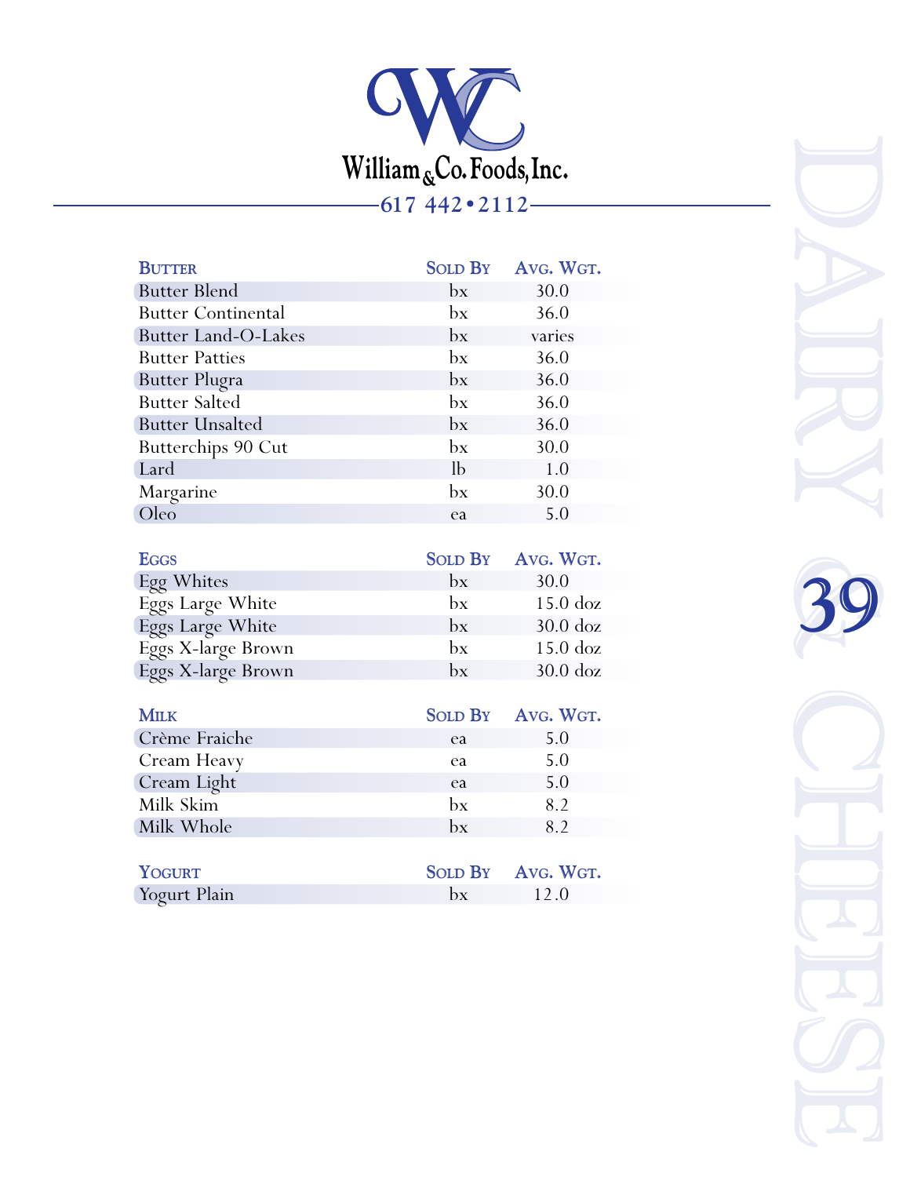# William & Co. Foods, Inc.

617 442•2112

## Dairy & Cheese

| Butter | Sold By | Avg. Wgt. |
|---|---|---|
| Butter Blend | bx | 30.0 |
| Butter Continental | bx | 36.0 |
| Butter Land-O-Lakes | bx | varies |
| Butter Patties | bx | 36.0 |
| Butter Plugra | bx | 36.0 |
| Butter Salted | bx | 36.0 |
| Butter Unsalted | bx | 36.0 |
| Butterchips 90 Cut | bx | 30.0 |
| Lard | lb | 1.0 |
| Margarine | bx | 30.0 |
| Oleo | ea | 5.0 |

| Eggs | Sold By | Avg. Wgt. |
|---|---|---|
| Egg Whites | bx | 30.0 |
| Eggs Large White | bx | 15.0 doz |
| Eggs Large White | bx | 30.0 doz |
| Eggs X-large Brown | bx | 15.0 doz |
| Eggs X-large Brown | bx | 30.0 doz |

| Milk | Sold By | Avg. Wgt. |
|---|---|---|
| Crème Fraiche | ea | 5.0 |
| Cream Heavy | ea | 5.0 |
| Cream Light | ea | 5.0 |
| Milk Skim | bx | 8.2 |
| Milk Whole | bx | 8.2 |

| Yogurt | Sold By | Avg. Wgt. |
|---|---|---|
| Yogurt Plain | bx | 12.0 |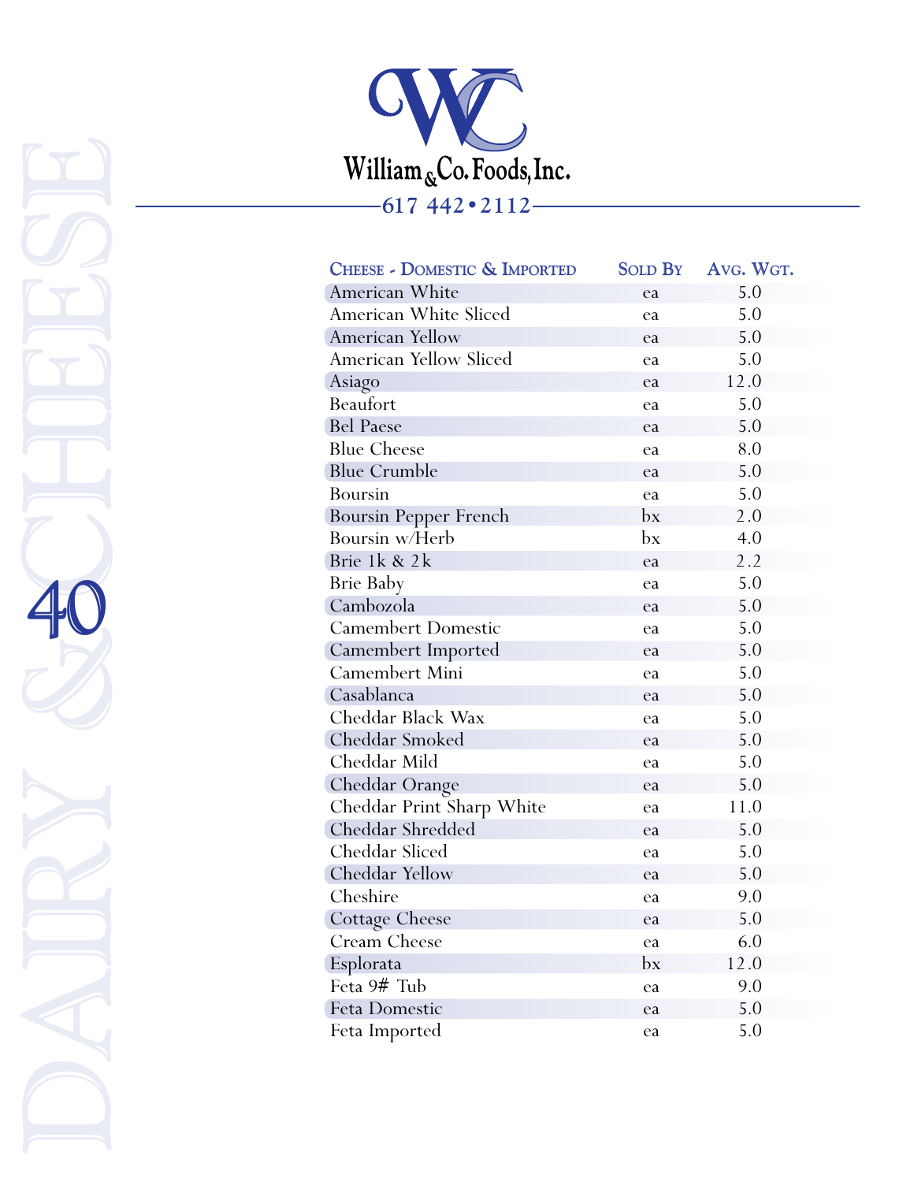William & Co. Foods, Inc.

617 442•2112

DAIRY & CHEESE

| Cheese - Domestic & Imported | Sold By | Avg. Wgt. |
|---|---|---|
| American White | ea | 5.0 |
| American White Sliced | ea | 5.0 |
| American Yellow | ea | 5.0 |
| American Yellow Sliced | ea | 5.0 |
| Asiago | ea | 12.0 |
| Beaufort | ea | 5.0 |
| Bel Paese | ea | 5.0 |
| Blue Cheese | ea | 8.0 |
| Blue Crumble | ea | 5.0 |
| Boursin | ea | 5.0 |
| Boursin Pepper French | bx | 2.0 |
| Boursin w/Herb | bx | 4.0 |
| Brie 1k & 2k | ea | 2.2 |
| Brie Baby | ea | 5.0 |
| Cambozola | ea | 5.0 |
| Camembert Domestic | ea | 5.0 |
| Camembert Imported | ea | 5.0 |
| Camembert Mini | ea | 5.0 |
| Casablanca | ea | 5.0 |
| Cheddar Black Wax | ea | 5.0 |
| Cheddar Smoked | ea | 5.0 |
| Cheddar Mild | ea | 5.0 |
| Cheddar Orange | ea | 5.0 |
| Cheddar Print Sharp White | ea | 11.0 |
| Cheddar Shredded | ea | 5.0 |
| Cheddar Sliced | ea | 5.0 |
| Cheddar Yellow | ea | 5.0 |
| Cheshire | ea | 9.0 |
| Cottage Cheese | ea | 5.0 |
| Cream Cheese | ea | 6.0 |
| Esplorata | bx | 12.0 |
| Feta 9# Tub | ea | 9.0 |
| Feta Domestic | ea | 5.0 |
| Feta Imported | ea | 5.0 |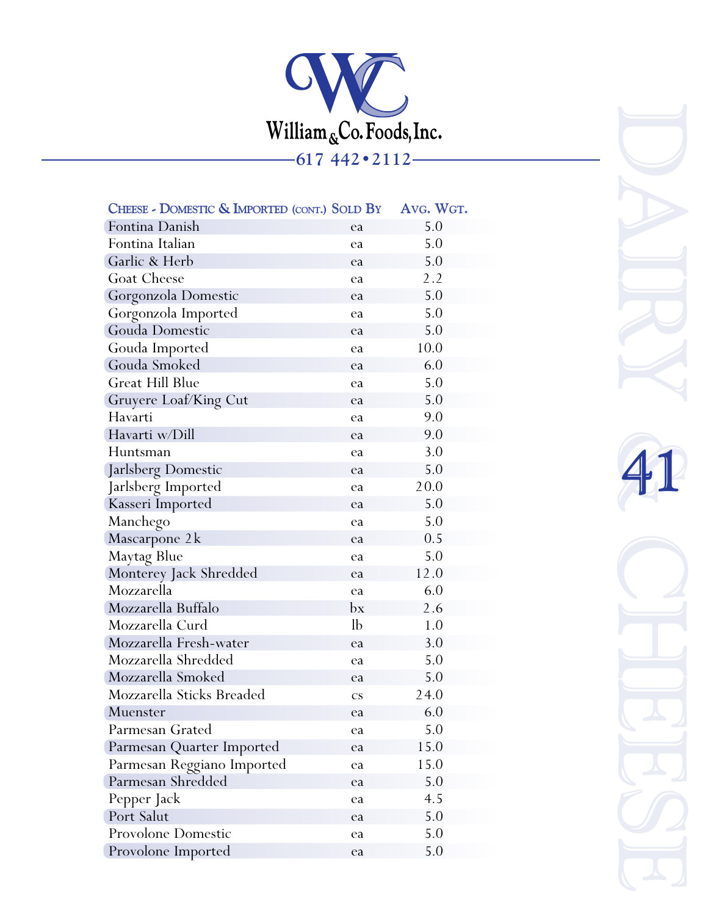# William & Co. Foods, Inc.

617 442•2112

| Cheese - Domestic & Imported (cont.) | Sold By | Avg. Wgt. |
|---|---|---|
| Fontina Danish | ea | 5.0 |
| Fontina Italian | ea | 5.0 |
| Garlic & Herb | ea | 5.0 |
| Goat Cheese | ea | 2.2 |
| Gorgonzola Domestic | ea | 5.0 |
| Gorgonzola Imported | ea | 5.0 |
| Gouda Domestic | ea | 5.0 |
| Gouda Imported | ea | 10.0 |
| Gouda Smoked | ea | 6.0 |
| Great Hill Blue | ea | 5.0 |
| Gruyere Loaf/King Cut | ea | 5.0 |
| Havarti | ea | 9.0 |
| Havarti w/Dill | ea | 9.0 |
| Huntsman | ea | 3.0 |
| Jarlsberg Domestic | ea | 5.0 |
| Jarlsberg Imported | ea | 20.0 |
| Kasseri Imported | ea | 5.0 |
| Manchego | ea | 5.0 |
| Mascarpone 2k | ea | 0.5 |
| Maytag Blue | ea | 5.0 |
| Monterey Jack Shredded | ea | 12.0 |
| Mozzarella | ea | 6.0 |
| Mozzarella Buffalo | bx | 2.6 |
| Mozzarella Curd | lb | 1.0 |
| Mozzarella Fresh-water | ea | 3.0 |
| Mozzarella Shredded | ea | 5.0 |
| Mozzarella Smoked | ea | 5.0 |
| Mozzarella Sticks Breaded | cs | 24.0 |
| Muenster | ea | 6.0 |
| Parmesan Grated | ea | 5.0 |
| Parmesan Quarter Imported | ea | 15.0 |
| Parmesan Reggiano Imported | ea | 15.0 |
| Parmesan Shredded | ea | 5.0 |
| Pepper Jack | ea | 4.5 |
| Port Salut | ea | 5.0 |
| Provolone Domestic | ea | 5.0 |
| Provolone Imported | ea | 5.0 |

DAIRY & CHEESE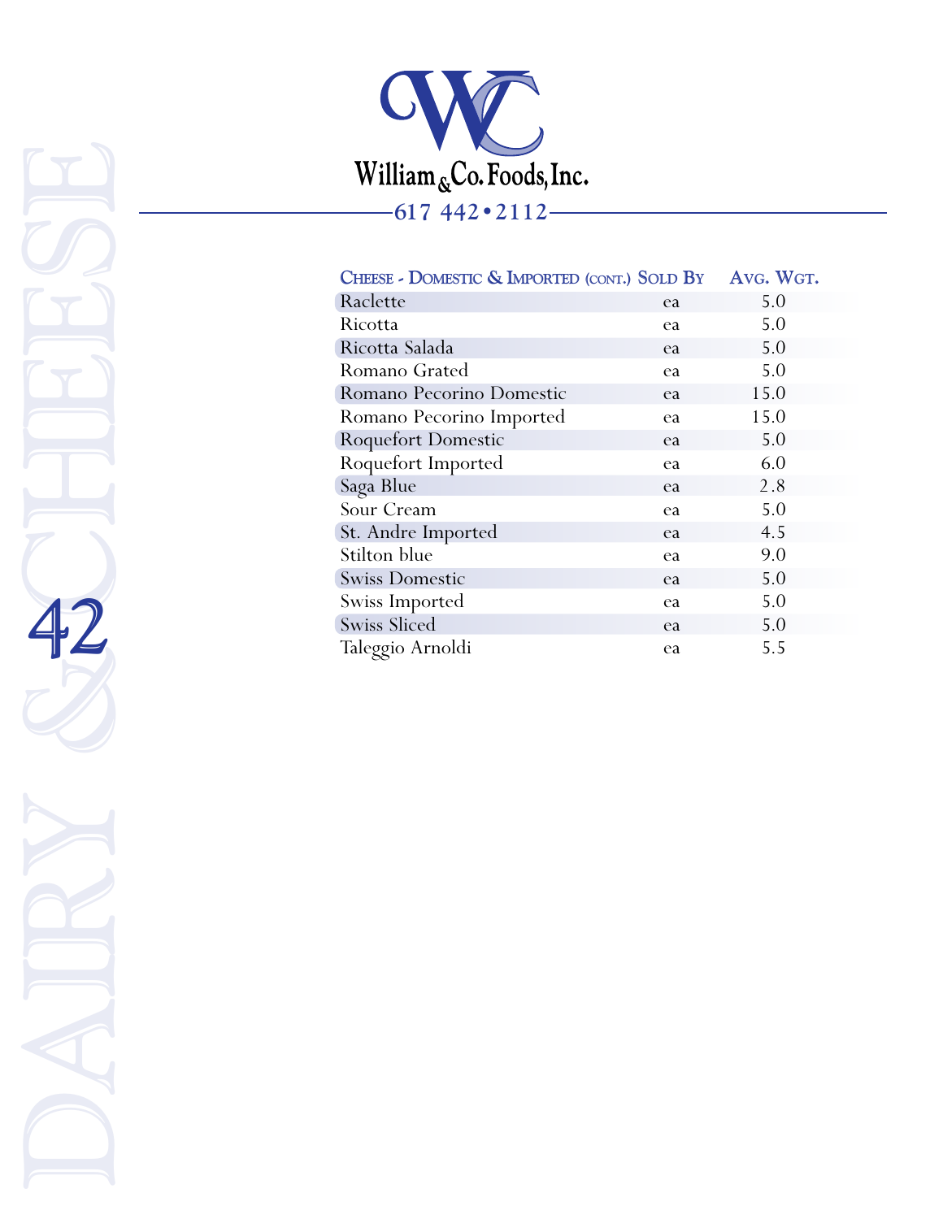William & Co. Foods, Inc.

617 442 • 2112

| Cheese - Domestic & Imported (cont.) | Sold By | Avg. Wgt. |
|---|---|---|
| Raclette | ea | 5.0 |
| Ricotta | ea | 5.0 |
| Ricotta Salada | ea | 5.0 |
| Romano Grated | ea | 5.0 |
| Romano Pecorino Domestic | ea | 15.0 |
| Romano Pecorino Imported | ea | 15.0 |
| Roquefort Domestic | ea | 5.0 |
| Roquefort Imported | ea | 6.0 |
| Saga Blue | ea | 2.8 |
| Sour Cream | ea | 5.0 |
| St. Andre Imported | ea | 4.5 |
| Stilton blue | ea | 9.0 |
| Swiss Domestic | ea | 5.0 |
| Swiss Imported | ea | 5.0 |
| Swiss Sliced | ea | 5.0 |
| Taleggio Arnoldi | ea | 5.5 |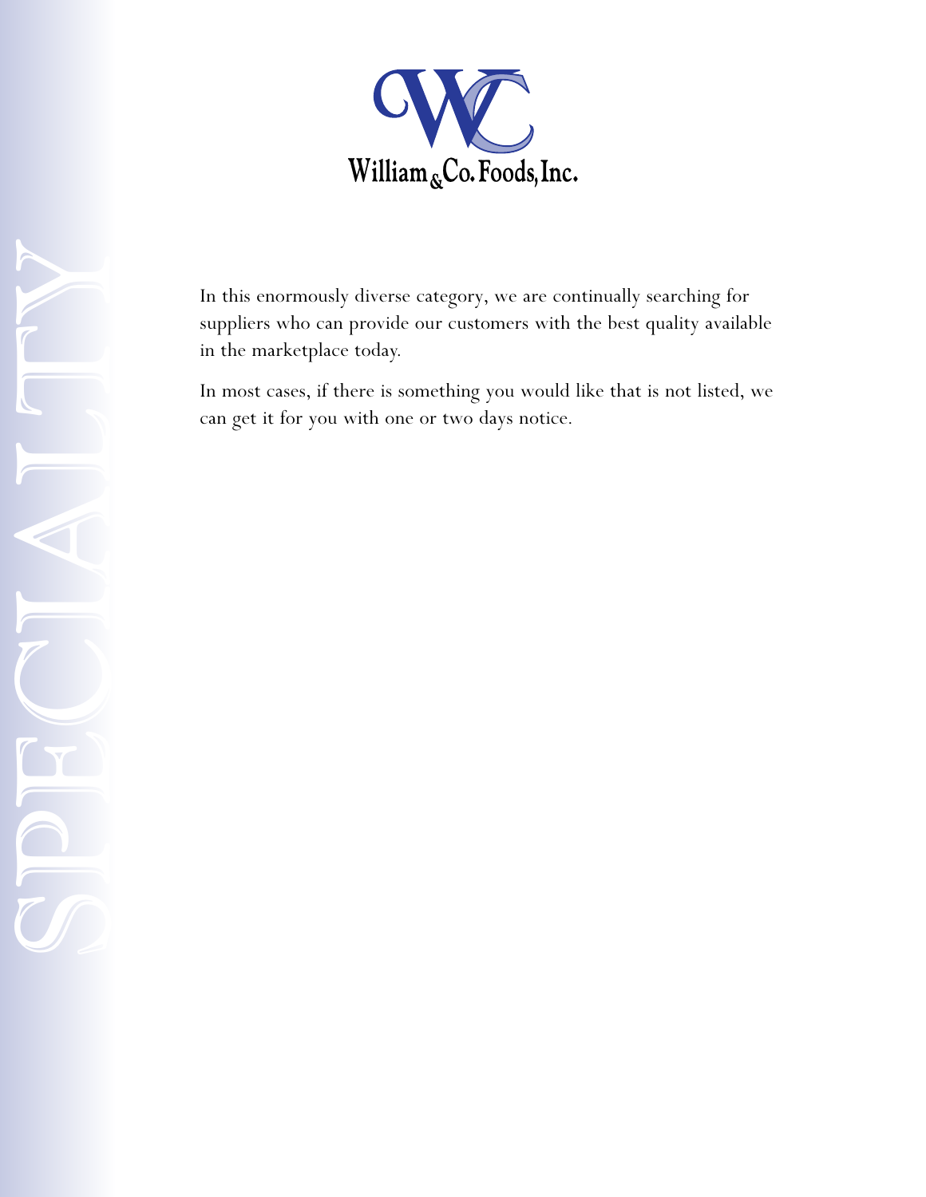# SPECIALTY

William & Co. Foods, Inc.

In this enormously diverse category, we are continually searching for suppliers who can provide our customers with the best quality available in the marketplace today.

In most cases, if there is something you would like that is not listed, we can get it for you with one or two days notice.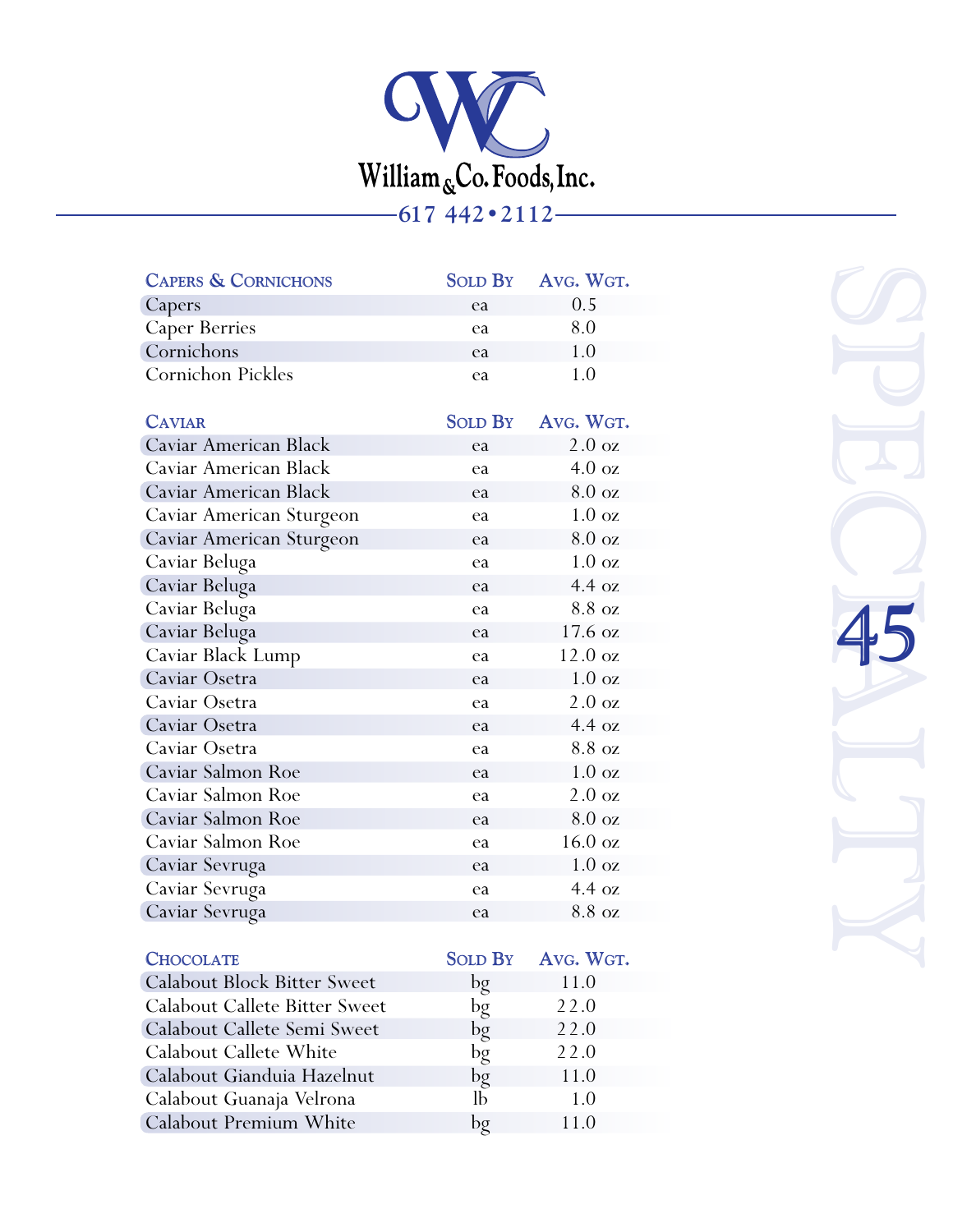# William & Co. Foods, Inc.

617 442 • 2112

| Capers & Cornichons | Sold By | Avg. Wgt. |
|---|---|---|
| Capers | ea | 0.5 |
| Caper Berries | ea | 8.0 |
| Cornichons | ea | 1.0 |
| Cornichon Pickles | ea | 1.0 |

| Caviar | Sold By | Avg. Wgt. |
|---|---|---|
| Caviar American Black | ea | 2.0 oz |
| Caviar American Black | ea | 4.0 oz |
| Caviar American Black | ea | 8.0 oz |
| Caviar American Sturgeon | ea | 1.0 oz |
| Caviar American Sturgeon | ea | 8.0 oz |
| Caviar Beluga | ea | 1.0 oz |
| Caviar Beluga | ea | 4.4 oz |
| Caviar Beluga | ea | 8.8 oz |
| Caviar Beluga | ea | 17.6 oz |
| Caviar Black Lump | ea | 12.0 oz |
| Caviar Osetra | ea | 1.0 oz |
| Caviar Osetra | ea | 2.0 oz |
| Caviar Osetra | ea | 4.4 oz |
| Caviar Osetra | ea | 8.8 oz |
| Caviar Salmon Roe | ea | 1.0 oz |
| Caviar Salmon Roe | ea | 2.0 oz |
| Caviar Salmon Roe | ea | 8.0 oz |
| Caviar Salmon Roe | ea | 16.0 oz |
| Caviar Sevruga | ea | 1.0 oz |
| Caviar Sevruga | ea | 4.4 oz |
| Caviar Sevruga | ea | 8.8 oz |

| Chocolate | Sold By | Avg. Wgt. |
|---|---|---|
| Calabout Block Bitter Sweet | bg | 11.0 |
| Calabout Callete Bitter Sweet | bg | 22.0 |
| Calabout Callete Semi Sweet | bg | 22.0 |
| Calabout Callete White | bg | 22.0 |
| Calabout Gianduia Hazelnut | bg | 11.0 |
| Calabout Guanaja Velrona | lb | 1.0 |
| Calabout Premium White | bg | 11.0 |

SPECIALTY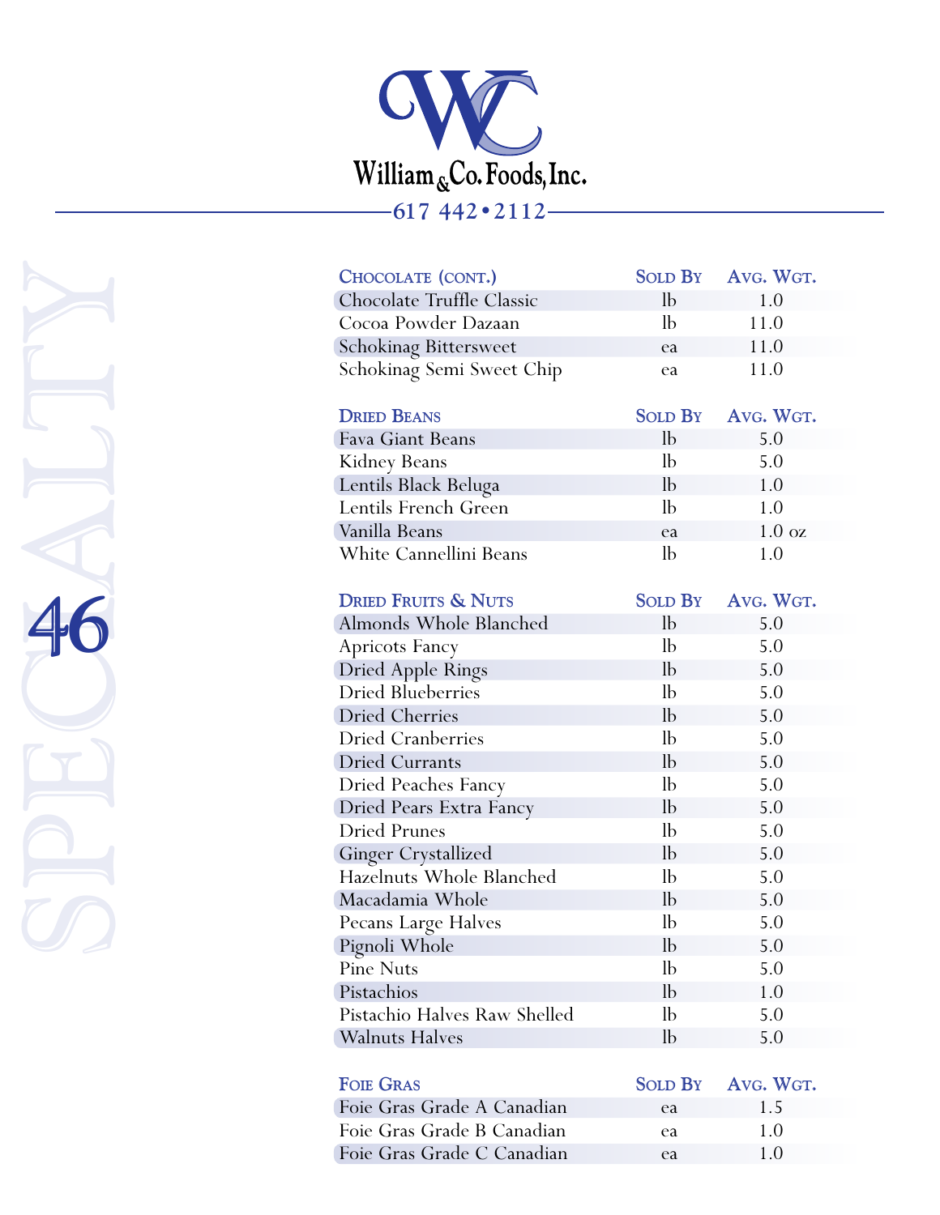# William & Co. Foods, Inc.

617 442 • 2112

SPECIALTY

| Chocolate (cont.) | Sold By | Avg. Wgt. |
|---|---|---|
| Chocolate Truffle Classic | lb | 1.0 |
| Cocoa Powder Dazaan | lb | 11.0 |
| Schokinag Bittersweet | ea | 11.0 |
| Schokinag Semi Sweet Chip | ea | 11.0 |

| Dried Beans | Sold By | Avg. Wgt. |
|---|---|---|
| Fava Giant Beans | lb | 5.0 |
| Kidney Beans | lb | 5.0 |
| Lentils Black Beluga | lb | 1.0 |
| Lentils French Green | lb | 1.0 |
| Vanilla Beans | ea | 1.0 oz |
| White Cannellini Beans | lb | 1.0 |

| Dried Fruits & Nuts | Sold By | Avg. Wgt. |
|---|---|---|
| Almonds Whole Blanched | lb | 5.0 |
| Apricots Fancy | lb | 5.0 |
| Dried Apple Rings | lb | 5.0 |
| Dried Blueberries | lb | 5.0 |
| Dried Cherries | lb | 5.0 |
| Dried Cranberries | lb | 5.0 |
| Dried Currants | lb | 5.0 |
| Dried Peaches Fancy | lb | 5.0 |
| Dried Pears Extra Fancy | lb | 5.0 |
| Dried Prunes | lb | 5.0 |
| Ginger Crystallized | lb | 5.0 |
| Hazelnuts Whole Blanched | lb | 5.0 |
| Macadamia Whole | lb | 5.0 |
| Pecans Large Halves | lb | 5.0 |
| Pignoli Whole | lb | 5.0 |
| Pine Nuts | lb | 5.0 |
| Pistachios | lb | 1.0 |
| Pistachio Halves Raw Shelled | lb | 5.0 |
| Walnuts Halves | lb | 5.0 |

| Foie Gras | Sold By | Avg. Wgt. |
|---|---|---|
| Foie Gras Grade A Canadian | ea | 1.5 |
| Foie Gras Grade B Canadian | ea | 1.0 |
| Foie Gras Grade C Canadian | ea | 1.0 |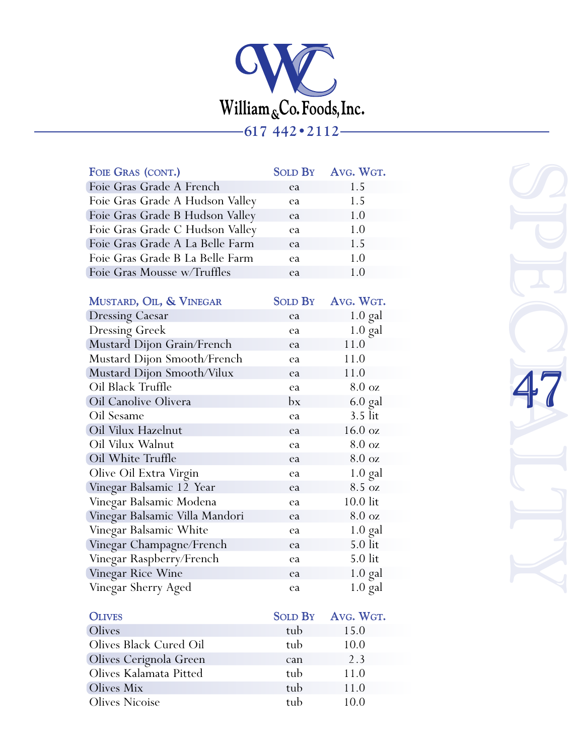# William & Co. Foods, Inc.

617 442 • 2112

| Foie Gras (cont.) | Sold By | Avg. Wgt. |
|---|---|---|
| Foie Gras Grade A French | ea | 1.5 |
| Foie Gras Grade A Hudson Valley | ea | 1.5 |
| Foie Gras Grade B Hudson Valley | ea | 1.0 |
| Foie Gras Grade C Hudson Valley | ea | 1.0 |
| Foie Gras Grade A La Belle Farm | ea | 1.5 |
| Foie Gras Grade B La Belle Farm | ea | 1.0 |
| Foie Gras Mousse w/Truffles | ea | 1.0 |

| Mustard, Oil, & Vinegar | Sold By | Avg. Wgt. |
|---|---|---|
| Dressing Caesar | ea | 1.0 gal |
| Dressing Greek | ea | 1.0 gal |
| Mustard Dijon Grain/French | ea | 11.0 |
| Mustard Dijon Smooth/French | ea | 11.0 |
| Mustard Dijon Smooth/Vilux | ea | 11.0 |
| Oil Black Truffle | ea | 8.0 oz |
| Oil Canolive Olivera | bx | 6.0 gal |
| Oil Sesame | ea | 3.5 lit |
| Oil Vilux Hazelnut | ea | 16.0 oz |
| Oil Vilux Walnut | ea | 8.0 oz |
| Oil White Truffle | ea | 8.0 oz |
| Olive Oil Extra Virgin | ea | 1.0 gal |
| Vinegar Balsamic 12 Year | ea | 8.5 oz |
| Vinegar Balsamic Modena | ea | 10.0 lit |
| Vinegar Balsamic Villa Mandori | ea | 8.0 oz |
| Vinegar Balsamic White | ea | 1.0 gal |
| Vinegar Champagne/French | ea | 5.0 lit |
| Vinegar Raspberry/French | ea | 5.0 lit |
| Vinegar Rice Wine | ea | 1.0 gal |
| Vinegar Sherry Aged | ea | 1.0 gal |

| Olives | Sold By | Avg. Wgt. |
|---|---|---|
| Olives | tub | 15.0 |
| Olives Black Cured Oil | tub | 10.0 |
| Olives Cerignola Green | can | 2.3 |
| Olives Kalamata Pitted | tub | 11.0 |
| Olives Mix | tub | 11.0 |
| Olives Nicoise | tub | 10.0 |

SPECIALTY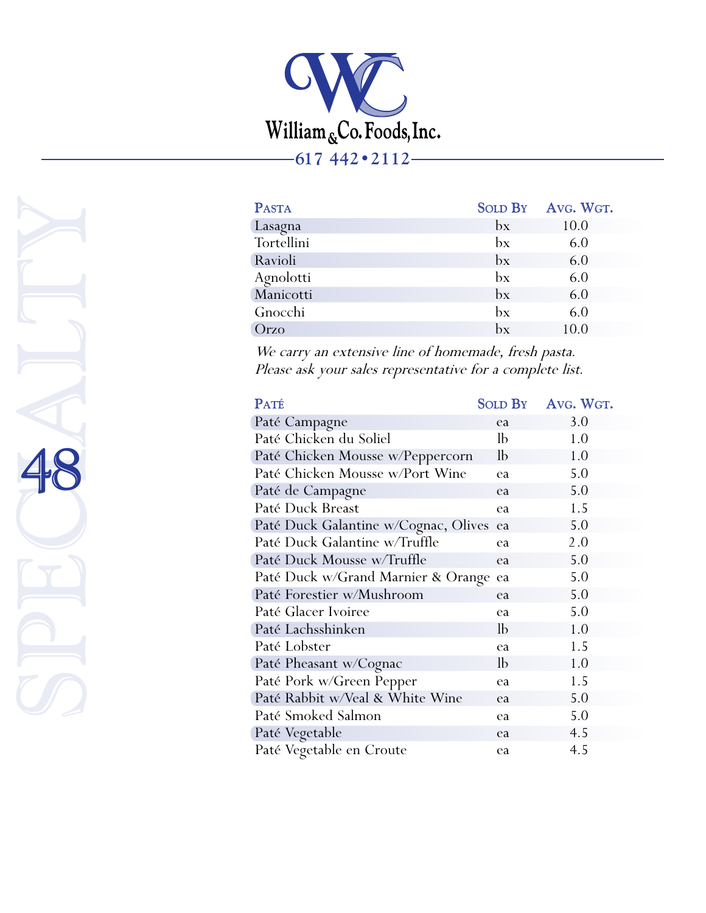# William & Co. Foods, Inc.

617 442•2112

## SPECIALTY

| Pasta | Sold By | Avg. Wgt. |
|---|---|---|
| Lasagna | bx | 10.0 |
| Tortellini | bx | 6.0 |
| Ravioli | bx | 6.0 |
| Agnolotti | bx | 6.0 |
| Manicotti | bx | 6.0 |
| Gnocchi | bx | 6.0 |
| Orzo | bx | 10.0 |

*We carry an extensive line of homemade, fresh pasta.*
*Please ask your sales representative for a complete list.*

| Paté | Sold By | Avg. Wgt. |
|---|---|---|
| Paté Campagne | ea | 3.0 |
| Paté Chicken du Soliel | lb | 1.0 |
| Paté Chicken Mousse w/Peppercorn | lb | 1.0 |
| Paté Chicken Mousse w/Port Wine | ea | 5.0 |
| Paté de Campagne | ea | 5.0 |
| Paté Duck Breast | ea | 1.5 |
| Paté Duck Galantine w/Cognac, Olives | ea | 5.0 |
| Paté Duck Galantine w/Truffle | ea | 2.0 |
| Paté Duck Mousse w/Truffle | ea | 5.0 |
| Paté Duck w/Grand Marnier & Orange | ea | 5.0 |
| Paté Forestier w/Mushroom | ea | 5.0 |
| Paté Glacer Ivoiree | ea | 5.0 |
| Paté Lachsshinken | lb | 1.0 |
| Paté Lobster | ea | 1.5 |
| Paté Pheasant w/Cognac | lb | 1.0 |
| Paté Pork w/Green Pepper | ea | 1.5 |
| Paté Rabbit w/Veal & White Wine | ea | 5.0 |
| Paté Smoked Salmon | ea | 5.0 |
| Paté Vegetable | ea | 4.5 |
| Paté Vegetable en Croute | ea | 4.5 |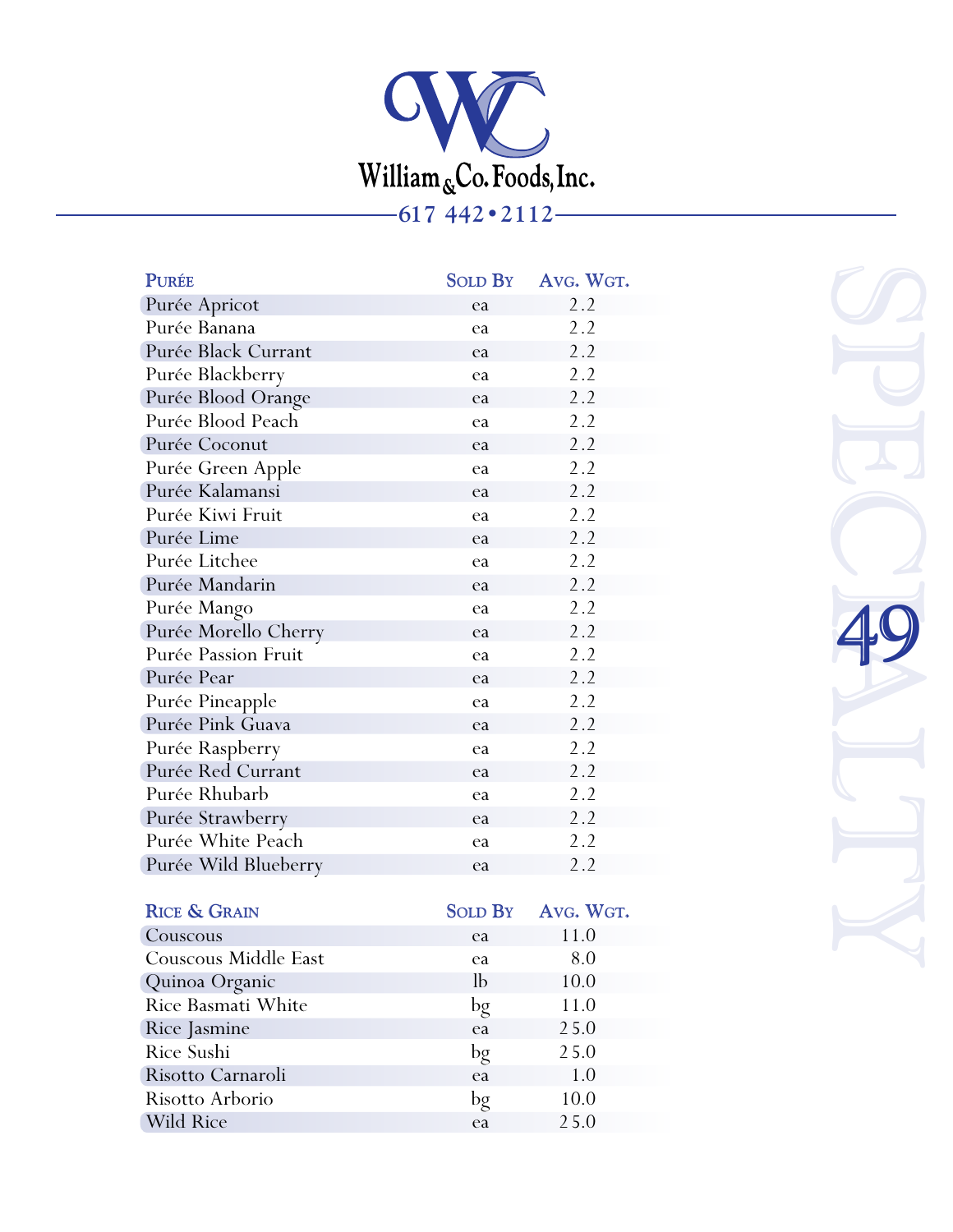# William & Co. Foods, Inc.

617 442 • 2112

| Purée | Sold By | Avg. Wgt. |
|---|---|---|
| Purée Apricot | ea | 2.2 |
| Purée Banana | ea | 2.2 |
| Purée Black Currant | ea | 2.2 |
| Purée Blackberry | ea | 2.2 |
| Purée Blood Orange | ea | 2.2 |
| Purée Blood Peach | ea | 2.2 |
| Purée Coconut | ea | 2.2 |
| Purée Green Apple | ea | 2.2 |
| Purée Kalamansi | ea | 2.2 |
| Purée Kiwi Fruit | ea | 2.2 |
| Purée Lime | ea | 2.2 |
| Purée Litchee | ea | 2.2 |
| Purée Mandarin | ea | 2.2 |
| Purée Mango | ea | 2.2 |
| Purée Morello Cherry | ea | 2.2 |
| Purée Passion Fruit | ea | 2.2 |
| Purée Pear | ea | 2.2 |
| Purée Pineapple | ea | 2.2 |
| Purée Pink Guava | ea | 2.2 |
| Purée Raspberry | ea | 2.2 |
| Purée Red Currant | ea | 2.2 |
| Purée Rhubarb | ea | 2.2 |
| Purée Strawberry | ea | 2.2 |
| Purée White Peach | ea | 2.2 |
| Purée Wild Blueberry | ea | 2.2 |

| Rice & Grain | Sold By | Avg. Wgt. |
|---|---|---|
| Couscous | ea | 11.0 |
| Couscous Middle East | ea | 8.0 |
| Quinoa Organic | lb | 10.0 |
| Rice Basmati White | bg | 11.0 |
| Rice Jasmine | ea | 25.0 |
| Rice Sushi | bg | 25.0 |
| Risotto Carnaroli | ea | 1.0 |
| Risotto Arborio | bg | 10.0 |
| Wild Rice | ea | 25.0 |

SPECIALTY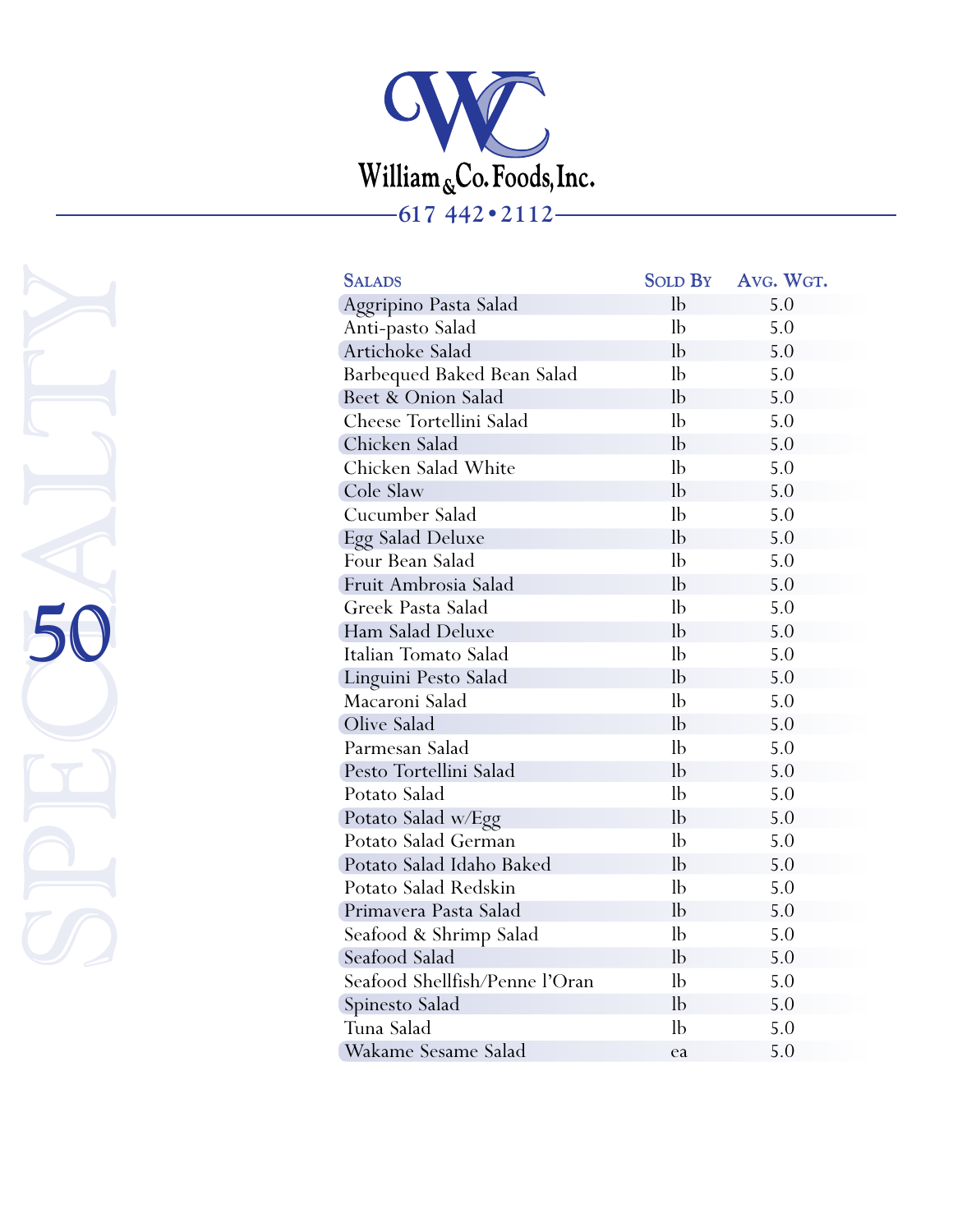# William & Co. Foods, Inc.

617 442 • 2112

SPECIALTY

| Salads | Sold By | Avg. Wgt. |
|---|---|---|
| Aggripino Pasta Salad | lb | 5.0 |
| Anti-pasto Salad | lb | 5.0 |
| Artichoke Salad | lb | 5.0 |
| Barbequed Baked Bean Salad | lb | 5.0 |
| Beet & Onion Salad | lb | 5.0 |
| Cheese Tortellini Salad | lb | 5.0 |
| Chicken Salad | lb | 5.0 |
| Chicken Salad White | lb | 5.0 |
| Cole Slaw | lb | 5.0 |
| Cucumber Salad | lb | 5.0 |
| Egg Salad Deluxe | lb | 5.0 |
| Four Bean Salad | lb | 5.0 |
| Fruit Ambrosia Salad | lb | 5.0 |
| Greek Pasta Salad | lb | 5.0 |
| Ham Salad Deluxe | lb | 5.0 |
| Italian Tomato Salad | lb | 5.0 |
| Linguini Pesto Salad | lb | 5.0 |
| Macaroni Salad | lb | 5.0 |
| Olive Salad | lb | 5.0 |
| Parmesan Salad | lb | 5.0 |
| Pesto Tortellini Salad | lb | 5.0 |
| Potato Salad | lb | 5.0 |
| Potato Salad w/Egg | lb | 5.0 |
| Potato Salad German | lb | 5.0 |
| Potato Salad Idaho Baked | lb | 5.0 |
| Potato Salad Redskin | lb | 5.0 |
| Primavera Pasta Salad | lb | 5.0 |
| Seafood & Shrimp Salad | lb | 5.0 |
| Seafood Salad | lb | 5.0 |
| Seafood Shellfish/Penne l'Oran | lb | 5.0 |
| Spinesto Salad | lb | 5.0 |
| Tuna Salad | lb | 5.0 |
| Wakame Sesame Salad | ea | 5.0 |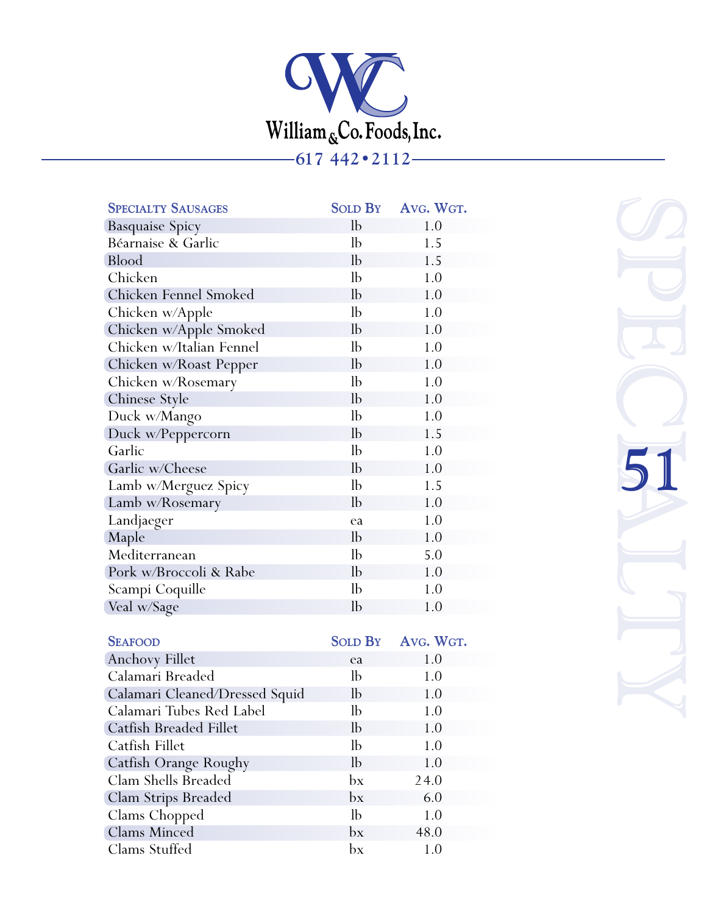# William & Co. Foods, Inc.

617 442•2112

| Specialty Sausages | Sold By | Avg. Wgt. |
|---|---|---|
| Basquaise Spicy | lb | 1.0 |
| Béarnaise & Garlic | lb | 1.5 |
| Blood | lb | 1.5 |
| Chicken | lb | 1.0 |
| Chicken Fennel Smoked | lb | 1.0 |
| Chicken w/Apple | lb | 1.0 |
| Chicken w/Apple Smoked | lb | 1.0 |
| Chicken w/Italian Fennel | lb | 1.0 |
| Chicken w/Roast Pepper | lb | 1.0 |
| Chicken w/Rosemary | lb | 1.0 |
| Chinese Style | lb | 1.0 |
| Duck w/Mango | lb | 1.0 |
| Duck w/Peppercorn | lb | 1.5 |
| Garlic | lb | 1.0 |
| Garlic w/Cheese | lb | 1.0 |
| Lamb w/Merguez Spicy | lb | 1.5 |
| Lamb w/Rosemary | lb | 1.0 |
| Landjaeger | ea | 1.0 |
| Maple | lb | 1.0 |
| Mediterranean | lb | 5.0 |
| Pork w/Broccoli & Rabe | lb | 1.0 |
| Scampi Coquille | lb | 1.0 |
| Veal w/Sage | lb | 1.0 |

| Seafood | Sold By | Avg. Wgt. |
|---|---|---|
| Anchovy Fillet | ea | 1.0 |
| Calamari Breaded | lb | 1.0 |
| Calamari Cleaned/Dressed Squid | lb | 1.0 |
| Calamari Tubes Red Label | lb | 1.0 |
| Catfish Breaded Fillet | lb | 1.0 |
| Catfish Fillet | lb | 1.0 |
| Catfish Orange Roughy | lb | 1.0 |
| Clam Shells Breaded | bx | 24.0 |
| Clam Strips Breaded | bx | 6.0 |
| Clams Chopped | lb | 1.0 |
| Clams Minced | bx | 48.0 |
| Clams Stuffed | bx | 1.0 |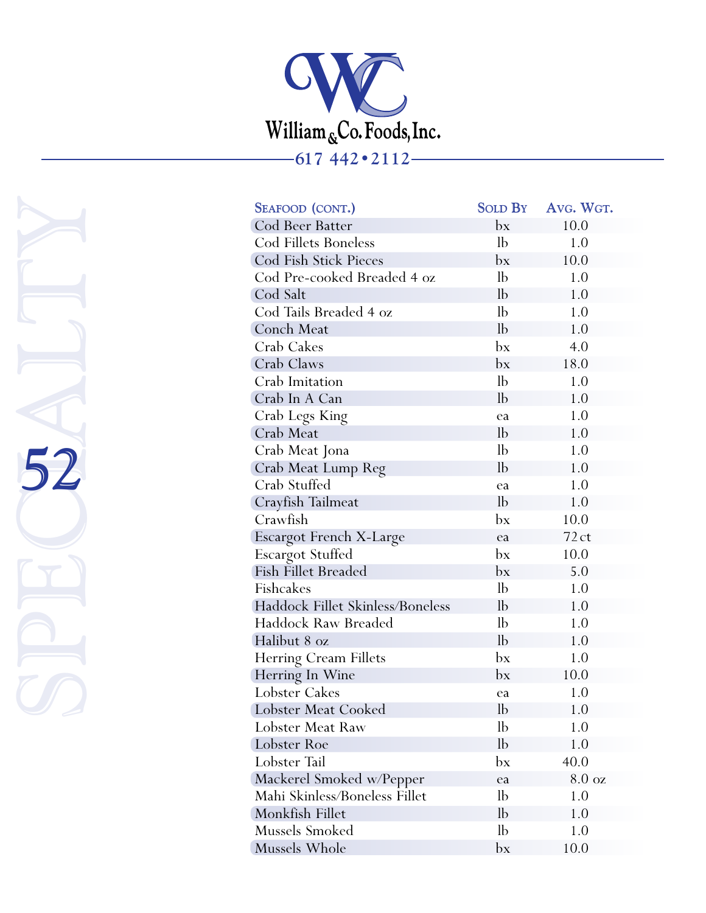# William & Co. Foods, Inc.

617 442 • 2112

SPECIALTY

| Seafood (cont.) | Sold By | Avg. Wgt. |
|---|---|---|
| Cod Beer Batter | bx | 10.0 |
| Cod Fillets Boneless | lb | 1.0 |
| Cod Fish Stick Pieces | bx | 10.0 |
| Cod Pre-cooked Breaded 4 oz | lb | 1.0 |
| Cod Salt | lb | 1.0 |
| Cod Tails Breaded 4 oz | lb | 1.0 |
| Conch Meat | lb | 1.0 |
| Crab Cakes | bx | 4.0 |
| Crab Claws | bx | 18.0 |
| Crab Imitation | lb | 1.0 |
| Crab In A Can | lb | 1.0 |
| Crab Legs King | ea | 1.0 |
| Crab Meat | lb | 1.0 |
| Crab Meat Jona | lb | 1.0 |
| Crab Meat Lump Reg | lb | 1.0 |
| Crab Stuffed | ea | 1.0 |
| Crayfish Tailmeat | lb | 1.0 |
| Crawfish | bx | 10.0 |
| Escargot French X-Large | ea | 72 ct |
| Escargot Stuffed | bx | 10.0 |
| Fish Fillet Breaded | bx | 5.0 |
| Fishcakes | lb | 1.0 |
| Haddock Fillet Skinless/Boneless | lb | 1.0 |
| Haddock Raw Breaded | lb | 1.0 |
| Halibut 8 oz | lb | 1.0 |
| Herring Cream Fillets | bx | 1.0 |
| Herring In Wine | bx | 10.0 |
| Lobster Cakes | ea | 1.0 |
| Lobster Meat Cooked | lb | 1.0 |
| Lobster Meat Raw | lb | 1.0 |
| Lobster Roe | lb | 1.0 |
| Lobster Tail | bx | 40.0 |
| Mackerel Smoked w/Pepper | ea | 8.0 oz |
| Mahi Skinless/Boneless Fillet | lb | 1.0 |
| Monkfish Fillet | lb | 1.0 |
| Mussels Smoked | lb | 1.0 |
| Mussels Whole | bx | 10.0 |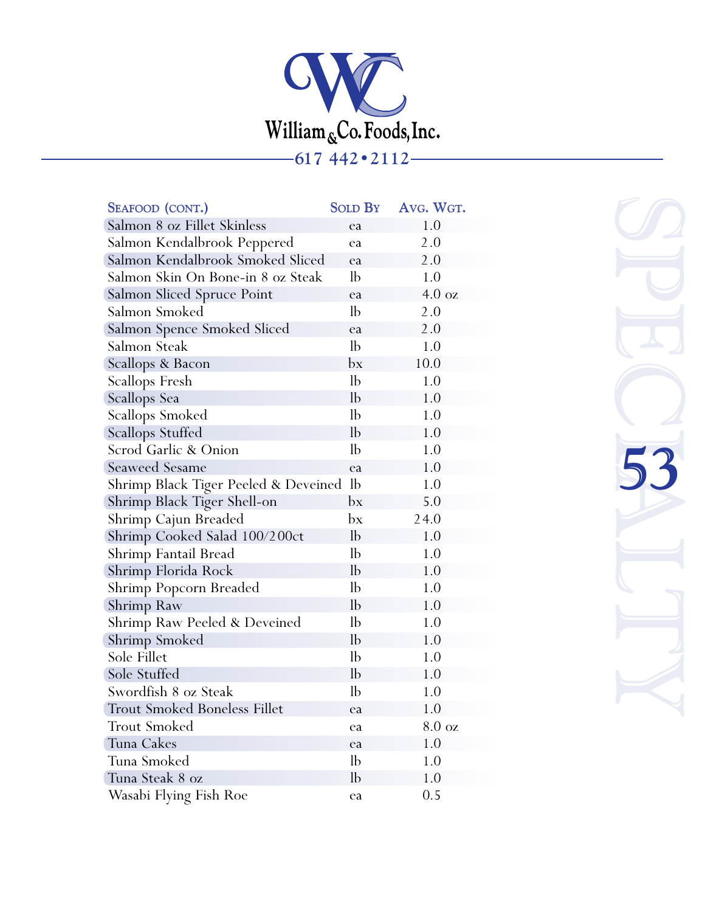William & Co. Foods, Inc.

617 442 • 2112

| Seafood (cont.) | Sold By | Avg. Wgt. |
|---|---|---|
| Salmon 8 oz Fillet Skinless | ea | 1.0 |
| Salmon Kendalbrook Peppered | ea | 2.0 |
| Salmon Kendalbrook Smoked Sliced | ea | 2.0 |
| Salmon Skin On Bone-in 8 oz Steak | lb | 1.0 |
| Salmon Sliced Spruce Point | ea | 4.0 oz |
| Salmon Smoked | lb | 2.0 |
| Salmon Spence Smoked Sliced | ea | 2.0 |
| Salmon Steak | lb | 1.0 |
| Scallops & Bacon | bx | 10.0 |
| Scallops Fresh | lb | 1.0 |
| Scallops Sea | lb | 1.0 |
| Scallops Smoked | lb | 1.0 |
| Scallops Stuffed | lb | 1.0 |
| Scrod Garlic & Onion | lb | 1.0 |
| Seaweed Sesame | ea | 1.0 |
| Shrimp Black Tiger Peeled & Deveined | lb | 1.0 |
| Shrimp Black Tiger Shell-on | bx | 5.0 |
| Shrimp Cajun Breaded | bx | 24.0 |
| Shrimp Cooked Salad 100/200ct | lb | 1.0 |
| Shrimp Fantail Bread | lb | 1.0 |
| Shrimp Florida Rock | lb | 1.0 |
| Shrimp Popcorn Breaded | lb | 1.0 |
| Shrimp Raw | lb | 1.0 |
| Shrimp Raw Peeled & Deveined | lb | 1.0 |
| Shrimp Smoked | lb | 1.0 |
| Sole Fillet | lb | 1.0 |
| Sole Stuffed | lb | 1.0 |
| Swordfish 8 oz Steak | lb | 1.0 |
| Trout Smoked Boneless Fillet | ea | 1.0 |
| Trout Smoked | ea | 8.0 oz |
| Tuna Cakes | ea | 1.0 |
| Tuna Smoked | lb | 1.0 |
| Tuna Steak 8 oz | lb | 1.0 |
| Wasabi Flying Fish Roe | ea | 0.5 |

SPECIALTY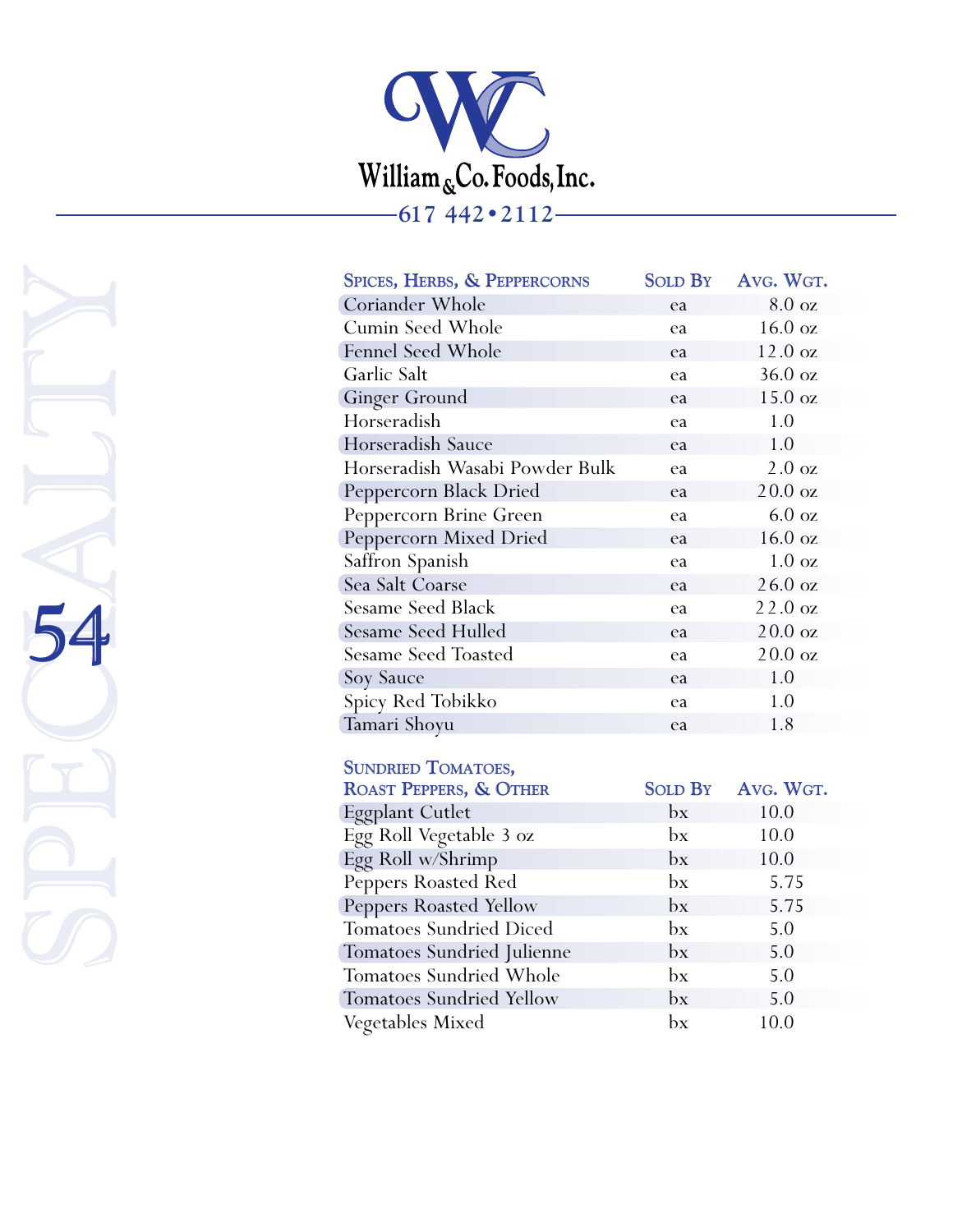William & Co. Foods, Inc.

617 442 • 2112

SPECIALTY

| Spices, Herbs, & Peppercorns | Sold By | Avg. Wgt. |
|---|---|---|
| Coriander Whole | ea | 8.0 oz |
| Cumin Seed Whole | ea | 16.0 oz |
| Fennel Seed Whole | ea | 12.0 oz |
| Garlic Salt | ea | 36.0 oz |
| Ginger Ground | ea | 15.0 oz |
| Horseradish | ea | 1.0 |
| Horseradish Sauce | ea | 1.0 |
| Horseradish Wasabi Powder Bulk | ea | 2.0 oz |
| Peppercorn Black Dried | ea | 20.0 oz |
| Peppercorn Brine Green | ea | 6.0 oz |
| Peppercorn Mixed Dried | ea | 16.0 oz |
| Saffron Spanish | ea | 1.0 oz |
| Sea Salt Coarse | ea | 26.0 oz |
| Sesame Seed Black | ea | 22.0 oz |
| Sesame Seed Hulled | ea | 20.0 oz |
| Sesame Seed Toasted | ea | 20.0 oz |
| Soy Sauce | ea | 1.0 |
| Spicy Red Tobikko | ea | 1.0 |
| Tamari Shoyu | ea | 1.8 |

| Sundried Tomatoes, Roast Peppers, & Other | Sold By | Avg. Wgt. |
|---|---|---|
| Eggplant Cutlet | bx | 10.0 |
| Egg Roll Vegetable 3 oz | bx | 10.0 |
| Egg Roll w/Shrimp | bx | 10.0 |
| Peppers Roasted Red | bx | 5.75 |
| Peppers Roasted Yellow | bx | 5.75 |
| Tomatoes Sundried Diced | bx | 5.0 |
| Tomatoes Sundried Julienne | bx | 5.0 |
| Tomatoes Sundried Whole | bx | 5.0 |
| Tomatoes Sundried Yellow | bx | 5.0 |
| Vegetables Mixed | bx | 10.0 |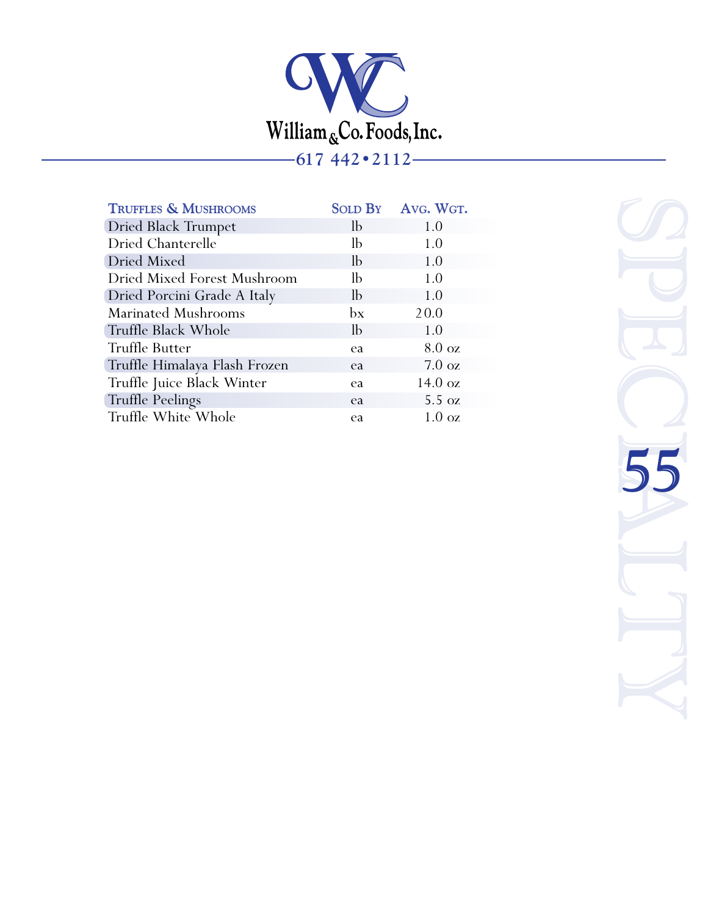William & Co. Foods, Inc.

617 442 • 2112

| Truffles & Mushrooms | Sold By | Avg. Wgt. |
|---|---|---|
| Dried Black Trumpet | lb | 1.0 |
| Dried Chanterelle | lb | 1.0 |
| Dried Mixed | lb | 1.0 |
| Dried Mixed Forest Mushroom | lb | 1.0 |
| Dried Porcini Grade A Italy | lb | 1.0 |
| Marinated Mushrooms | bx | 20.0 |
| Truffle Black Whole | lb | 1.0 |
| Truffle Butter | ea | 8.0 oz |
| Truffle Himalaya Flash Frozen | ea | 7.0 oz |
| Truffle Juice Black Winter | ea | 14.0 oz |
| Truffle Peelings | ea | 5.5 oz |
| Truffle White Whole | ea | 1.0 oz |

SPECIALTY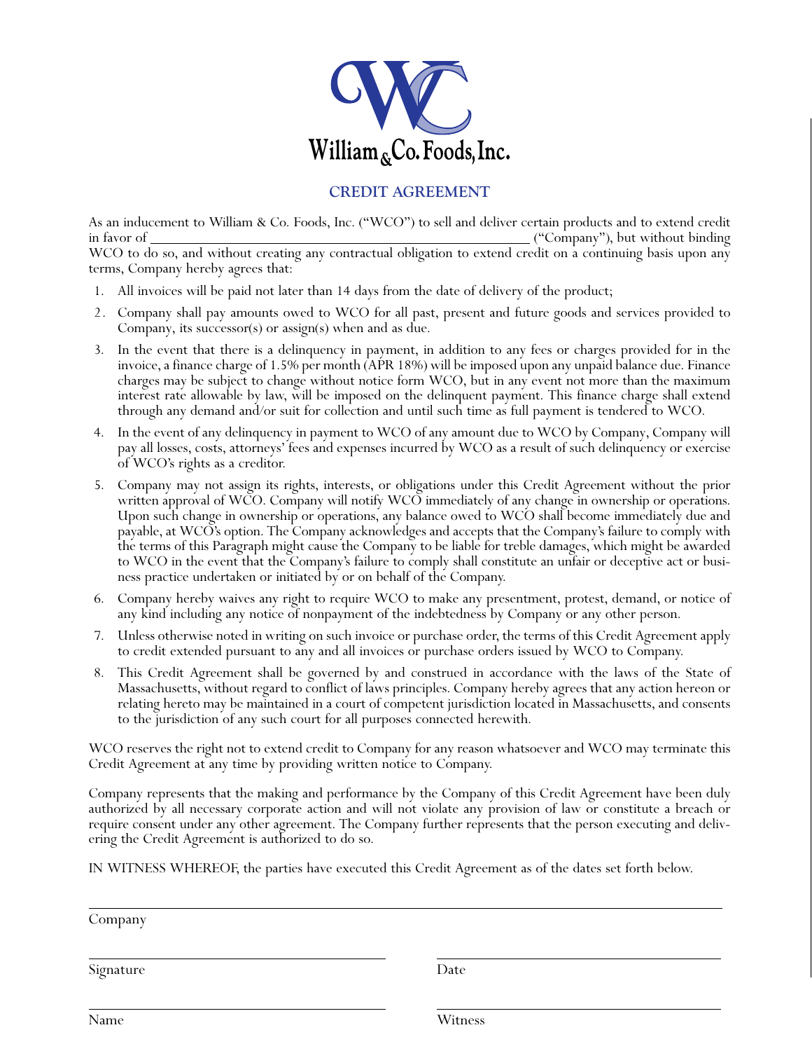William & Co. Foods, Inc.

## CREDIT AGREEMENT

As an inducement to William & Co. Foods, Inc. ("WCO") to sell and deliver certain products and to extend credit in favor of ______________________________________________ ("Company"), but without binding WCO to do so, and without creating any contractual obligation to extend credit on a continuing basis upon any terms, Company hereby agrees that:

1. All invoices will be paid not later than 14 days from the date of delivery of the product;
2. Company shall pay amounts owed to WCO for all past, present and future goods and services provided to Company, its successor(s) or assign(s) when and as due.
3. In the event that there is a delinquency in payment, in addition to any fees or charges provided for in the invoice, a finance charge of 1.5% per month (APR 18%) will be imposed upon any unpaid balance due. Finance charges may be subject to change without notice form WCO, but in any event not more than the maximum interest rate allowable by law, will be imposed on the delinquent payment. This finance charge shall extend through any demand and/or suit for collection and until such time as full payment is tendered to WCO.
4. In the event of any delinquency in payment to WCO of any amount due to WCO by Company, Company will pay all losses, costs, attorneys' fees and expenses incurred by WCO as a result of such delinquency or exercise of WCO's rights as a creditor.
5. Company may not assign its rights, interests, or obligations under this Credit Agreement without the prior written approval of WCO. Company will notify WCO immediately of any change in ownership or operations. Upon such change in ownership or operations, any balance owed to WCO shall become immediately due and payable, at WCO's option. The Company acknowledges and accepts that the Company's failure to comply with the terms of this Paragraph might cause the Company to be liable for treble damages, which might be awarded to WCO in the event that the Company's failure to comply shall constitute an unfair or deceptive act or business practice undertaken or initiated by or on behalf of the Company.
6. Company hereby waives any right to require WCO to make any presentment, protest, demand, or notice of any kind including any notice of nonpayment of the indebtedness by Company or any other person.
7. Unless otherwise noted in writing on such invoice or purchase order, the terms of this Credit Agreement apply to credit extended pursuant to any and all invoices or purchase orders issued by WCO to Company.
8. This Credit Agreement shall be governed by and construed in accordance with the laws of the State of Massachusetts, without regard to conflict of laws principles. Company hereby agrees that any action hereon or relating hereto may be maintained in a court of competent jurisdiction located in Massachusetts, and consents to the jurisdiction of any such court for all purposes connected herewith.

WCO reserves the right not to extend credit to Company for any reason whatsoever and WCO may terminate this Credit Agreement at any time by providing written notice to Company.

Company represents that the making and performance by the Company of this Credit Agreement have been duly authorized by all necessary corporate action and will not violate any provision of law or constitute a breach or require consent under any other agreement. The Company further represents that the person executing and delivering the Credit Agreement is authorized to do so.

IN WITNESS WHEREOF, the parties have executed this Credit Agreement as of the dates set forth below.

______________________________________________
Company

______________________________ ______________________________
Signature Date

______________________________ ______________________________
Name Witness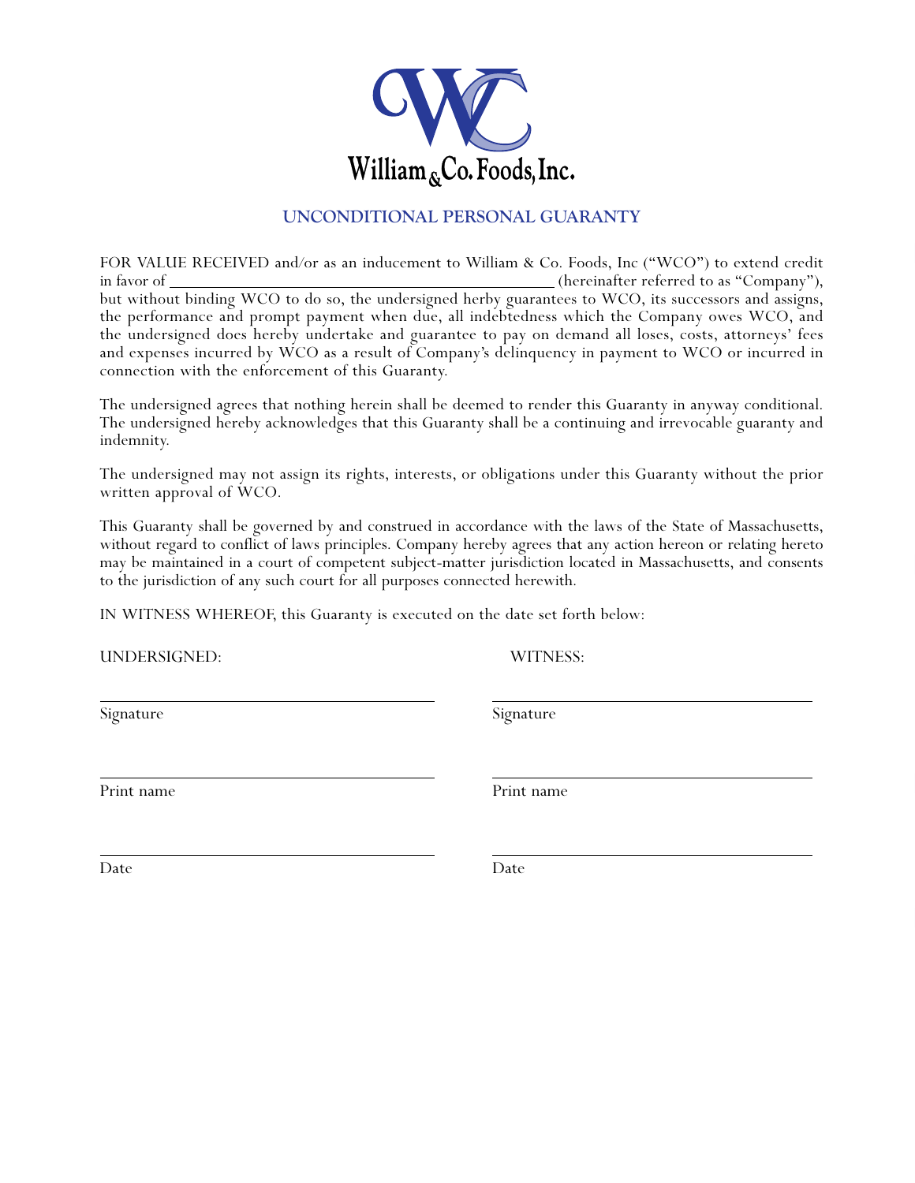William & Co. Foods, Inc.

## UNCONDITIONAL PERSONAL GUARANTY

FOR VALUE RECEIVED and/or as an inducement to William & Co. Foods, Inc ("WCO") to extend credit in favor of ____________________________________________ (hereinafter referred to as "Company"), but without binding WCO to do so, the undersigned herby guarantees to WCO, its successors and assigns, the performance and prompt payment when due, all indebtedness which the Company owes WCO, and the undersigned does hereby undertake and guarantee to pay on demand all loses, costs, attorneys' fees and expenses incurred by WCO as a result of Company's delinquency in payment to WCO or incurred in connection with the enforcement of this Guaranty.

The undersigned agrees that nothing herein shall be deemed to render this Guaranty in anyway conditional. The undersigned hereby acknowledges that this Guaranty shall be a continuing and irrevocable guaranty and indemnity.

The undersigned may not assign its rights, interests, or obligations under this Guaranty without the prior written approval of WCO.

This Guaranty shall be governed by and construed in accordance with the laws of the State of Massachusetts, without regard to conflict of laws principles. Company hereby agrees that any action hereon or relating hereto may be maintained in a court of competent subject-matter jurisdiction located in Massachusetts, and consents to the jurisdiction of any such court for all purposes connected herewith.

IN WITNESS WHEREOF, this Guaranty is executed on the date set forth below:

| UNDERSIGNED: | WITNESS: |
|---|---|
| ______________________________ | ______________________________ |
| Signature | Signature |
| ______________________________ | ______________________________ |
| Print name | Print name |
| ______________________________ | ______________________________ |
| Date | Date |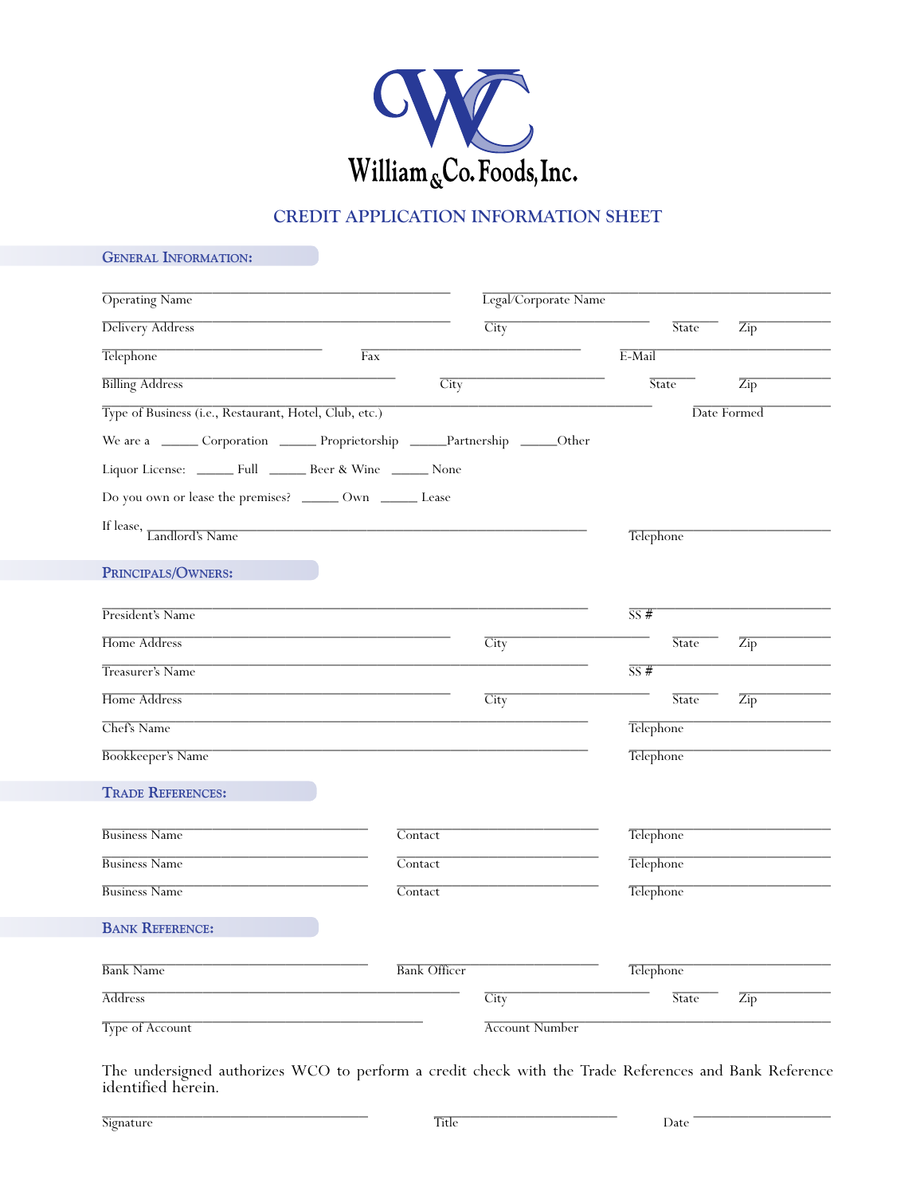William & Co. Foods, Inc.

# CREDIT APPLICATION INFORMATION SHEET

## General Information:

Operating Name ______________________ Legal/Corporate Name ______________________

Delivery Address ______________________ City ______________ State ______ Zip ______

Telephone ______________ Fax ______________ E-Mail ______________

Billing Address ______________________ City ______________ State ______ Zip ______

Type of Business (i.e., Restaurant, Hotel, Club, etc.) ______________________ Date Formed ______________

We are a _____ Corporation _____ Proprietorship _____Partnership _____Other

Liquor License: _____ Full _____ Beer & Wine _____ None

Do you own or lease the premises? _____ Own _____ Lease

If lease, Landlord's Name ______________________ Telephone ______________

## Principals/Owners:

President's Name ______________________ SS # ______________

Home Address ______________________ City ______________ State ______ Zip ______

Treasurer's Name ______________________ SS # ______________

Home Address ______________________ City ______________ State ______ Zip ______

Chef's Name ______________________ Telephone ______________

Bookkeeper's Name ______________________ Telephone ______________

## Trade References:

Business Name ______________ Contact ______________ Telephone ______________

Business Name ______________ Contact ______________ Telephone ______________

Business Name ______________ Contact ______________ Telephone ______________

## Bank Reference:

Bank Name ______________ Bank Officer ______________ Telephone ______________

Address ______________________ City ______________ State ______ Zip ______

Type of Account ______________________ Account Number ______________________

The undersigned authorizes WCO to perform a credit check with the Trade References and Bank Reference identified herein.

Signature ______________________ Title ______________ Date ______________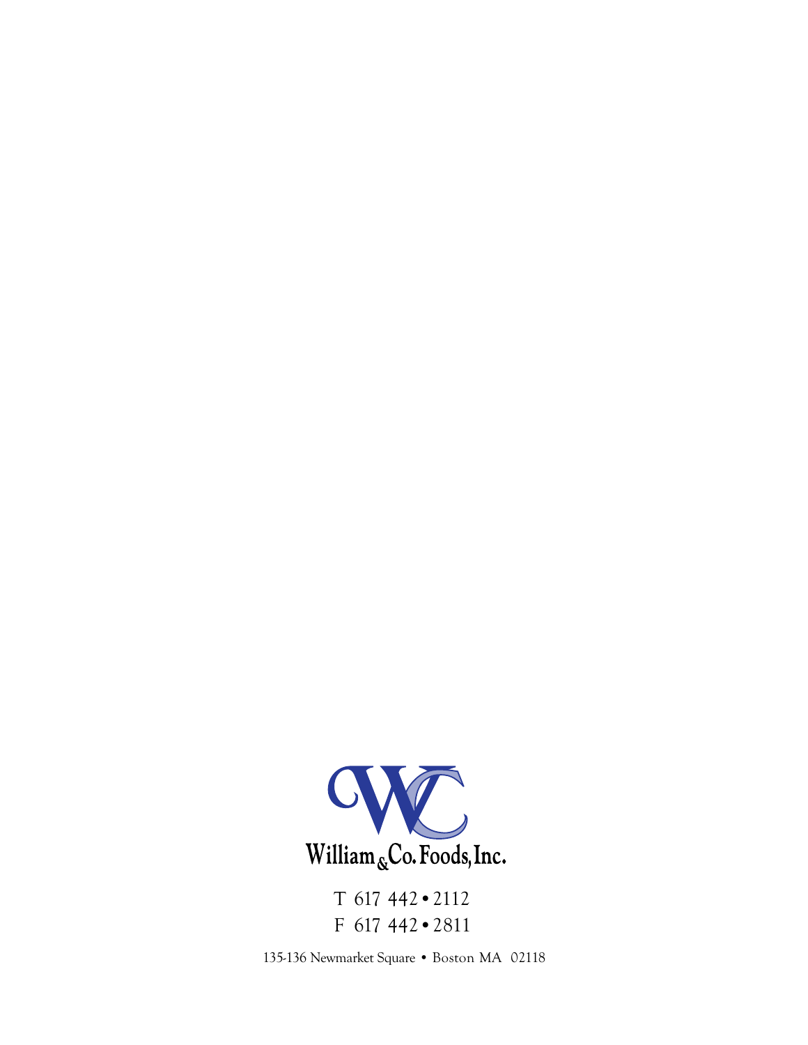William & Co. Foods, Inc.

T 617 442 • 2112

F 617 442 • 2811

135-136 Newmarket Square • Boston MA 02118